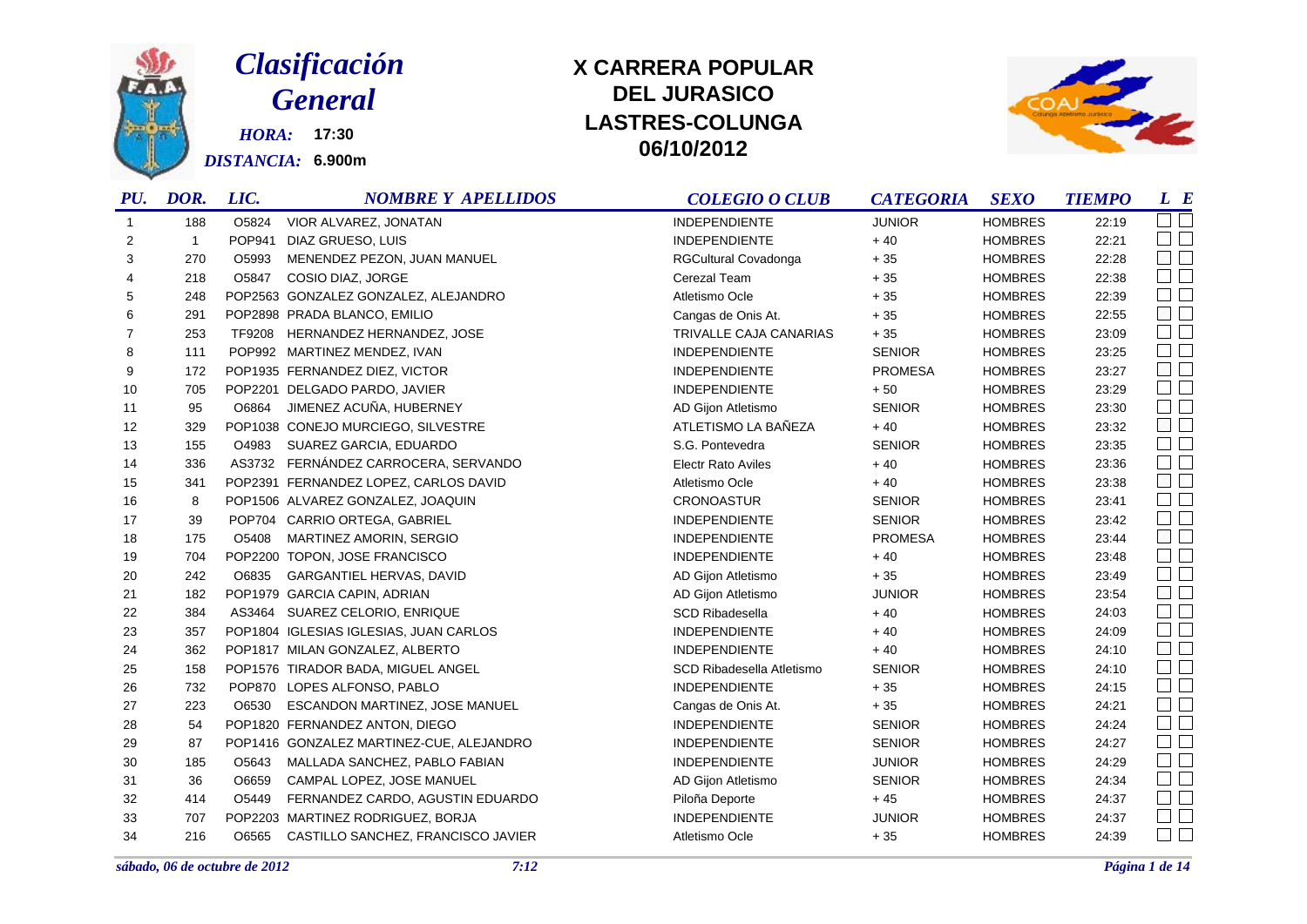# Clasificación General

*HORA:* **17:30**

*DISTANCIA:* **6.900m**

## X CARRERA POPULAR DEL JURASICO LASTRES-COLUNGA 06/10/2012

| PU. | DOR. | LIC. | NOMBRE Y APELLIDOS | COLEGIO O CLUB | CATEGORIA | SEXO | TIEMPO | L | E |
|---|---|---|---|---|---|---|---|---|---|
| 1 | 188 | O5824 | VIOR ALVAREZ, JONATAN | INDEPENDIENTE | JUNIOR | HOMBRES | 22:19 | | |
| 2 | 1 | POP941 | DIAZ GRUESO, LUIS | INDEPENDIENTE | + 40 | HOMBRES | 22:21 | | |
| 3 | 270 | O5993 | MENENDEZ PEZON, JUAN MANUEL | RGCultural Covadonga | + 35 | HOMBRES | 22:28 | | |
| 4 | 218 | O5847 | COSIO DIAZ, JORGE | Cerezal Team | + 35 | HOMBRES | 22:38 | | |
| 5 | 248 | POP2563 | GONZALEZ GONZALEZ, ALEJANDRO | Atletismo Ocle | + 35 | HOMBRES | 22:39 | | |
| 6 | 291 | POP2898 | PRADA BLANCO, EMILIO | Cangas de Onis At. | + 35 | HOMBRES | 22:55 | | |
| 7 | 253 | TF9208 | HERNANDEZ HERNANDEZ, JOSE | TRIVALLE CAJA CANARIAS | + 35 | HOMBRES | 23:09 | | |
| 8 | 111 | POP992 | MARTINEZ MENDEZ, IVAN | INDEPENDIENTE | SENIOR | HOMBRES | 23:25 | | |
| 9 | 172 | POP1935 | FERNANDEZ DIEZ, VICTOR | INDEPENDIENTE | PROMESA | HOMBRES | 23:27 | | |
| 10 | 705 | POP2201 | DELGADO PARDO, JAVIER | INDEPENDIENTE | + 50 | HOMBRES | 23:29 | | |
| 11 | 95 | O6864 | JIMENEZ ACUÑA, HUBERNEY | AD Gijon Atletismo | SENIOR | HOMBRES | 23:30 | | |
| 12 | 329 | POP1038 | CONEJO MURCIEGO, SILVESTRE | ATLETISMO LA BAÑEZA | + 40 | HOMBRES | 23:32 | | |
| 13 | 155 | O4983 | SUAREZ GARCIA, EDUARDO | S.G. Pontevedra | SENIOR | HOMBRES | 23:35 | | |
| 14 | 336 | AS3732 | FERNÁNDEZ CARROCERA, SERVANDO | Electr Rato Aviles | + 40 | HOMBRES | 23:36 | | |
| 15 | 341 | POP2391 | FERNANDEZ LOPEZ, CARLOS DAVID | Atletismo Ocle | + 40 | HOMBRES | 23:38 | | |
| 16 | 8 | POP1506 | ALVAREZ GONZALEZ, JOAQUIN | CRONOASTUR | SENIOR | HOMBRES | 23:41 | | |
| 17 | 39 | POP704 | CARRIO ORTEGA, GABRIEL | INDEPENDIENTE | SENIOR | HOMBRES | 23:42 | | |
| 18 | 175 | O5408 | MARTINEZ AMORIN, SERGIO | INDEPENDIENTE | PROMESA | HOMBRES | 23:44 | | |
| 19 | 704 | POP2200 | TOPON, JOSE FRANCISCO | INDEPENDIENTE | + 40 | HOMBRES | 23:48 | | |
| 20 | 242 | O6835 | GARGANTIEL HERVAS, DAVID | AD Gijon Atletismo | + 35 | HOMBRES | 23:49 | | |
| 21 | 182 | POP1979 | GARCIA CAPIN, ADRIAN | AD Gijon Atletismo | JUNIOR | HOMBRES | 23:54 | | |
| 22 | 384 | AS3464 | SUAREZ CELORIO, ENRIQUE | SCD Ribadesella | + 40 | HOMBRES | 24:03 | | |
| 23 | 357 | POP1804 | IGLESIAS IGLESIAS, JUAN CARLOS | INDEPENDIENTE | + 40 | HOMBRES | 24:09 | | |
| 24 | 362 | POP1817 | MILAN GONZALEZ, ALBERTO | INDEPENDIENTE | + 40 | HOMBRES | 24:10 | | |
| 25 | 158 | POP1576 | TIRADOR BADA, MIGUEL ANGEL | SCD Ribadesella Atletismo | SENIOR | HOMBRES | 24:10 | | |
| 26 | 732 | POP870 | LOPES ALFONSO, PABLO | INDEPENDIENTE | + 35 | HOMBRES | 24:15 | | |
| 27 | 223 | O6530 | ESCANDON MARTINEZ, JOSE MANUEL | Cangas de Onis At. | + 35 | HOMBRES | 24:21 | | |
| 28 | 54 | POP1820 | FERNANDEZ ANTON, DIEGO | INDEPENDIENTE | SENIOR | HOMBRES | 24:24 | | |
| 29 | 87 | POP1416 | GONZALEZ MARTINEZ-CUE, ALEJANDRO | INDEPENDIENTE | SENIOR | HOMBRES | 24:27 | | |
| 30 | 185 | O5643 | MALLADA SANCHEZ, PABLO FABIAN | INDEPENDIENTE | JUNIOR | HOMBRES | 24:29 | | |
| 31 | 36 | O6659 | CAMPAL LOPEZ, JOSE MANUEL | AD Gijon Atletismo | SENIOR | HOMBRES | 24:34 | | |
| 32 | 414 | O5449 | FERNANDEZ CARDO, AGUSTIN EDUARDO | Piloña Deporte | + 45 | HOMBRES | 24:37 | | |
| 33 | 707 | POP2203 | MARTINEZ RODRIGUEZ, BORJA | INDEPENDIENTE | JUNIOR | HOMBRES | 24:37 | | |
| 34 | 216 | O6565 | CASTILLO SANCHEZ, FRANCISCO JAVIER | Atletismo Ocle | + 35 | HOMBRES | 24:39 | | |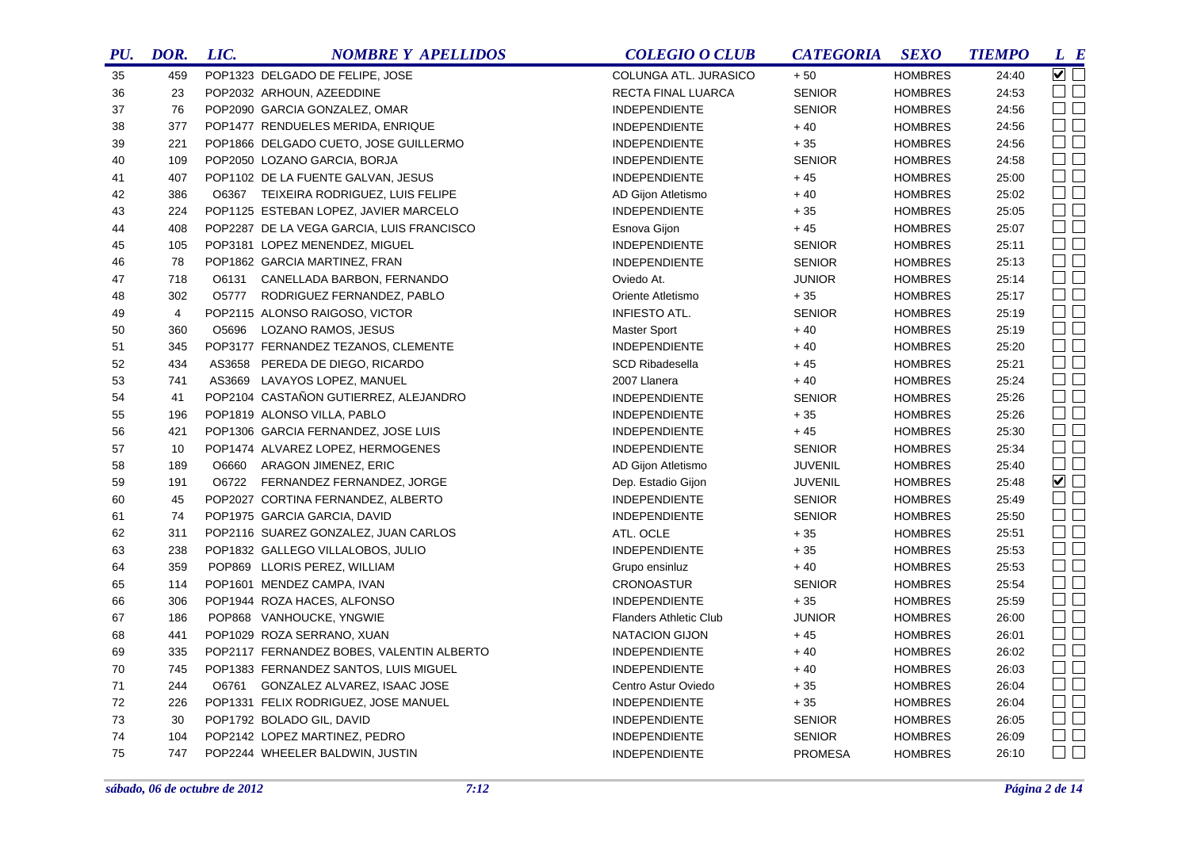| PU. | DOR. | LIC. | NOMBRE Y APELLIDOS | COLEGIO O CLUB | CATEGORIA | SEXO | TIEMPO | L | E |
|---|---|---|---|---|---|---|---|---|---|
| 35 | 459 | POP1323 | DELGADO DE FELIPE, JOSE | COLUNGA ATL. JURASICO | + 50 | HOMBRES | 24:40 | ☑ | ☐ |
| 36 | 23 | POP2032 | ARHOUN, AZEEDDINE | RECTA FINAL LUARCA | SENIOR | HOMBRES | 24:53 | ☐ | ☐ |
| 37 | 76 | POP2090 | GARCIA GONZALEZ, OMAR | INDEPENDIENTE | SENIOR | HOMBRES | 24:56 | ☐ | ☐ |
| 38 | 377 | POP1477 | RENDUELES MERIDA, ENRIQUE | INDEPENDIENTE | + 40 | HOMBRES | 24:56 | ☐ | ☐ |
| 39 | 221 | POP1866 | DELGADO CUETO, JOSE GUILLERMO | INDEPENDIENTE | + 35 | HOMBRES | 24:56 | ☐ | ☐ |
| 40 | 109 | POP2050 | LOZANO GARCIA, BORJA | INDEPENDIENTE | SENIOR | HOMBRES | 24:58 | ☐ | ☐ |
| 41 | 407 | POP1102 | DE LA FUENTE GALVAN, JESUS | INDEPENDIENTE | + 45 | HOMBRES | 25:00 | ☐ | ☐ |
| 42 | 386 | O6367 | TEIXEIRA RODRIGUEZ, LUIS FELIPE | AD Gijon Atletismo | + 40 | HOMBRES | 25:02 | ☐ | ☐ |
| 43 | 224 | POP1125 | ESTEBAN LOPEZ, JAVIER MARCELO | INDEPENDIENTE | + 35 | HOMBRES | 25:05 | ☐ | ☐ |
| 44 | 408 | POP2287 | DE LA VEGA GARCIA, LUIS FRANCISCO | Esnova Gijon | + 45 | HOMBRES | 25:07 | ☐ | ☐ |
| 45 | 105 | POP3181 | LOPEZ MENENDEZ, MIGUEL | INDEPENDIENTE | SENIOR | HOMBRES | 25:11 | ☐ | ☐ |
| 46 | 78 | POP1862 | GARCIA MARTINEZ, FRAN | INDEPENDIENTE | SENIOR | HOMBRES | 25:13 | ☐ | ☐ |
| 47 | 718 | O6131 | CANELLADA BARBON, FERNANDO | Oviedo At. | JUNIOR | HOMBRES | 25:14 | ☐ | ☐ |
| 48 | 302 | O5777 | RODRIGUEZ FERNANDEZ, PABLO | Oriente Atletismo | + 35 | HOMBRES | 25:17 | ☐ | ☐ |
| 49 | 4 | POP2115 | ALONSO RAIGOSO, VICTOR | INFIESTO ATL. | SENIOR | HOMBRES | 25:19 | ☐ | ☐ |
| 50 | 360 | O5696 | LOZANO RAMOS, JESUS | Master Sport | + 40 | HOMBRES | 25:19 | ☐ | ☐ |
| 51 | 345 | POP3177 | FERNANDEZ TEZANOS, CLEMENTE | INDEPENDIENTE | + 40 | HOMBRES | 25:20 | ☐ | ☐ |
| 52 | 434 | AS3658 | PEREDA DE DIEGO, RICARDO | SCD Ribadesella | + 45 | HOMBRES | 25:21 | ☐ | ☐ |
| 53 | 741 | AS3669 | LAVAYOS LOPEZ, MANUEL | 2007 Llanera | + 40 | HOMBRES | 25:24 | ☐ | ☐ |
| 54 | 41 | POP2104 | CASTAÑON GUTIERREZ, ALEJANDRO | INDEPENDIENTE | SENIOR | HOMBRES | 25:26 | ☐ | ☐ |
| 55 | 196 | POP1819 | ALONSO VILLA, PABLO | INDEPENDIENTE | + 35 | HOMBRES | 25:26 | ☐ | ☐ |
| 56 | 421 | POP1306 | GARCIA FERNANDEZ, JOSE LUIS | INDEPENDIENTE | + 45 | HOMBRES | 25:30 | ☐ | ☐ |
| 57 | 10 | POP1474 | ALVAREZ LOPEZ, HERMOGENES | INDEPENDIENTE | SENIOR | HOMBRES | 25:34 | ☐ | ☐ |
| 58 | 189 | O6660 | ARAGON JIMENEZ, ERIC | AD Gijon Atletismo | JUVENIL | HOMBRES | 25:40 | ☐ | ☐ |
| 59 | 191 | O6722 | FERNANDEZ FERNANDEZ, JORGE | Dep. Estadio Gijon | JUVENIL | HOMBRES | 25:48 | ☑ | ☐ |
| 60 | 45 | POP2027 | CORTINA FERNANDEZ, ALBERTO | INDEPENDIENTE | SENIOR | HOMBRES | 25:49 | ☐ | ☐ |
| 61 | 74 | POP1975 | GARCIA GARCIA, DAVID | INDEPENDIENTE | SENIOR | HOMBRES | 25:50 | ☐ | ☐ |
| 62 | 311 | POP2116 | SUAREZ GONZALEZ, JUAN CARLOS | ATL. OCLE | + 35 | HOMBRES | 25:51 | ☐ | ☐ |
| 63 | 238 | POP1832 | GALLEGO VILLALOBOS, JULIO | INDEPENDIENTE | + 35 | HOMBRES | 25:53 | ☐ | ☐ |
| 64 | 359 | POP869 | LLORIS PEREZ, WILLIAM | Grupo ensinluz | + 40 | HOMBRES | 25:53 | ☐ | ☐ |
| 65 | 114 | POP1601 | MENDEZ CAMPA, IVAN | CRONOASTUR | SENIOR | HOMBRES | 25:54 | ☐ | ☐ |
| 66 | 306 | POP1944 | ROZA HACES, ALFONSO | INDEPENDIENTE | + 35 | HOMBRES | 25:59 | ☐ | ☐ |
| 67 | 186 | POP868 | VANHOUCKE, YNGWIE | Flanders Athletic Club | JUNIOR | HOMBRES | 26:00 | ☐ | ☐ |
| 68 | 441 | POP1029 | ROZA SERRANO, XUAN | NATACION GIJON | + 45 | HOMBRES | 26:01 | ☐ | ☐ |
| 69 | 335 | POP2117 | FERNANDEZ BOBES, VALENTIN ALBERTO | INDEPENDIENTE | + 40 | HOMBRES | 26:02 | ☐ | ☐ |
| 70 | 745 | POP1383 | FERNANDEZ SANTOS, LUIS MIGUEL | INDEPENDIENTE | + 40 | HOMBRES | 26:03 | ☐ | ☐ |
| 71 | 244 | O6761 | GONZALEZ ALVAREZ, ISAAC JOSE | Centro Astur Oviedo | + 35 | HOMBRES | 26:04 | ☐ | ☐ |
| 72 | 226 | POP1331 | FELIX RODRIGUEZ, JOSE MANUEL | INDEPENDIENTE | + 35 | HOMBRES | 26:04 | ☐ | ☐ |
| 73 | 30 | POP1792 | BOLADO GIL, DAVID | INDEPENDIENTE | SENIOR | HOMBRES | 26:05 | ☐ | ☐ |
| 74 | 104 | POP2142 | LOPEZ MARTINEZ, PEDRO | INDEPENDIENTE | SENIOR | HOMBRES | 26:09 | ☐ | ☐ |
| 75 | 747 | POP2244 | WHEELER BALDWIN, JUSTIN | INDEPENDIENTE | PROMESA | HOMBRES | 26:10 | ☐ | ☐ |

*sábado, 06 de octubre de 2012* *7:12*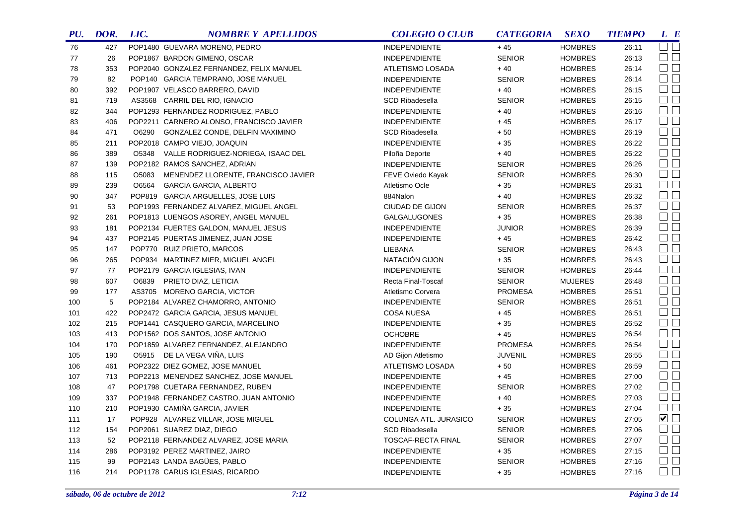| PU. | DOR. | LIC. | NOMBRE Y APELLIDOS | COLEGIO O CLUB | CATEGORIA | SEXO | TIEMPO | L | E |
|---|---|---|---|---|---|---|---|---|---|
| 76 | 427 | POP1480 | GUEVARA MORENO, PEDRO | INDEPENDIENTE | + 45 | HOMBRES | 26:11 | ☐ | ☐ |
| 77 | 26 | POP1867 | BARDON GIMENO, OSCAR | INDEPENDIENTE | SENIOR | HOMBRES | 26:13 | ☐ | ☐ |
| 78 | 353 | POP2040 | GONZALEZ FERNANDEZ, FELIX MANUEL | ATLETISMO LOSADA | + 40 | HOMBRES | 26:14 | ☐ | ☐ |
| 79 | 82 | POP140 | GARCIA TEMPRANO, JOSE MANUEL | INDEPENDIENTE | SENIOR | HOMBRES | 26:14 | ☐ | ☐ |
| 80 | 392 | POP1907 | VELASCO BARRERO, DAVID | INDEPENDIENTE | + 40 | HOMBRES | 26:15 | ☐ | ☐ |
| 81 | 719 | AS3568 | CARRIL DEL RIO, IGNACIO | SCD Ribadesella | SENIOR | HOMBRES | 26:15 | ☐ | ☐ |
| 82 | 344 | POP1293 | FERNANDEZ RODRIGUEZ, PABLO | INDEPENDIENTE | + 40 | HOMBRES | 26:16 | ☐ | ☐ |
| 83 | 406 | POP2211 | CARNERO ALONSO, FRANCISCO JAVIER | INDEPENDIENTE | + 45 | HOMBRES | 26:17 | ☐ | ☐ |
| 84 | 471 | O6290 | GONZALEZ CONDE, DELFIN MAXIMINO | SCD Ribadesella | + 50 | HOMBRES | 26:19 | ☐ | ☐ |
| 85 | 211 | POP2018 | CAMPO VIEJO, JOAQUIN | INDEPENDIENTE | + 35 | HOMBRES | 26:22 | ☐ | ☐ |
| 86 | 389 | O5348 | VALLE RODRIGUEZ-NORIEGA, ISAAC DEL | Piloña Deporte | + 40 | HOMBRES | 26:22 | ☐ | ☐ |
| 87 | 139 | POP2182 | RAMOS SANCHEZ, ADRIAN | INDEPENDIENTE | SENIOR | HOMBRES | 26:26 | ☐ | ☐ |
| 88 | 115 | O5083 | MENENDEZ LLORENTE, FRANCISCO JAVIER | FEVE Oviedo Kayak | SENIOR | HOMBRES | 26:30 | ☐ | ☐ |
| 89 | 239 | O6564 | GARCIA GARCIA, ALBERTO | Atletismo Ocle | + 35 | HOMBRES | 26:31 | ☐ | ☐ |
| 90 | 347 | POP819 | GARCIA ARGUELLES, JOSE LUIS | 884Nalon | + 40 | HOMBRES | 26:32 | ☐ | ☐ |
| 91 | 53 | POP1993 | FERNANDEZ ALVAREZ, MIGUEL ANGEL | CIUDAD DE GIJON | SENIOR | HOMBRES | 26:37 | ☐ | ☐ |
| 92 | 261 | POP1813 | LUENGOS ASOREY, ANGEL MANUEL | GALGALUGONES | + 35 | HOMBRES | 26:38 | ☐ | ☐ |
| 93 | 181 | POP2134 | FUERTES GALDON, MANUEL JESUS | INDEPENDIENTE | JUNIOR | HOMBRES | 26:39 | ☐ | ☐ |
| 94 | 437 | POP2145 | PUERTAS JIMENEZ, JUAN JOSE | INDEPENDIENTE | + 45 | HOMBRES | 26:42 | ☐ | ☐ |
| 95 | 147 | POP770 | RUIZ PRIETO, MARCOS | LIEBANA | SENIOR | HOMBRES | 26:43 | ☐ | ☐ |
| 96 | 265 | POP934 | MARTINEZ MIER, MIGUEL ANGEL | NATACIÓN GIJON | + 35 | HOMBRES | 26:43 | ☐ | ☐ |
| 97 | 77 | POP2179 | GARCIA IGLESIAS, IVAN | INDEPENDIENTE | SENIOR | HOMBRES | 26:44 | ☐ | ☐ |
| 98 | 607 | O6839 | PRIETO DIAZ, LETICIA | Recta Final-Toscaf | SENIOR | MUJERES | 26:48 | ☐ | ☐ |
| 99 | 177 | AS3705 | MORENO GARCIA, VICTOR | Atletismo Corvera | PROMESA | HOMBRES | 26:51 | ☐ | ☐ |
| 100 | 5 | POP2184 | ALVAREZ CHAMORRO, ANTONIO | INDEPENDIENTE | SENIOR | HOMBRES | 26:51 | ☐ | ☐ |
| 101 | 422 | POP2472 | GARCIA GARCIA, JESUS MANUEL | COSA NUESA | + 45 | HOMBRES | 26:51 | ☐ | ☐ |
| 102 | 215 | POP1441 | CASQUERO GARCIA, MARCELINO | INDEPENDIENTE | + 35 | HOMBRES | 26:52 | ☐ | ☐ |
| 103 | 413 | POP1562 | DOS SANTOS, JOSE ANTONIO | OCHOBRE | + 45 | HOMBRES | 26:54 | ☐ | ☐ |
| 104 | 170 | POP1859 | ALVAREZ FERNANDEZ, ALEJANDRO | INDEPENDIENTE | PROMESA | HOMBRES | 26:54 | ☐ | ☐ |
| 105 | 190 | O5915 | DE LA VEGA VIÑA, LUIS | AD Gijon Atletismo | JUVENIL | HOMBRES | 26:55 | ☐ | ☐ |
| 106 | 461 | POP2322 | DIEZ GOMEZ, JOSE MANUEL | ATLETISMO LOSADA | + 50 | HOMBRES | 26:59 | ☐ | ☐ |
| 107 | 713 | POP2213 | MENENDEZ SANCHEZ, JOSE MANUEL | INDEPENDIENTE | + 45 | HOMBRES | 27:00 | ☐ | ☐ |
| 108 | 47 | POP1798 | CUETARA FERNANDEZ, RUBEN | INDEPENDIENTE | SENIOR | HOMBRES | 27:02 | ☐ | ☐ |
| 109 | 337 | POP1948 | FERNANDEZ CASTRO, JUAN ANTONIO | INDEPENDIENTE | + 40 | HOMBRES | 27:03 | ☐ | ☐ |
| 110 | 210 | POP1930 | CAMIÑA GARCIA, JAVIER | INDEPENDIENTE | + 35 | HOMBRES | 27:04 | ☐ | ☐ |
| 111 | 17 | POP928 | ALVAREZ VILLAR, JOSE MIGUEL | COLUNGA ATL. JURASICO | SENIOR | HOMBRES | 27:05 | ☑ | ☐ |
| 112 | 154 | POP2061 | SUAREZ DIAZ, DIEGO | SCD Ribadesella | SENIOR | HOMBRES | 27:06 | ☐ | ☐ |
| 113 | 52 | POP2118 | FERNANDEZ ALVAREZ, JOSE MARIA | TOSCAF-RECTA FINAL | SENIOR | HOMBRES | 27:07 | ☐ | ☐ |
| 114 | 286 | POP3192 | PEREZ MARTINEZ, JAIRO | INDEPENDIENTE | + 35 | HOMBRES | 27:15 | ☐ | ☐ |
| 115 | 99 | POP2143 | LANDA BAGÜES, PABLO | INDEPENDIENTE | SENIOR | HOMBRES | 27:16 | ☐ | ☐ |
| 116 | 214 | POP1178 | CARUS IGLESIAS, RICARDO | INDEPENDIENTE | + 35 | HOMBRES | 27:16 | ☐ | ☐ |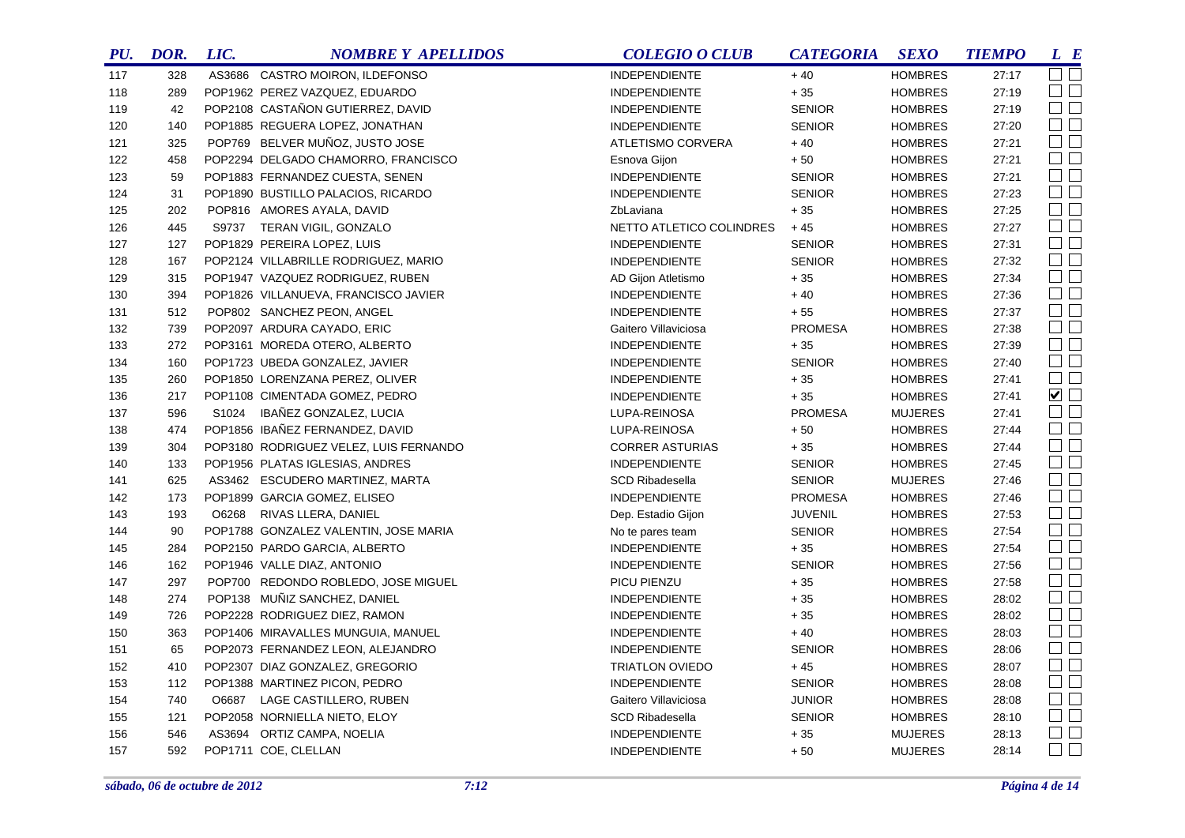| PU. | DOR. | LIC. | NOMBRE Y APELLIDOS | COLEGIO O CLUB | CATEGORIA | SEXO | TIEMPO | L | E |
|---|---|---|---|---|---|---|---|---|---|
| 117 | 328 | AS3686 | CASTRO MOIRON, ILDEFONSO | INDEPENDIENTE | + 40 | HOMBRES | 27:17 | ☐ | ☐ |
| 118 | 289 | POP1962 | PEREZ VAZQUEZ, EDUARDO | INDEPENDIENTE | + 35 | HOMBRES | 27:19 | ☐ | ☐ |
| 119 | 42 | POP2108 | CASTAÑON GUTIERREZ, DAVID | INDEPENDIENTE | SENIOR | HOMBRES | 27:19 | ☐ | ☐ |
| 120 | 140 | POP1885 | REGUERA LOPEZ, JONATHAN | INDEPENDIENTE | SENIOR | HOMBRES | 27:20 | ☐ | ☐ |
| 121 | 325 | POP769 | BELVER MUÑOZ, JUSTO JOSE | ATLETISMO CORVERA | + 40 | HOMBRES | 27:21 | ☐ | ☐ |
| 122 | 458 | POP2294 | DELGADO CHAMORRO, FRANCISCO | Esnova Gijon | + 50 | HOMBRES | 27:21 | ☐ | ☐ |
| 123 | 59 | POP1883 | FERNANDEZ CUESTA, SENEN | INDEPENDIENTE | SENIOR | HOMBRES | 27:21 | ☐ | ☐ |
| 124 | 31 | POP1890 | BUSTILLO PALACIOS, RICARDO | INDEPENDIENTE | SENIOR | HOMBRES | 27:23 | ☐ | ☐ |
| 125 | 202 | POP816 | AMORES AYALA, DAVID | ZbLaviana | + 35 | HOMBRES | 27:25 | ☐ | ☐ |
| 126 | 445 | S9737 | TERAN VIGIL, GONZALO | NETTO ATLETICO COLINDRES | + 45 | HOMBRES | 27:27 | ☐ | ☐ |
| 127 | 127 | POP1829 | PEREIRA LOPEZ, LUIS | INDEPENDIENTE | SENIOR | HOMBRES | 27:31 | ☐ | ☐ |
| 128 | 167 | POP2124 | VILLABRILLE RODRIGUEZ, MARIO | INDEPENDIENTE | SENIOR | HOMBRES | 27:32 | ☐ | ☐ |
| 129 | 315 | POP1947 | VAZQUEZ RODRIGUEZ, RUBEN | AD Gijon Atletismo | + 35 | HOMBRES | 27:34 | ☐ | ☐ |
| 130 | 394 | POP1826 | VILLANUEVA, FRANCISCO JAVIER | INDEPENDIENTE | + 40 | HOMBRES | 27:36 | ☐ | ☐ |
| 131 | 512 | POP802 | SANCHEZ PEON, ANGEL | INDEPENDIENTE | + 55 | HOMBRES | 27:37 | ☐ | ☐ |
| 132 | 739 | POP2097 | ARDURA CAYADO, ERIC | Gaitero Villaviciosa | PROMESA | HOMBRES | 27:38 | ☐ | ☐ |
| 133 | 272 | POP3161 | MOREDA OTERO, ALBERTO | INDEPENDIENTE | + 35 | HOMBRES | 27:39 | ☐ | ☐ |
| 134 | 160 | POP1723 | UBEDA GONZALEZ, JAVIER | INDEPENDIENTE | SENIOR | HOMBRES | 27:40 | ☐ | ☐ |
| 135 | 260 | POP1850 | LORENZANA PEREZ, OLIVER | INDEPENDIENTE | + 35 | HOMBRES | 27:41 | ☐ | ☐ |
| 136 | 217 | POP1108 | CIMENTADA GOMEZ, PEDRO | INDEPENDIENTE | + 35 | HOMBRES | 27:41 | ☑ | ☐ |
| 137 | 596 | S1024 | IBAÑEZ GONZALEZ, LUCIA | LUPA-REINOSA | PROMESA | MUJERES | 27:41 | ☐ | ☐ |
| 138 | 474 | POP1856 | IBAÑEZ FERNANDEZ, DAVID | LUPA-REINOSA | + 50 | HOMBRES | 27:44 | ☐ | ☐ |
| 139 | 304 | POP3180 | RODRIGUEZ VELEZ, LUIS FERNANDO | CORRER ASTURIAS | + 35 | HOMBRES | 27:44 | ☐ | ☐ |
| 140 | 133 | POP1956 | PLATAS IGLESIAS, ANDRES | INDEPENDIENTE | SENIOR | HOMBRES | 27:45 | ☐ | ☐ |
| 141 | 625 | AS3462 | ESCUDERO MARTINEZ, MARTA | SCD Ribadesella | SENIOR | MUJERES | 27:46 | ☐ | ☐ |
| 142 | 173 | POP1899 | GARCIA GOMEZ, ELISEO | INDEPENDIENTE | PROMESA | HOMBRES | 27:46 | ☐ | ☐ |
| 143 | 193 | O6268 | RIVAS LLERA, DANIEL | Dep. Estadio Gijon | JUVENIL | HOMBRES | 27:53 | ☐ | ☐ |
| 144 | 90 | POP1788 | GONZALEZ VALENTIN, JOSE MARIA | No te pares team | SENIOR | HOMBRES | 27:54 | ☐ | ☐ |
| 145 | 284 | POP2150 | PARDO GARCIA, ALBERTO | INDEPENDIENTE | + 35 | HOMBRES | 27:54 | ☐ | ☐ |
| 146 | 162 | POP1946 | VALLE DIAZ, ANTONIO | INDEPENDIENTE | SENIOR | HOMBRES | 27:56 | ☐ | ☐ |
| 147 | 297 | POP700 | REDONDO ROBLEDO, JOSE MIGUEL | PICU PIENZU | + 35 | HOMBRES | 27:58 | ☐ | ☐ |
| 148 | 274 | POP138 | MUÑIZ SANCHEZ, DANIEL | INDEPENDIENTE | + 35 | HOMBRES | 28:02 | ☐ | ☐ |
| 149 | 726 | POP2228 | RODRIGUEZ DIEZ, RAMON | INDEPENDIENTE | + 35 | HOMBRES | 28:02 | ☐ | ☐ |
| 150 | 363 | POP1406 | MIRAVALLES MUNGUIA, MANUEL | INDEPENDIENTE | + 40 | HOMBRES | 28:03 | ☐ | ☐ |
| 151 | 65 | POP2073 | FERNANDEZ LEON, ALEJANDRO | INDEPENDIENTE | SENIOR | HOMBRES | 28:06 | ☐ | ☐ |
| 152 | 410 | POP2307 | DIAZ GONZALEZ, GREGORIO | TRIATLON OVIEDO | + 45 | HOMBRES | 28:07 | ☐ | ☐ |
| 153 | 112 | POP1388 | MARTINEZ PICON, PEDRO | INDEPENDIENTE | SENIOR | HOMBRES | 28:08 | ☐ | ☐ |
| 154 | 740 | O6687 | LAGE CASTILLERO, RUBEN | Gaitero Villaviciosa | JUNIOR | HOMBRES | 28:08 | ☐ | ☐ |
| 155 | 121 | POP2058 | NORNIELLA NIETO, ELOY | SCD Ribadesella | SENIOR | HOMBRES | 28:10 | ☐ | ☐ |
| 156 | 546 | AS3694 | ORTIZ CAMPA, NOELIA | INDEPENDIENTE | + 35 | MUJERES | 28:13 | ☐ | ☐ |
| 157 | 592 | POP1711 | COE, CLELLAN | INDEPENDIENTE | + 50 | MUJERES | 28:14 | ☐ | ☐ |

*sábado, 06 de octubre de 2012* *7:12*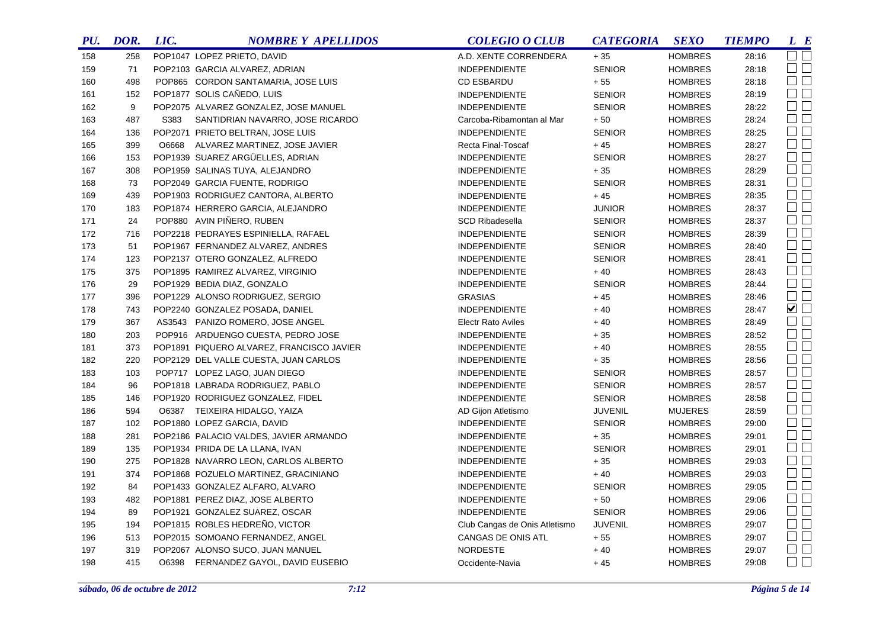| PU. | DOR. | LIC. | NOMBRE Y APELLIDOS | COLEGIO O CLUB | CATEGORIA | SEXO | TIEMPO | L | E |
|---|---|---|---|---|---|---|---|---|---|
| 158 | 258 | POP1047 | LOPEZ PRIETO, DAVID | A.D. XENTE CORRENDERA | + 35 | HOMBRES | 28:16 | ☐ | ☐ |
| 159 | 71 | POP2103 | GARCIA ALVAREZ, ADRIAN | INDEPENDIENTE | SENIOR | HOMBRES | 28:18 | ☐ | ☐ |
| 160 | 498 | POP865 | CORDON SANTAMARIA, JOSE LUIS | CD ESBARDU | + 55 | HOMBRES | 28:18 | ☐ | ☐ |
| 161 | 152 | POP1877 | SOLIS CAÑEDO, LUIS | INDEPENDIENTE | SENIOR | HOMBRES | 28:19 | ☐ | ☐ |
| 162 | 9 | POP2075 | ALVAREZ GONZALEZ, JOSE MANUEL | INDEPENDIENTE | SENIOR | HOMBRES | 28:22 | ☐ | ☐ |
| 163 | 487 | S383 | SANTIDRIAN NAVARRO, JOSE RICARDO | Carcoba-Ribamontan al Mar | + 50 | HOMBRES | 28:24 | ☐ | ☐ |
| 164 | 136 | POP2071 | PRIETO BELTRAN, JOSE LUIS | INDEPENDIENTE | SENIOR | HOMBRES | 28:25 | ☐ | ☐ |
| 165 | 399 | O6668 | ALVAREZ MARTINEZ, JOSE JAVIER | Recta Final-Toscaf | + 45 | HOMBRES | 28:27 | ☐ | ☐ |
| 166 | 153 | POP1939 | SUAREZ ARGÜELLES, ADRIAN | INDEPENDIENTE | SENIOR | HOMBRES | 28:27 | ☐ | ☐ |
| 167 | 308 | POP1959 | SALINAS TUYA, ALEJANDRO | INDEPENDIENTE | + 35 | HOMBRES | 28:29 | ☐ | ☐ |
| 168 | 73 | POP2049 | GARCIA FUENTE, RODRIGO | INDEPENDIENTE | SENIOR | HOMBRES | 28:31 | ☐ | ☐ |
| 169 | 439 | POP1903 | RODRIGUEZ CANTORA, ALBERTO | INDEPENDIENTE | + 45 | HOMBRES | 28:35 | ☐ | ☐ |
| 170 | 183 | POP1874 | HERRERO GARCIA, ALEJANDRO | INDEPENDIENTE | JUNIOR | HOMBRES | 28:37 | ☐ | ☐ |
| 171 | 24 | POP880 | AVIN PIÑERO, RUBEN | SCD Ribadesella | SENIOR | HOMBRES | 28:37 | ☐ | ☐ |
| 172 | 716 | POP2218 | PEDRAYES ESPINIELLA, RAFAEL | INDEPENDIENTE | SENIOR | HOMBRES | 28:39 | ☐ | ☐ |
| 173 | 51 | POP1967 | FERNANDEZ ALVAREZ, ANDRES | INDEPENDIENTE | SENIOR | HOMBRES | 28:40 | ☐ | ☐ |
| 174 | 123 | POP2137 | OTERO GONZALEZ, ALFREDO | INDEPENDIENTE | SENIOR | HOMBRES | 28:41 | ☐ | ☐ |
| 175 | 375 | POP1895 | RAMIREZ ALVAREZ, VIRGINIO | INDEPENDIENTE | + 40 | HOMBRES | 28:43 | ☐ | ☐ |
| 176 | 29 | POP1929 | BEDIA DIAZ, GONZALO | INDEPENDIENTE | SENIOR | HOMBRES | 28:44 | ☐ | ☐ |
| 177 | 396 | POP1229 | ALONSO RODRIGUEZ, SERGIO | GRASIAS | + 45 | HOMBRES | 28:46 | ☐ | ☐ |
| 178 | 743 | POP2240 | GONZALEZ POSADA, DANIEL | INDEPENDIENTE | + 40 | HOMBRES | 28:47 | ☑ | ☐ |
| 179 | 367 | AS3543 | PANIZO ROMERO, JOSE ANGEL | Electr Rato Aviles | + 40 | HOMBRES | 28:49 | ☐ | ☐ |
| 180 | 203 | POP916 | ARDUENGO CUESTA, PEDRO JOSE | INDEPENDIENTE | + 35 | HOMBRES | 28:52 | ☐ | ☐ |
| 181 | 373 | POP1891 | PIQUERO ALVAREZ, FRANCISCO JAVIER | INDEPENDIENTE | + 40 | HOMBRES | 28:55 | ☐ | ☐ |
| 182 | 220 | POP2129 | DEL VALLE CUESTA, JUAN CARLOS | INDEPENDIENTE | + 35 | HOMBRES | 28:56 | ☐ | ☐ |
| 183 | 103 | POP717 | LOPEZ LAGO, JUAN DIEGO | INDEPENDIENTE | SENIOR | HOMBRES | 28:57 | ☐ | ☐ |
| 184 | 96 | POP1818 | LABRADA RODRIGUEZ, PABLO | INDEPENDIENTE | SENIOR | HOMBRES | 28:57 | ☐ | ☐ |
| 185 | 146 | POP1920 | RODRIGUEZ GONZALEZ, FIDEL | INDEPENDIENTE | SENIOR | HOMBRES | 28:58 | ☐ | ☐ |
| 186 | 594 | O6387 | TEIXEIRA HIDALGO, YAIZA | AD Gijon Atletismo | JUVENIL | MUJERES | 28:59 | ☐ | ☐ |
| 187 | 102 | POP1880 | LOPEZ GARCIA, DAVID | INDEPENDIENTE | SENIOR | HOMBRES | 29:00 | ☐ | ☐ |
| 188 | 281 | POP2186 | PALACIO VALDES, JAVIER ARMANDO | INDEPENDIENTE | + 35 | HOMBRES | 29:01 | ☐ | ☐ |
| 189 | 135 | POP1934 | PRIDA DE LA LLANA, IVAN | INDEPENDIENTE | SENIOR | HOMBRES | 29:01 | ☐ | ☐ |
| 190 | 275 | POP1828 | NAVARRO LEON, CARLOS ALBERTO | INDEPENDIENTE | + 35 | HOMBRES | 29:03 | ☐ | ☐ |
| 191 | 374 | POP1868 | POZUELO MARTINEZ, GRACINIANO | INDEPENDIENTE | + 40 | HOMBRES | 29:03 | ☐ | ☐ |
| 192 | 84 | POP1433 | GONZALEZ ALFARO, ALVARO | INDEPENDIENTE | SENIOR | HOMBRES | 29:05 | ☐ | ☐ |
| 193 | 482 | POP1881 | PEREZ DIAZ, JOSE ALBERTO | INDEPENDIENTE | + 50 | HOMBRES | 29:06 | ☐ | ☐ |
| 194 | 89 | POP1921 | GONZALEZ SUAREZ, OSCAR | INDEPENDIENTE | SENIOR | HOMBRES | 29:06 | ☐ | ☐ |
| 195 | 194 | POP1815 | ROBLES HEDREÑO, VICTOR | Club Cangas de Onis Atletismo | JUVENIL | HOMBRES | 29:07 | ☐ | ☐ |
| 196 | 513 | POP2015 | SOMOANO FERNANDEZ, ANGEL | CANGAS DE ONIS ATL | + 55 | HOMBRES | 29:07 | ☐ | ☐ |
| 197 | 319 | POP2067 | ALONSO SUCO, JUAN MANUEL | NORDESTE | + 40 | HOMBRES | 29:07 | ☐ | ☐ |
| 198 | 415 | O6398 | FERNANDEZ GAYOL, DAVID EUSEBIO | Occidente-Navia | + 45 | HOMBRES | 29:08 | ☐ | ☐ |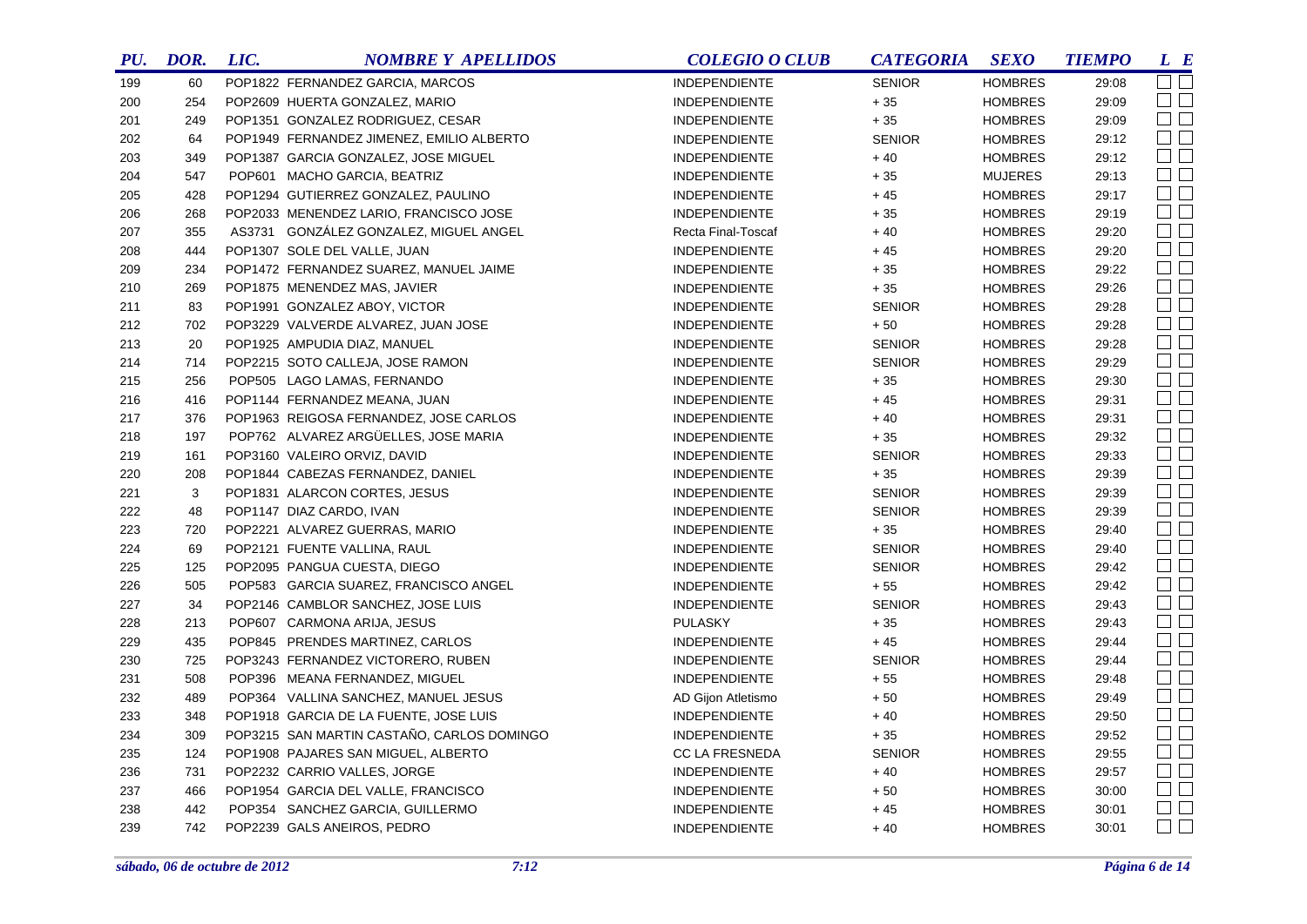| PU. | DOR. | LIC. | NOMBRE Y APELLIDOS | COLEGIO O CLUB | CATEGORIA | SEXO | TIEMPO | L | E |
|---|---|---|---|---|---|---|---|---|---|
| 199 | 60 | POP1822 | FERNANDEZ GARCIA, MARCOS | INDEPENDIENTE | SENIOR | HOMBRES | 29:08 | ☐ | ☐ |
| 200 | 254 | POP2609 | HUERTA GONZALEZ, MARIO | INDEPENDIENTE | + 35 | HOMBRES | 29:09 | ☐ | ☐ |
| 201 | 249 | POP1351 | GONZALEZ RODRIGUEZ, CESAR | INDEPENDIENTE | + 35 | HOMBRES | 29:09 | ☐ | ☐ |
| 202 | 64 | POP1949 | FERNANDEZ JIMENEZ, EMILIO ALBERTO | INDEPENDIENTE | SENIOR | HOMBRES | 29:12 | ☐ | ☐ |
| 203 | 349 | POP1387 | GARCIA GONZALEZ, JOSE MIGUEL | INDEPENDIENTE | + 40 | HOMBRES | 29:12 | ☐ | ☐ |
| 204 | 547 | POP601 | MACHO GARCIA, BEATRIZ | INDEPENDIENTE | + 35 | MUJERES | 29:13 | ☐ | ☐ |
| 205 | 428 | POP1294 | GUTIERREZ GONZALEZ, PAULINO | INDEPENDIENTE | + 45 | HOMBRES | 29:17 | ☐ | ☐ |
| 206 | 268 | POP2033 | MENENDEZ LARIO, FRANCISCO JOSE | INDEPENDIENTE | + 35 | HOMBRES | 29:19 | ☐ | ☐ |
| 207 | 355 | AS3731 | GONZÁLEZ GONZALEZ, MIGUEL ANGEL | Recta Final-Toscaf | + 40 | HOMBRES | 29:20 | ☐ | ☐ |
| 208 | 444 | POP1307 | SOLE DEL VALLE, JUAN | INDEPENDIENTE | + 45 | HOMBRES | 29:20 | ☐ | ☐ |
| 209 | 234 | POP1472 | FERNANDEZ SUAREZ, MANUEL JAIME | INDEPENDIENTE | + 35 | HOMBRES | 29:22 | ☐ | ☐ |
| 210 | 269 | POP1875 | MENENDEZ MAS, JAVIER | INDEPENDIENTE | + 35 | HOMBRES | 29:26 | ☐ | ☐ |
| 211 | 83 | POP1991 | GONZALEZ ABOY, VICTOR | INDEPENDIENTE | SENIOR | HOMBRES | 29:28 | ☐ | ☐ |
| 212 | 702 | POP3229 | VALVERDE ALVAREZ, JUAN JOSE | INDEPENDIENTE | + 50 | HOMBRES | 29:28 | ☐ | ☐ |
| 213 | 20 | POP1925 | AMPUDIA DIAZ, MANUEL | INDEPENDIENTE | SENIOR | HOMBRES | 29:28 | ☐ | ☐ |
| 214 | 714 | POP2215 | SOTO CALLEJA, JOSE RAMON | INDEPENDIENTE | SENIOR | HOMBRES | 29:29 | ☐ | ☐ |
| 215 | 256 | POP505 | LAGO LAMAS, FERNANDO | INDEPENDIENTE | + 35 | HOMBRES | 29:30 | ☐ | ☐ |
| 216 | 416 | POP1144 | FERNANDEZ MEANA, JUAN | INDEPENDIENTE | + 45 | HOMBRES | 29:31 | ☐ | ☐ |
| 217 | 376 | POP1963 | REIGOSA FERNANDEZ, JOSE CARLOS | INDEPENDIENTE | + 40 | HOMBRES | 29:31 | ☐ | ☐ |
| 218 | 197 | POP762 | ALVAREZ ARGÜELLES, JOSE MARIA | INDEPENDIENTE | + 35 | HOMBRES | 29:32 | ☐ | ☐ |
| 219 | 161 | POP3160 | VALEIRO ORVIZ, DAVID | INDEPENDIENTE | SENIOR | HOMBRES | 29:33 | ☐ | ☐ |
| 220 | 208 | POP1844 | CABEZAS FERNANDEZ, DANIEL | INDEPENDIENTE | + 35 | HOMBRES | 29:39 | ☐ | ☐ |
| 221 | 3 | POP1831 | ALARCON CORTES, JESUS | INDEPENDIENTE | SENIOR | HOMBRES | 29:39 | ☐ | ☐ |
| 222 | 48 | POP1147 | DIAZ CARDO, IVAN | INDEPENDIENTE | SENIOR | HOMBRES | 29:39 | ☐ | ☐ |
| 223 | 720 | POP2221 | ALVAREZ GUERRAS, MARIO | INDEPENDIENTE | + 35 | HOMBRES | 29:40 | ☐ | ☐ |
| 224 | 69 | POP2121 | FUENTE VALLINA, RAUL | INDEPENDIENTE | SENIOR | HOMBRES | 29:40 | ☐ | ☐ |
| 225 | 125 | POP2095 | PANGUA CUESTA, DIEGO | INDEPENDIENTE | SENIOR | HOMBRES | 29:42 | ☐ | ☐ |
| 226 | 505 | POP583 | GARCIA SUAREZ, FRANCISCO ANGEL | INDEPENDIENTE | + 55 | HOMBRES | 29:42 | ☐ | ☐ |
| 227 | 34 | POP2146 | CAMBLOR SANCHEZ, JOSE LUIS | INDEPENDIENTE | SENIOR | HOMBRES | 29:43 | ☐ | ☐ |
| 228 | 213 | POP607 | CARMONA ARIJA, JESUS | PULASKY | + 35 | HOMBRES | 29:43 | ☐ | ☐ |
| 229 | 435 | POP845 | PRENDES MARTINEZ, CARLOS | INDEPENDIENTE | + 45 | HOMBRES | 29:44 | ☐ | ☐ |
| 230 | 725 | POP3243 | FERNANDEZ VICTORERO, RUBEN | INDEPENDIENTE | SENIOR | HOMBRES | 29:44 | ☐ | ☐ |
| 231 | 508 | POP396 | MEANA FERNANDEZ, MIGUEL | INDEPENDIENTE | + 55 | HOMBRES | 29:48 | ☐ | ☐ |
| 232 | 489 | POP364 | VALLINA SANCHEZ, MANUEL JESUS | AD Gijon Atletismo | + 50 | HOMBRES | 29:49 | ☐ | ☐ |
| 233 | 348 | POP1918 | GARCIA DE LA FUENTE, JOSE LUIS | INDEPENDIENTE | + 40 | HOMBRES | 29:50 | ☐ | ☐ |
| 234 | 309 | POP3215 | SAN MARTIN CASTAÑO, CARLOS DOMINGO | INDEPENDIENTE | + 35 | HOMBRES | 29:52 | ☐ | ☐ |
| 235 | 124 | POP1908 | PAJARES SAN MIGUEL, ALBERTO | CC LA FRESNEDA | SENIOR | HOMBRES | 29:55 | ☐ | ☐ |
| 236 | 731 | POP2232 | CARRIO VALLES, JORGE | INDEPENDIENTE | + 40 | HOMBRES | 29:57 | ☐ | ☐ |
| 237 | 466 | POP1954 | GARCIA DEL VALLE, FRANCISCO | INDEPENDIENTE | + 50 | HOMBRES | 30:00 | ☐ | ☐ |
| 238 | 442 | POP354 | SANCHEZ GARCIA, GUILLERMO | INDEPENDIENTE | + 45 | HOMBRES | 30:01 | ☐ | ☐ |
| 239 | 742 | POP2239 | GALS ANEIROS, PEDRO | INDEPENDIENTE | + 40 | HOMBRES | 30:01 | ☐ | ☐ |

*sábado, 06 de octubre de 2012* *7:12*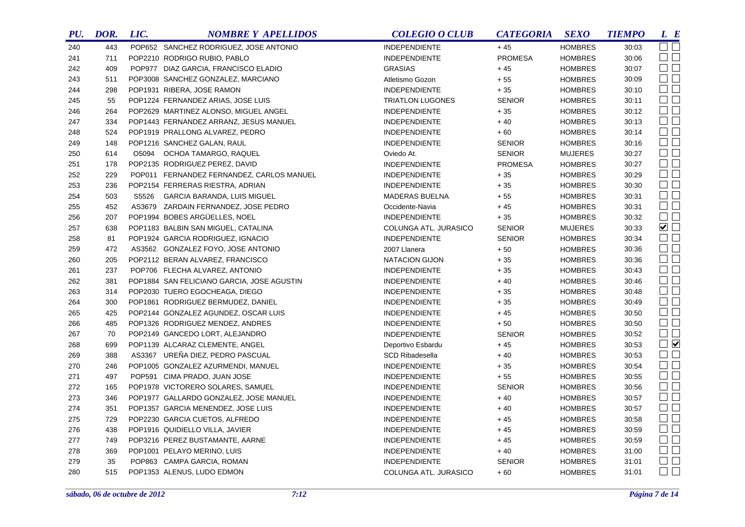| PU. | DOR. | LIC. | NOMBRE Y APELLIDOS | COLEGIO O CLUB | CATEGORIA | SEXO | TIEMPO | L | E |
|---|---|---|---|---|---|---|---|---|---|
| 240 | 443 | POP652 | SANCHEZ RODRIGUEZ, JOSE ANTONIO | INDEPENDIENTE | + 45 | HOMBRES | 30:03 | ☐ | ☐ |
| 241 | 711 | POP2210 | RODRIGO RUBIO, PABLO | INDEPENDIENTE | PROMESA | HOMBRES | 30:06 | ☐ | ☐ |
| 242 | 409 | POP977 | DIAZ GARCIA, FRANCISCO ELADIO | GRASIAS | + 45 | HOMBRES | 30:07 | ☐ | ☐ |
| 243 | 511 | POP3008 | SANCHEZ GONZALEZ, MARCIANO | Atletismo Gozon | + 55 | HOMBRES | 30:09 | ☐ | ☐ |
| 244 | 298 | POP1931 | RIBERA, JOSE RAMON | INDEPENDIENTE | + 35 | HOMBRES | 30:10 | ☐ | ☐ |
| 245 | 55 | POP1224 | FERNANDEZ ARIAS, JOSE LUIS | TRIATLON LUGONES | SENIOR | HOMBRES | 30:11 | ☐ | ☐ |
| 246 | 264 | POP2629 | MARTINEZ ALONSO, MIGUEL ANGEL | INDEPENDIENTE | + 35 | HOMBRES | 30:12 | ☐ | ☐ |
| 247 | 334 | POP1443 | FERNANDEZ ARRANZ, JESUS MANUEL | INDEPENDIENTE | + 40 | HOMBRES | 30:13 | ☐ | ☐ |
| 248 | 524 | POP1919 | PRALLONG ALVAREZ, PEDRO | INDEPENDIENTE | + 60 | HOMBRES | 30:14 | ☐ | ☐ |
| 249 | 148 | POP1216 | SANCHEZ GALAN, RAUL | INDEPENDIENTE | SENIOR | HOMBRES | 30:16 | ☐ | ☐ |
| 250 | 614 | O5094 | OCHOA TAMARGO, RAQUEL | Oviedo At. | SENIOR | MUJERES | 30:27 | ☐ | ☐ |
| 251 | 178 | POP2135 | RODRIGUEZ PEREZ, DAVID | INDEPENDIENTE | PROMESA | HOMBRES | 30:27 | ☐ | ☐ |
| 252 | 229 | POP011 | FERNANDEZ FERNANDEZ, CARLOS MANUEL | INDEPENDIENTE | + 35 | HOMBRES | 30:29 | ☐ | ☐ |
| 253 | 236 | POP2154 | FERRERAS RIESTRA, ADRIAN | INDEPENDIENTE | + 35 | HOMBRES | 30:30 | ☐ | ☐ |
| 254 | 503 | S5526 | GARCIA BARANDA, LUIS MIGUEL | MADERAS BUELNA | + 55 | HOMBRES | 30:31 | ☐ | ☐ |
| 255 | 452 | AS3679 | ZARDAIN FERNANDEZ, JOSE PEDRO | Occidente-Navia | + 45 | HOMBRES | 30:31 | ☐ | ☐ |
| 256 | 207 | POP1994 | BOBES ARGÜELLES, NOEL | INDEPENDIENTE | + 35 | HOMBRES | 30:32 | ☐ | ☐ |
| 257 | 638 | POP1183 | BALBIN SAN MIGUEL, CATALINA | COLUNGA ATL. JURASICO | SENIOR | MUJERES | 30:33 | ☑ | ☐ |
| 258 | 81 | POP1924 | GARCIA RODRIGUEZ, IGNACIO | INDEPENDIENTE | SENIOR | HOMBRES | 30:34 | ☐ | ☐ |
| 259 | 472 | AS3562 | GONZALEZ FOYO, JOSE ANTONIO | 2007 Llanera | + 50 | HOMBRES | 30:36 | ☐ | ☐ |
| 260 | 205 | POP2112 | BERAN ALVAREZ, FRANCISCO | NATACION GIJON | + 35 | HOMBRES | 30:36 | ☐ | ☐ |
| 261 | 237 | POP706 | FLECHA ALVAREZ, ANTONIO | INDEPENDIENTE | + 35 | HOMBRES | 30:43 | ☐ | ☐ |
| 262 | 381 | POP1884 | SAN FELICIANO GARCIA, JOSE AGUSTIN | INDEPENDIENTE | + 40 | HOMBRES | 30:46 | ☐ | ☐ |
| 263 | 314 | POP2030 | TUERO EGOCHEAGA, DIEGO | INDEPENDIENTE | + 35 | HOMBRES | 30:48 | ☐ | ☐ |
| 264 | 300 | POP1861 | RODRIGUEZ BERMUDEZ, DANIEL | INDEPENDIENTE | + 35 | HOMBRES | 30:49 | ☐ | ☐ |
| 265 | 425 | POP2144 | GONZALEZ AGUNDEZ, OSCAR LUIS | INDEPENDIENTE | + 45 | HOMBRES | 30:50 | ☐ | ☐ |
| 266 | 485 | POP1326 | RODRIGUEZ MENDEZ, ANDRES | INDEPENDIENTE | + 50 | HOMBRES | 30:50 | ☐ | ☐ |
| 267 | 70 | POP2149 | GANCEDO LORT, ALEJANDRO | INDEPENDIENTE | SENIOR | HOMBRES | 30:52 | ☐ | ☐ |
| 268 | 699 | POP1139 | ALCARAZ CLEMENTE, ANGEL | Deportivo Esbardu | + 45 | HOMBRES | 30:53 | ☐ | ☑ |
| 269 | 388 | AS3367 | UREÑA DIEZ, PEDRO PASCUAL | SCD Ribadesella | + 40 | HOMBRES | 30:53 | ☐ | ☐ |
| 270 | 246 | POP1005 | GONZALEZ AZURMENDI, MANUEL | INDEPENDIENTE | + 35 | HOMBRES | 30:54 | ☐ | ☐ |
| 271 | 497 | POP591 | CIMA PRADO, JUAN JOSE | INDEPENDIENTE | + 55 | HOMBRES | 30:55 | ☐ | ☐ |
| 272 | 165 | POP1978 | VICTORERO SOLARES, SAMUEL | INDEPENDIENTE | SENIOR | HOMBRES | 30:56 | ☐ | ☐ |
| 273 | 346 | POP1977 | GALLARDO GONZALEZ, JOSE MANUEL | INDEPENDIENTE | + 40 | HOMBRES | 30:57 | ☐ | ☐ |
| 274 | 351 | POP1357 | GARCIA MENENDEZ, JOSE LUIS | INDEPENDIENTE | + 40 | HOMBRES | 30:57 | ☐ | ☐ |
| 275 | 729 | POP2230 | GARCIA CUETOS, ALFREDO | INDEPENDIENTE | + 45 | HOMBRES | 30:58 | ☐ | ☐ |
| 276 | 438 | POP1916 | QUIDIELLO VILLA, JAVIER | INDEPENDIENTE | + 45 | HOMBRES | 30:59 | ☐ | ☐ |
| 277 | 749 | POP3216 | PEREZ BUSTAMANTE, AARNE | INDEPENDIENTE | + 45 | HOMBRES | 30:59 | ☐ | ☐ |
| 278 | 369 | POP1001 | PELAYO MERINO, LUIS | INDEPENDIENTE | + 40 | HOMBRES | 31:00 | ☐ | ☐ |
| 279 | 35 | POP863 | CAMPA GARCIA, ROMAN | INDEPENDIENTE | SENIOR | HOMBRES | 31:01 | ☐ | ☐ |
| 280 | 515 | POP1353 | ALENUS, LUDO EDMON | COLUNGA ATL. JURASICO | + 60 | HOMBRES | 31:01 | ☐ | ☐ |

*sábado, 06 de octubre de 2012* *7:12*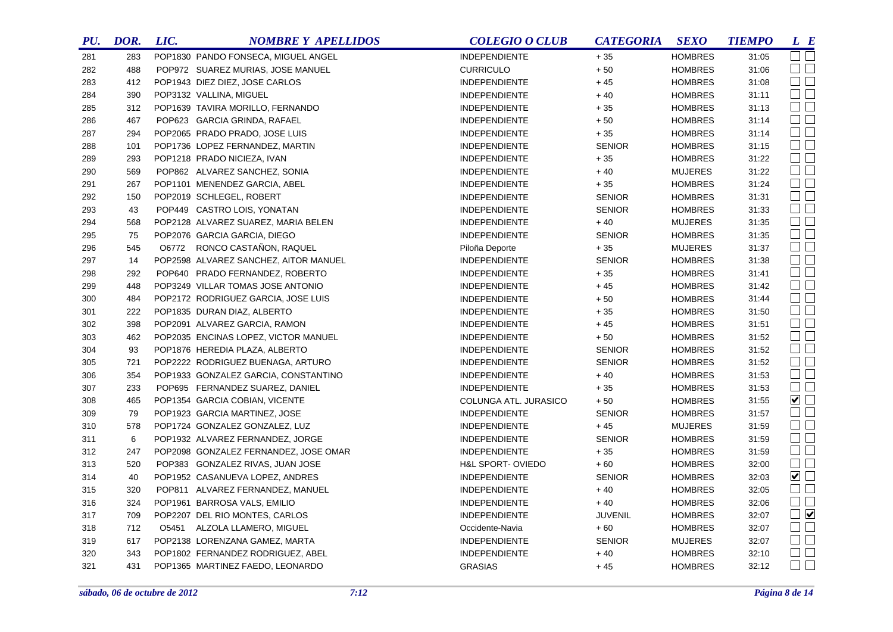| PU. | DOR. | LIC. | NOMBRE Y APELLIDOS | COLEGIO O CLUB | CATEGORIA | SEXO | TIEMPO | L | E |
|---|---|---|---|---|---|---|---|---|---|
| 281 | 283 | POP1830 | PANDO FONSECA, MIGUEL ANGEL | INDEPENDIENTE | + 35 | HOMBRES | 31:05 | ☐ | ☐ |
| 282 | 488 | POP972 | SUAREZ MURIAS, JOSE MANUEL | CURRICULO | + 50 | HOMBRES | 31:06 | ☐ | ☐ |
| 283 | 412 | POP1943 | DIEZ DIEZ, JOSE CARLOS | INDEPENDIENTE | + 45 | HOMBRES | 31:08 | ☐ | ☐ |
| 284 | 390 | POP3132 | VALLINA, MIGUEL | INDEPENDIENTE | + 40 | HOMBRES | 31:11 | ☐ | ☐ |
| 285 | 312 | POP1639 | TAVIRA MORILLO, FERNANDO | INDEPENDIENTE | + 35 | HOMBRES | 31:13 | ☐ | ☐ |
| 286 | 467 | POP623 | GARCIA GRINDA, RAFAEL | INDEPENDIENTE | + 50 | HOMBRES | 31:14 | ☐ | ☐ |
| 287 | 294 | POP2065 | PRADO PRADO, JOSE LUIS | INDEPENDIENTE | + 35 | HOMBRES | 31:14 | ☐ | ☐ |
| 288 | 101 | POP1736 | LOPEZ FERNANDEZ, MARTIN | INDEPENDIENTE | SENIOR | HOMBRES | 31:15 | ☐ | ☐ |
| 289 | 293 | POP1218 | PRADO NICIEZA, IVAN | INDEPENDIENTE | + 35 | HOMBRES | 31:22 | ☐ | ☐ |
| 290 | 569 | POP862 | ALVAREZ SANCHEZ, SONIA | INDEPENDIENTE | + 40 | MUJERES | 31:22 | ☐ | ☐ |
| 291 | 267 | POP1101 | MENENDEZ GARCIA, ABEL | INDEPENDIENTE | + 35 | HOMBRES | 31:24 | ☐ | ☐ |
| 292 | 150 | POP2019 | SCHLEGEL, ROBERT | INDEPENDIENTE | SENIOR | HOMBRES | 31:31 | ☐ | ☐ |
| 293 | 43 | POP449 | CASTRO LOIS, YONATAN | INDEPENDIENTE | SENIOR | HOMBRES | 31:33 | ☐ | ☐ |
| 294 | 568 | POP2128 | ALVAREZ SUAREZ, MARIA BELEN | INDEPENDIENTE | + 40 | MUJERES | 31:35 | ☐ | ☐ |
| 295 | 75 | POP2076 | GARCIA GARCIA, DIEGO | INDEPENDIENTE | SENIOR | HOMBRES | 31:35 | ☐ | ☐ |
| 296 | 545 | O6772 | RONCO CASTAÑON, RAQUEL | Piloña Deporte | + 35 | MUJERES | 31:37 | ☐ | ☐ |
| 297 | 14 | POP2598 | ALVAREZ SANCHEZ, AITOR MANUEL | INDEPENDIENTE | SENIOR | HOMBRES | 31:38 | ☐ | ☐ |
| 298 | 292 | POP640 | PRADO FERNANDEZ, ROBERTO | INDEPENDIENTE | + 35 | HOMBRES | 31:41 | ☐ | ☐ |
| 299 | 448 | POP3249 | VILLAR TOMAS JOSE ANTONIO | INDEPENDIENTE | + 45 | HOMBRES | 31:42 | ☐ | ☐ |
| 300 | 484 | POP2172 | RODRIGUEZ GARCIA, JOSE LUIS | INDEPENDIENTE | + 50 | HOMBRES | 31:44 | ☐ | ☐ |
| 301 | 222 | POP1835 | DURAN DIAZ, ALBERTO | INDEPENDIENTE | + 35 | HOMBRES | 31:50 | ☐ | ☐ |
| 302 | 398 | POP2091 | ALVAREZ GARCIA, RAMON | INDEPENDIENTE | + 45 | HOMBRES | 31:51 | ☐ | ☐ |
| 303 | 462 | POP2035 | ENCINAS LOPEZ, VICTOR MANUEL | INDEPENDIENTE | + 50 | HOMBRES | 31:52 | ☐ | ☐ |
| 304 | 93 | POP1876 | HEREDIA PLAZA, ALBERTO | INDEPENDIENTE | SENIOR | HOMBRES | 31:52 | ☐ | ☐ |
| 305 | 721 | POP2222 | RODRIGUEZ BUENAGA, ARTURO | INDEPENDIENTE | SENIOR | HOMBRES | 31:52 | ☐ | ☐ |
| 306 | 354 | POP1933 | GONZALEZ GARCIA, CONSTANTINO | INDEPENDIENTE | + 40 | HOMBRES | 31:53 | ☐ | ☐ |
| 307 | 233 | POP695 | FERNANDEZ SUAREZ, DANIEL | INDEPENDIENTE | + 35 | HOMBRES | 31:53 | ☐ | ☐ |
| 308 | 465 | POP1354 | GARCIA COBIAN, VICENTE | COLUNGA ATL. JURASICO | + 50 | HOMBRES | 31:55 | ☑ | ☐ |
| 309 | 79 | POP1923 | GARCIA MARTINEZ, JOSE | INDEPENDIENTE | SENIOR | HOMBRES | 31:57 | ☐ | ☐ |
| 310 | 578 | POP1724 | GONZALEZ GONZALEZ, LUZ | INDEPENDIENTE | + 45 | MUJERES | 31:59 | ☐ | ☐ |
| 311 | 6 | POP1932 | ALVAREZ FERNANDEZ, JORGE | INDEPENDIENTE | SENIOR | HOMBRES | 31:59 | ☐ | ☐ |
| 312 | 247 | POP2098 | GONZALEZ FERNANDEZ, JOSE OMAR | INDEPENDIENTE | + 35 | HOMBRES | 31:59 | ☐ | ☐ |
| 313 | 520 | POP383 | GONZALEZ RIVAS, JUAN JOSE | H&L SPORT- OVIEDO | + 60 | HOMBRES | 32:00 | ☐ | ☐ |
| 314 | 40 | POP1952 | CASANUEVA LOPEZ, ANDRES | INDEPENDIENTE | SENIOR | HOMBRES | 32:03 | ☑ | ☐ |
| 315 | 320 | POP811 | ALVAREZ FERNANDEZ, MANUEL | INDEPENDIENTE | + 40 | HOMBRES | 32:05 | ☐ | ☐ |
| 316 | 324 | POP1961 | BARROSA VALS, EMILIO | INDEPENDIENTE | + 40 | HOMBRES | 32:06 | ☐ | ☐ |
| 317 | 709 | POP2207 | DEL RIO MONTES, CARLOS | INDEPENDIENTE | JUVENIL | HOMBRES | 32:07 | ☐ | ☑ |
| 318 | 712 | O5451 | ALZOLA LLAMERO, MIGUEL | Occidente-Navia | + 60 | HOMBRES | 32:07 | ☐ | ☐ |
| 319 | 617 | POP2138 | LORENZANA GAMEZ, MARTA | INDEPENDIENTE | SENIOR | MUJERES | 32:07 | ☐ | ☐ |
| 320 | 343 | POP1802 | FERNANDEZ RODRIGUEZ, ABEL | INDEPENDIENTE | + 40 | HOMBRES | 32:10 | ☐ | ☐ |
| 321 | 431 | POP1365 | MARTINEZ FAEDO, LEONARDO | GRASIAS | + 45 | HOMBRES | 32:12 | ☐ | ☐ |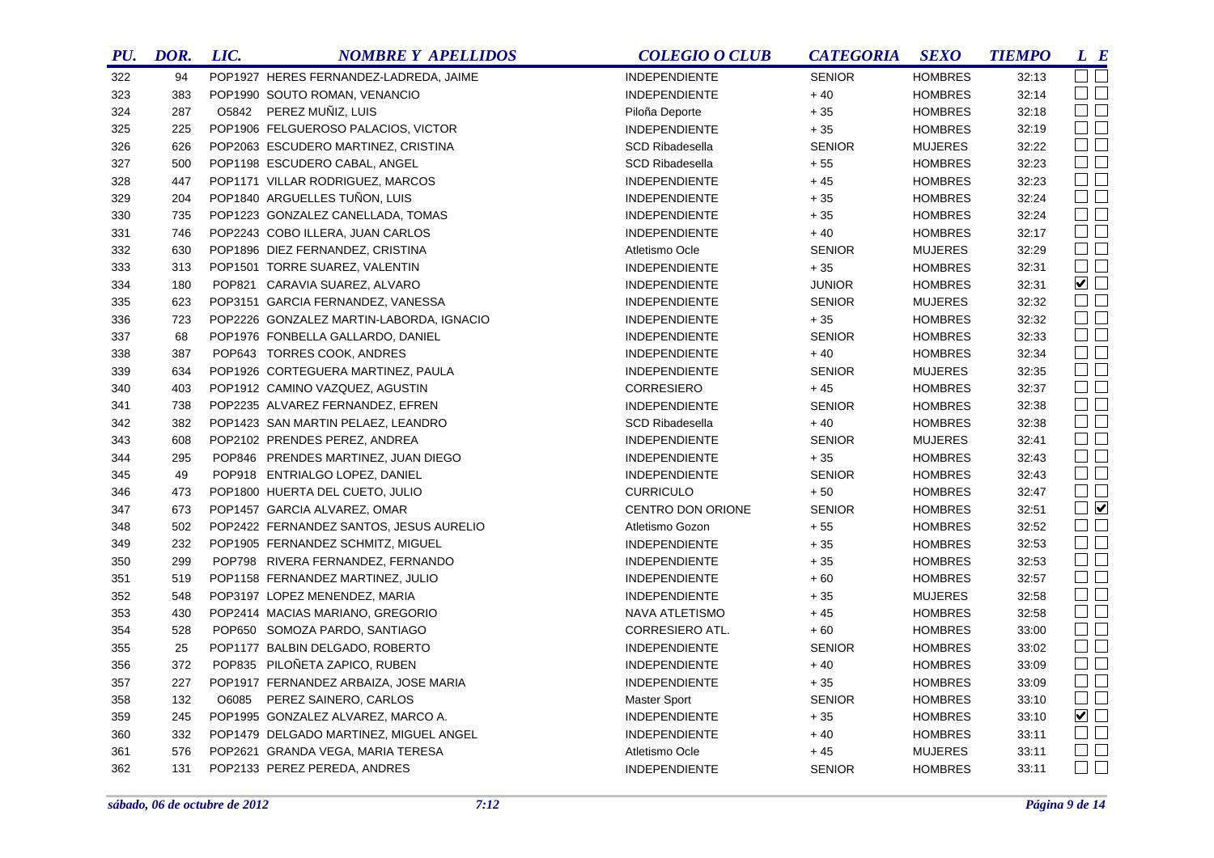| PU. | DOR. | LIC. | NOMBRE Y APELLIDOS | COLEGIO O CLUB | CATEGORIA | SEXO | TIEMPO | L | E |
|---|---|---|---|---|---|---|---|---|---|
| 322 | 94 | POP1927 | HERES FERNANDEZ-LADREDA, JAIME | INDEPENDIENTE | SENIOR | HOMBRES | 32:13 | ☐ | ☐ |
| 323 | 383 | POP1990 | SOUTO ROMAN, VENANCIO | INDEPENDIENTE | + 40 | HOMBRES | 32:14 | ☐ | ☐ |
| 324 | 287 | O5842 | PEREZ MUÑIZ, LUIS | Piloña Deporte | + 35 | HOMBRES | 32:18 | ☐ | ☐ |
| 325 | 225 | POP1906 | FELGUEROSO PALACIOS, VICTOR | INDEPENDIENTE | + 35 | HOMBRES | 32:19 | ☐ | ☐ |
| 326 | 626 | POP2063 | ESCUDERO MARTINEZ, CRISTINA | SCD Ribadesella | SENIOR | MUJERES | 32:22 | ☐ | ☐ |
| 327 | 500 | POP1198 | ESCUDERO CABAL, ANGEL | SCD Ribadesella | + 55 | HOMBRES | 32:23 | ☐ | ☐ |
| 328 | 447 | POP1171 | VILLAR RODRIGUEZ, MARCOS | INDEPENDIENTE | + 45 | HOMBRES | 32:23 | ☐ | ☐ |
| 329 | 204 | POP1840 | ARGUELLES TUÑON, LUIS | INDEPENDIENTE | + 35 | HOMBRES | 32:24 | ☐ | ☐ |
| 330 | 735 | POP1223 | GONZALEZ CANELLADA, TOMAS | INDEPENDIENTE | + 35 | HOMBRES | 32:24 | ☐ | ☐ |
| 331 | 746 | POP2243 | COBO ILLERA, JUAN CARLOS | INDEPENDIENTE | + 40 | HOMBRES | 32:17 | ☐ | ☐ |
| 332 | 630 | POP1896 | DIEZ FERNANDEZ, CRISTINA | Atletismo Ocle | SENIOR | MUJERES | 32:29 | ☐ | ☐ |
| 333 | 313 | POP1501 | TORRE SUAREZ, VALENTIN | INDEPENDIENTE | + 35 | HOMBRES | 32:31 | ☐ | ☐ |
| 334 | 180 | POP821 | CARAVIA SUAREZ, ALVARO | INDEPENDIENTE | JUNIOR | HOMBRES | 32:31 | ☑ | ☐ |
| 335 | 623 | POP3151 | GARCIA FERNANDEZ, VANESSA | INDEPENDIENTE | SENIOR | MUJERES | 32:32 | ☐ | ☐ |
| 336 | 723 | POP2226 | GONZALEZ MARTIN-LABORDA, IGNACIO | INDEPENDIENTE | + 35 | HOMBRES | 32:32 | ☐ | ☐ |
| 337 | 68 | POP1976 | FONBELLA GALLARDO, DANIEL | INDEPENDIENTE | SENIOR | HOMBRES | 32:33 | ☐ | ☐ |
| 338 | 387 | POP643 | TORRES COOK, ANDRES | INDEPENDIENTE | + 40 | HOMBRES | 32:34 | ☐ | ☐ |
| 339 | 634 | POP1926 | CORTEGUERA MARTINEZ, PAULA | INDEPENDIENTE | SENIOR | MUJERES | 32:35 | ☐ | ☐ |
| 340 | 403 | POP1912 | CAMINO VAZQUEZ, AGUSTIN | CORRESIERO | + 45 | HOMBRES | 32:37 | ☐ | ☐ |
| 341 | 738 | POP2235 | ALVAREZ FERNANDEZ, EFREN | INDEPENDIENTE | SENIOR | HOMBRES | 32:38 | ☐ | ☐ |
| 342 | 382 | POP1423 | SAN MARTIN PELAEZ, LEANDRO | SCD Ribadesella | + 40 | HOMBRES | 32:38 | ☐ | ☐ |
| 343 | 608 | POP2102 | PRENDES PEREZ, ANDREA | INDEPENDIENTE | SENIOR | MUJERES | 32:41 | ☐ | ☐ |
| 344 | 295 | POP846 | PRENDES MARTINEZ, JUAN DIEGO | INDEPENDIENTE | + 35 | HOMBRES | 32:43 | ☐ | ☐ |
| 345 | 49 | POP918 | ENTRIALGO LOPEZ, DANIEL | INDEPENDIENTE | SENIOR | HOMBRES | 32:43 | ☐ | ☐ |
| 346 | 473 | POP1800 | HUERTA DEL CUETO, JULIO | CURRICULO | + 50 | HOMBRES | 32:47 | ☐ | ☐ |
| 347 | 673 | POP1457 | GARCIA ALVAREZ, OMAR | CENTRO DON ORIONE | SENIOR | HOMBRES | 32:51 | ☐ | ☑ |
| 348 | 502 | POP2422 | FERNANDEZ SANTOS, JESUS AURELIO | Atletismo Gozon | + 55 | HOMBRES | 32:52 | ☐ | ☐ |
| 349 | 232 | POP1905 | FERNANDEZ SCHMITZ, MIGUEL | INDEPENDIENTE | + 35 | HOMBRES | 32:53 | ☐ | ☐ |
| 350 | 299 | POP798 | RIVERA FERNANDEZ, FERNANDO | INDEPENDIENTE | + 35 | HOMBRES | 32:53 | ☐ | ☐ |
| 351 | 519 | POP1158 | FERNANDEZ MARTINEZ, JULIO | INDEPENDIENTE | + 60 | HOMBRES | 32:57 | ☐ | ☐ |
| 352 | 548 | POP3197 | LOPEZ MENENDEZ, MARIA | INDEPENDIENTE | + 35 | MUJERES | 32:58 | ☐ | ☐ |
| 353 | 430 | POP2414 | MACIAS MARIANO, GREGORIO | NAVA ATLETISMO | + 45 | HOMBRES | 32:58 | ☐ | ☐ |
| 354 | 528 | POP650 | SOMOZA PARDO, SANTIAGO | CORRESIERO ATL. | + 60 | HOMBRES | 33:00 | ☐ | ☐ |
| 355 | 25 | POP1177 | BALBIN DELGADO, ROBERTO | INDEPENDIENTE | SENIOR | HOMBRES | 33:02 | ☐ | ☐ |
| 356 | 372 | POP835 | PILOÑETA ZAPICO, RUBEN | INDEPENDIENTE | + 40 | HOMBRES | 33:09 | ☐ | ☐ |
| 357 | 227 | POP1917 | FERNANDEZ ARBAIZA, JOSE MARIA | INDEPENDIENTE | + 35 | HOMBRES | 33:09 | ☐ | ☐ |
| 358 | 132 | O6085 | PEREZ SAINERO, CARLOS | Master Sport | SENIOR | HOMBRES | 33:10 | ☐ | ☐ |
| 359 | 245 | POP1995 | GONZALEZ ALVAREZ, MARCO A. | INDEPENDIENTE | + 35 | HOMBRES | 33:10 | ☑ | ☐ |
| 360 | 332 | POP1479 | DELGADO MARTINEZ, MIGUEL ANGEL | INDEPENDIENTE | + 40 | HOMBRES | 33:11 | ☐ | ☐ |
| 361 | 576 | POP2621 | GRANDA VEGA, MARIA TERESA | Atletismo Ocle | + 45 | MUJERES | 33:11 | ☐ | ☐ |
| 362 | 131 | POP2133 | PEREZ PEREDA, ANDRES | INDEPENDIENTE | SENIOR | HOMBRES | 33:11 | ☐ | ☐ |

*sábado, 06 de octubre de 2012* *7:12*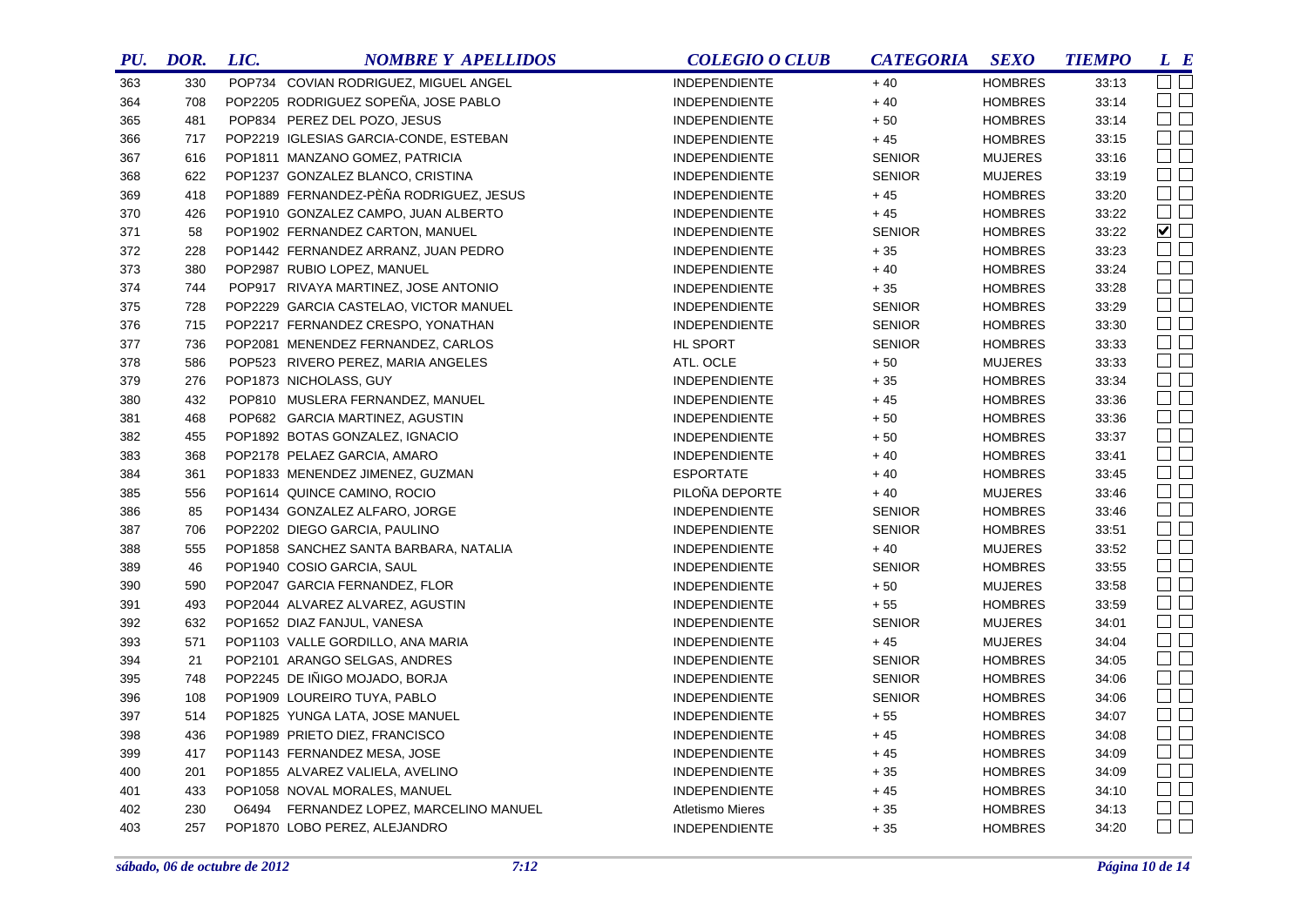| PU. | DOR. | LIC. | NOMBRE Y APELLIDOS | COLEGIO O CLUB | CATEGORIA | SEXO | TIEMPO | L | E |
|---|---|---|---|---|---|---|---|---|---|
| 363 | 330 | POP734 | COVIAN RODRIGUEZ, MIGUEL ANGEL | INDEPENDIENTE | + 40 | HOMBRES | 33:13 | ☐ | ☐ |
| 364 | 708 | POP2205 | RODRIGUEZ SOPEÑA, JOSE PABLO | INDEPENDIENTE | + 40 | HOMBRES | 33:14 | ☐ | ☐ |
| 365 | 481 | POP834 | PEREZ DEL POZO, JESUS | INDEPENDIENTE | + 50 | HOMBRES | 33:14 | ☐ | ☐ |
| 366 | 717 | POP2219 | IGLESIAS GARCIA-CONDE, ESTEBAN | INDEPENDIENTE | + 45 | HOMBRES | 33:15 | ☐ | ☐ |
| 367 | 616 | POP1811 | MANZANO GOMEZ, PATRICIA | INDEPENDIENTE | SENIOR | MUJERES | 33:16 | ☐ | ☐ |
| 368 | 622 | POP1237 | GONZALEZ BLANCO, CRISTINA | INDEPENDIENTE | SENIOR | MUJERES | 33:19 | ☐ | ☐ |
| 369 | 418 | POP1889 | FERNANDEZ-PÈÑA RODRIGUEZ, JESUS | INDEPENDIENTE | + 45 | HOMBRES | 33:20 | ☐ | ☐ |
| 370 | 426 | POP1910 | GONZALEZ CAMPO, JUAN ALBERTO | INDEPENDIENTE | + 45 | HOMBRES | 33:22 | ☐ | ☐ |
| 371 | 58 | POP1902 | FERNANDEZ CARTON, MANUEL | INDEPENDIENTE | SENIOR | HOMBRES | 33:22 | ☑ | ☐ |
| 372 | 228 | POP1442 | FERNANDEZ ARRANZ, JUAN PEDRO | INDEPENDIENTE | + 35 | HOMBRES | 33:23 | ☐ | ☐ |
| 373 | 380 | POP2987 | RUBIO LOPEZ, MANUEL | INDEPENDIENTE | + 40 | HOMBRES | 33:24 | ☐ | ☐ |
| 374 | 744 | POP917 | RIVAYA MARTINEZ, JOSE ANTONIO | INDEPENDIENTE | + 35 | HOMBRES | 33:28 | ☐ | ☐ |
| 375 | 728 | POP2229 | GARCIA CASTELAO, VICTOR MANUEL | INDEPENDIENTE | SENIOR | HOMBRES | 33:29 | ☐ | ☐ |
| 376 | 715 | POP2217 | FERNANDEZ CRESPO, YONATHAN | INDEPENDIENTE | SENIOR | HOMBRES | 33:30 | ☐ | ☐ |
| 377 | 736 | POP2081 | MENENDEZ FERNANDEZ, CARLOS | HL SPORT | SENIOR | HOMBRES | 33:33 | ☐ | ☐ |
| 378 | 586 | POP523 | RIVERO PEREZ, MARIA ANGELES | ATL. OCLE | + 50 | MUJERES | 33:33 | ☐ | ☐ |
| 379 | 276 | POP1873 | NICHOLASS, GUY | INDEPENDIENTE | + 35 | HOMBRES | 33:34 | ☐ | ☐ |
| 380 | 432 | POP810 | MUSLERA FERNANDEZ, MANUEL | INDEPENDIENTE | + 45 | HOMBRES | 33:36 | ☐ | ☐ |
| 381 | 468 | POP682 | GARCIA MARTINEZ, AGUSTIN | INDEPENDIENTE | + 50 | HOMBRES | 33:36 | ☐ | ☐ |
| 382 | 455 | POP1892 | BOTAS GONZALEZ, IGNACIO | INDEPENDIENTE | + 50 | HOMBRES | 33:37 | ☐ | ☐ |
| 383 | 368 | POP2178 | PELAEZ GARCIA, AMARO | INDEPENDIENTE | + 40 | HOMBRES | 33:41 | ☐ | ☐ |
| 384 | 361 | POP1833 | MENENDEZ JIMENEZ, GUZMAN | ESPORTATE | + 40 | HOMBRES | 33:45 | ☐ | ☐ |
| 385 | 556 | POP1614 | QUINCE CAMINO, ROCIO | PILOÑA DEPORTE | + 40 | MUJERES | 33:46 | ☐ | ☐ |
| 386 | 85 | POP1434 | GONZALEZ ALFARO, JORGE | INDEPENDIENTE | SENIOR | HOMBRES | 33:46 | ☐ | ☐ |
| 387 | 706 | POP2202 | DIEGO GARCIA, PAULINO | INDEPENDIENTE | SENIOR | HOMBRES | 33:51 | ☐ | ☐ |
| 388 | 555 | POP1858 | SANCHEZ SANTA BARBARA, NATALIA | INDEPENDIENTE | + 40 | MUJERES | 33:52 | ☐ | ☐ |
| 389 | 46 | POP1940 | COSIO GARCIA, SAUL | INDEPENDIENTE | SENIOR | HOMBRES | 33:55 | ☐ | ☐ |
| 390 | 590 | POP2047 | GARCIA FERNANDEZ, FLOR | INDEPENDIENTE | + 50 | MUJERES | 33:58 | ☐ | ☐ |
| 391 | 493 | POP2044 | ALVAREZ ALVAREZ, AGUSTIN | INDEPENDIENTE | + 55 | HOMBRES | 33:59 | ☐ | ☐ |
| 392 | 632 | POP1652 | DIAZ FANJUL, VANESA | INDEPENDIENTE | SENIOR | MUJERES | 34:01 | ☐ | ☐ |
| 393 | 571 | POP1103 | VALLE GORDILLO, ANA MARIA | INDEPENDIENTE | + 45 | MUJERES | 34:04 | ☐ | ☐ |
| 394 | 21 | POP2101 | ARANGO SELGAS, ANDRES | INDEPENDIENTE | SENIOR | HOMBRES | 34:05 | ☐ | ☐ |
| 395 | 748 | POP2245 | DE IÑIGO MOJADO, BORJA | INDEPENDIENTE | SENIOR | HOMBRES | 34:06 | ☐ | ☐ |
| 396 | 108 | POP1909 | LOUREIRO TUYA, PABLO | INDEPENDIENTE | SENIOR | HOMBRES | 34:06 | ☐ | ☐ |
| 397 | 514 | POP1825 | YUNGA LATA, JOSE MANUEL | INDEPENDIENTE | + 55 | HOMBRES | 34:07 | ☐ | ☐ |
| 398 | 436 | POP1989 | PRIETO DIEZ, FRANCISCO | INDEPENDIENTE | + 45 | HOMBRES | 34:08 | ☐ | ☐ |
| 399 | 417 | POP1143 | FERNANDEZ MESA, JOSE | INDEPENDIENTE | + 45 | HOMBRES | 34:09 | ☐ | ☐ |
| 400 | 201 | POP1855 | ALVAREZ VALIELA, AVELINO | INDEPENDIENTE | + 35 | HOMBRES | 34:09 | ☐ | ☐ |
| 401 | 433 | POP1058 | NOVAL MORALES, MANUEL | INDEPENDIENTE | + 45 | HOMBRES | 34:10 | ☐ | ☐ |
| 402 | 230 | O6494 | FERNANDEZ LOPEZ, MARCELINO MANUEL | Atletismo Mieres | + 35 | HOMBRES | 34:13 | ☐ | ☐ |
| 403 | 257 | POP1870 | LOBO PEREZ, ALEJANDRO | INDEPENDIENTE | + 35 | HOMBRES | 34:20 | ☐ | ☐ |

*sábado, 06 de octubre de 2012* *7:12*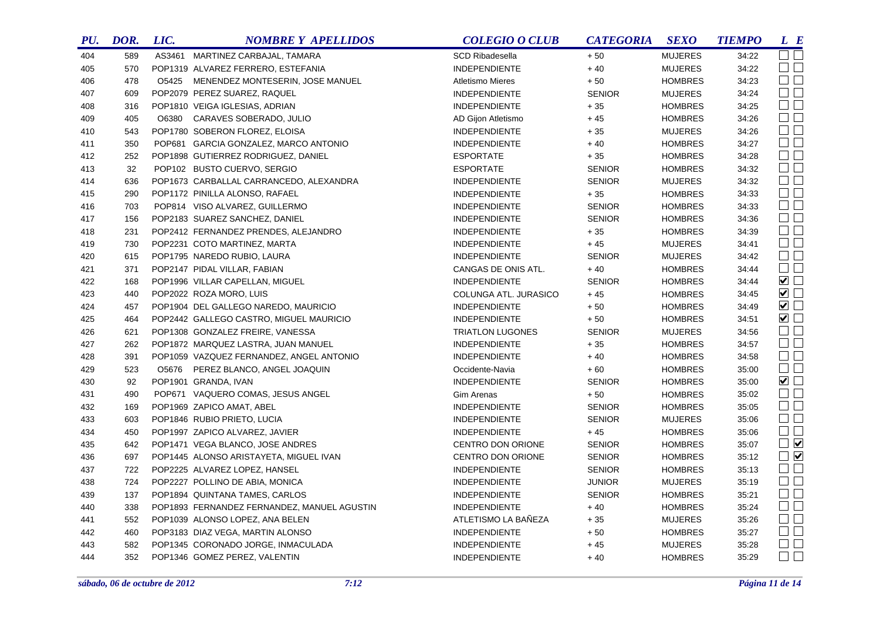| PU. | DOR. | LIC. | NOMBRE Y APELLIDOS | COLEGIO O CLUB | CATEGORIA | SEXO | TIEMPO | L | E |
|---|---|---|---|---|---|---|---|---|---|
| 404 | 589 | AS3461 | MARTINEZ CARBAJAL, TAMARA | SCD Ribadesella | + 50 | MUJERES | 34:22 | ☐ | ☐ |
| 405 | 570 | POP1319 | ALVAREZ FERRERO, ESTEFANIA | INDEPENDIENTE | + 40 | MUJERES | 34:22 | ☐ | ☐ |
| 406 | 478 | O5425 | MENENDEZ MONTESERIN, JOSE MANUEL | Atletismo Mieres | + 50 | HOMBRES | 34:23 | ☐ | ☐ |
| 407 | 609 | POP2079 | PEREZ SUAREZ, RAQUEL | INDEPENDIENTE | SENIOR | MUJERES | 34:24 | ☐ | ☐ |
| 408 | 316 | POP1810 | VEIGA IGLESIAS, ADRIAN | INDEPENDIENTE | + 35 | HOMBRES | 34:25 | ☐ | ☐ |
| 409 | 405 | O6380 | CARAVES SOBERADO, JULIO | AD Gijon Atletismo | + 45 | HOMBRES | 34:26 | ☐ | ☐ |
| 410 | 543 | POP1780 | SOBERON FLOREZ, ELOISA | INDEPENDIENTE | + 35 | MUJERES | 34:26 | ☐ | ☐ |
| 411 | 350 | POP681 | GARCIA GONZALEZ, MARCO ANTONIO | INDEPENDIENTE | + 40 | HOMBRES | 34:27 | ☐ | ☐ |
| 412 | 252 | POP1898 | GUTIERREZ RODRIGUEZ, DANIEL | ESPORTATE | + 35 | HOMBRES | 34:28 | ☐ | ☐ |
| 413 | 32 | POP102 | BUSTO CUERVO, SERGIO | ESPORTATE | SENIOR | HOMBRES | 34:32 | ☐ | ☐ |
| 414 | 636 | POP1673 | CARBALLAL CARRANCEDO, ALEXANDRA | INDEPENDIENTE | SENIOR | MUJERES | 34:32 | ☐ | ☐ |
| 415 | 290 | POP1172 | PINILLA ALONSO, RAFAEL | INDEPENDIENTE | + 35 | HOMBRES | 34:33 | ☐ | ☐ |
| 416 | 703 | POP814 | VISO ALVAREZ, GUILLERMO | INDEPENDIENTE | SENIOR | HOMBRES | 34:33 | ☐ | ☐ |
| 417 | 156 | POP2183 | SUAREZ SANCHEZ, DANIEL | INDEPENDIENTE | SENIOR | HOMBRES | 34:36 | ☐ | ☐ |
| 418 | 231 | POP2412 | FERNANDEZ PRENDES, ALEJANDRO | INDEPENDIENTE | + 35 | HOMBRES | 34:39 | ☐ | ☐ |
| 419 | 730 | POP2231 | COTO MARTINEZ, MARTA | INDEPENDIENTE | + 45 | MUJERES | 34:41 | ☐ | ☐ |
| 420 | 615 | POP1795 | NAREDO RUBIO, LAURA | INDEPENDIENTE | SENIOR | MUJERES | 34:42 | ☐ | ☐ |
| 421 | 371 | POP2147 | PIDAL VILLAR, FABIAN | CANGAS DE ONIS ATL. | + 40 | HOMBRES | 34:44 | ☐ | ☐ |
| 422 | 168 | POP1996 | VILLAR CAPELLAN, MIGUEL | INDEPENDIENTE | SENIOR | HOMBRES | 34:44 | ☑ | ☐ |
| 423 | 440 | POP2022 | ROZA MORO, LUIS | COLUNGA ATL. JURASICO | + 45 | HOMBRES | 34:45 | ☑ | ☐ |
| 424 | 457 | POP1904 | DEL GALLEGO NAREDO, MAURICIO | INDEPENDIENTE | + 50 | HOMBRES | 34:49 | ☑ | ☐ |
| 425 | 464 | POP2442 | GALLEGO CASTRO, MIGUEL MAURICIO | INDEPENDIENTE | + 50 | HOMBRES | 34:51 | ☑ | ☐ |
| 426 | 621 | POP1308 | GONZALEZ FREIRE, VANESSA | TRIATLON LUGONES | SENIOR | MUJERES | 34:56 | ☐ | ☐ |
| 427 | 262 | POP1872 | MARQUEZ LASTRA, JUAN MANUEL | INDEPENDIENTE | + 35 | HOMBRES | 34:57 | ☐ | ☐ |
| 428 | 391 | POP1059 | VAZQUEZ FERNANDEZ, ANGEL ANTONIO | INDEPENDIENTE | + 40 | HOMBRES | 34:58 | ☐ | ☐ |
| 429 | 523 | O5676 | PEREZ BLANCO, ANGEL JOAQUIN | Occidente-Navia | + 60 | HOMBRES | 35:00 | ☐ | ☐ |
| 430 | 92 | POP1901 | GRANDA, IVAN | INDEPENDIENTE | SENIOR | HOMBRES | 35:00 | ☑ | ☐ |
| 431 | 490 | POP671 | VAQUERO COMAS, JESUS ANGEL | Gim Arenas | + 50 | HOMBRES | 35:02 | ☐ | ☐ |
| 432 | 169 | POP1969 | ZAPICO AMAT, ABEL | INDEPENDIENTE | SENIOR | HOMBRES | 35:05 | ☐ | ☐ |
| 433 | 603 | POP1846 | RUBIO PRIETO, LUCIA | INDEPENDIENTE | SENIOR | MUJERES | 35:06 | ☐ | ☐ |
| 434 | 450 | POP1997 | ZAPICO ALVAREZ, JAVIER | INDEPENDIENTE | + 45 | HOMBRES | 35:06 | ☐ | ☐ |
| 435 | 642 | POP1471 | VEGA BLANCO, JOSE ANDRES | CENTRO DON ORIONE | SENIOR | HOMBRES | 35:07 | ☐ | ☑ |
| 436 | 697 | POP1445 | ALONSO ARISTAYETA, MIGUEL IVAN | CENTRO DON ORIONE | SENIOR | HOMBRES | 35:12 | ☐ | ☑ |
| 437 | 722 | POP2225 | ALVAREZ LOPEZ, HANSEL | INDEPENDIENTE | SENIOR | HOMBRES | 35:13 | ☐ | ☐ |
| 438 | 724 | POP2227 | POLLINO DE ABIA, MONICA | INDEPENDIENTE | JUNIOR | MUJERES | 35:19 | ☐ | ☐ |
| 439 | 137 | POP1894 | QUINTANA TAMES, CARLOS | INDEPENDIENTE | SENIOR | HOMBRES | 35:21 | ☐ | ☐ |
| 440 | 338 | POP1893 | FERNANDEZ FERNANDEZ, MANUEL AGUSTIN | INDEPENDIENTE | + 40 | HOMBRES | 35:24 | ☐ | ☐ |
| 441 | 552 | POP1039 | ALONSO LOPEZ, ANA BELEN | ATLETISMO LA BAÑEZA | + 35 | MUJERES | 35:26 | ☐ | ☐ |
| 442 | 460 | POP3183 | DIAZ VEGA, MARTIN ALONSO | INDEPENDIENTE | + 50 | HOMBRES | 35:27 | ☐ | ☐ |
| 443 | 582 | POP1345 | CORONADO JORGE, INMACULADA | INDEPENDIENTE | + 45 | MUJERES | 35:28 | ☐ | ☐ |
| 444 | 352 | POP1346 | GOMEZ PEREZ, VALENTIN | INDEPENDIENTE | + 40 | HOMBRES | 35:29 | ☐ | ☐ |

*sábado, 06 de octubre de 2012* *7:12*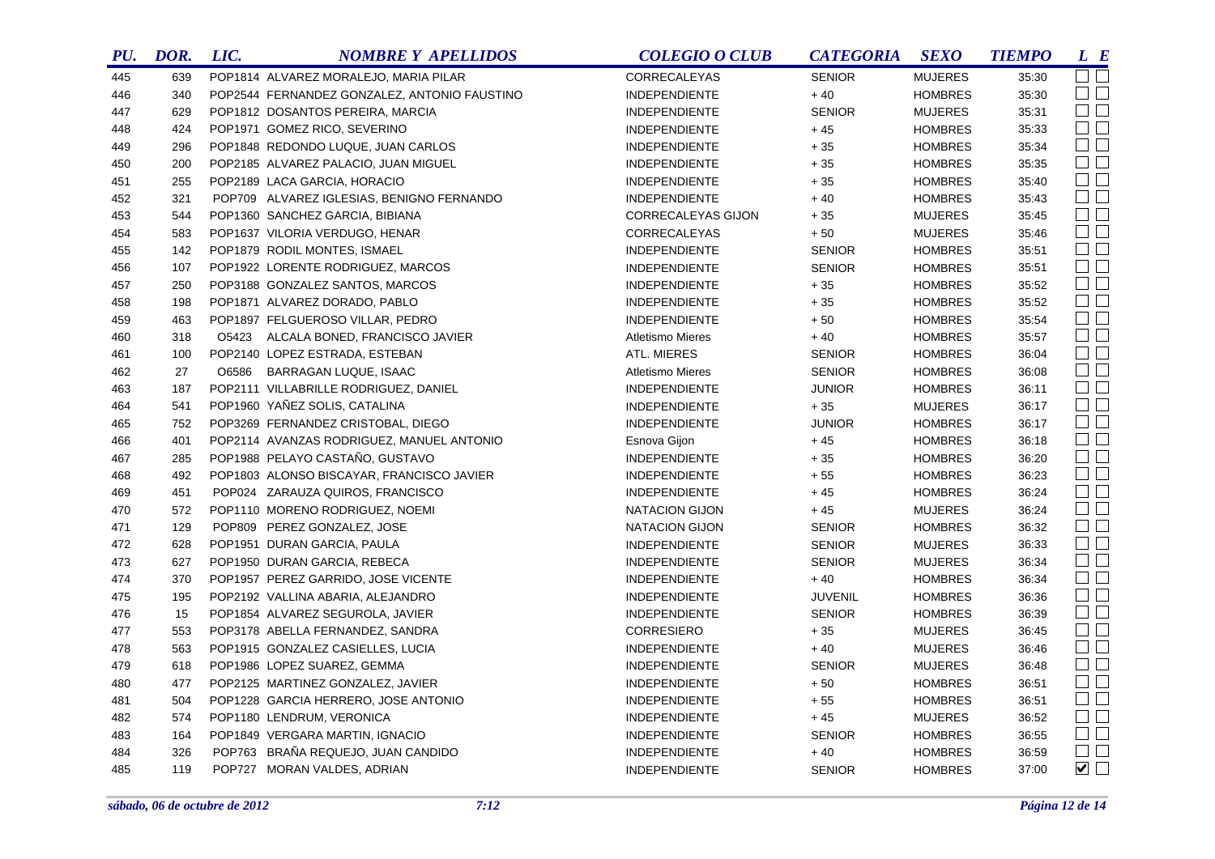| PU. | DOR. | LIC. | NOMBRE Y APELLIDOS | COLEGIO O CLUB | CATEGORIA | SEXO | TIEMPO | L | E |
|---|---|---|---|---|---|---|---|---|---|
| 445 | 639 | POP1814 | ALVAREZ MORALEJO, MARIA PILAR | CORRECALEYAS | SENIOR | MUJERES | 35:30 | ☐ | ☐ |
| 446 | 340 | POP2544 | FERNANDEZ GONZALEZ, ANTONIO FAUSTINO | INDEPENDIENTE | + 40 | HOMBRES | 35:30 | ☐ | ☐ |
| 447 | 629 | POP1812 | DOSANTOS PEREIRA, MARCIA | INDEPENDIENTE | SENIOR | MUJERES | 35:31 | ☐ | ☐ |
| 448 | 424 | POP1971 | GOMEZ RICO, SEVERINO | INDEPENDIENTE | + 45 | HOMBRES | 35:33 | ☐ | ☐ |
| 449 | 296 | POP1848 | REDONDO LUQUE, JUAN CARLOS | INDEPENDIENTE | + 35 | HOMBRES | 35:34 | ☐ | ☐ |
| 450 | 200 | POP2185 | ALVAREZ PALACIO, JUAN MIGUEL | INDEPENDIENTE | + 35 | HOMBRES | 35:35 | ☐ | ☐ |
| 451 | 255 | POP2189 | LACA GARCIA, HORACIO | INDEPENDIENTE | + 35 | HOMBRES | 35:40 | ☐ | ☐ |
| 452 | 321 | POP709 | ALVAREZ IGLESIAS, BENIGNO FERNANDO | INDEPENDIENTE | + 40 | HOMBRES | 35:43 | ☐ | ☐ |
| 453 | 544 | POP1360 | SANCHEZ GARCIA, BIBIANA | CORRECALEYAS GIJON | + 35 | MUJERES | 35:45 | ☐ | ☐ |
| 454 | 583 | POP1637 | VILORIA VERDUGO, HENAR | CORRECALEYAS | + 50 | MUJERES | 35:46 | ☐ | ☐ |
| 455 | 142 | POP1879 | RODIL MONTES, ISMAEL | INDEPENDIENTE | SENIOR | HOMBRES | 35:51 | ☐ | ☐ |
| 456 | 107 | POP1922 | LORENTE RODRIGUEZ, MARCOS | INDEPENDIENTE | SENIOR | HOMBRES | 35:51 | ☐ | ☐ |
| 457 | 250 | POP3188 | GONZALEZ SANTOS, MARCOS | INDEPENDIENTE | + 35 | HOMBRES | 35:52 | ☐ | ☐ |
| 458 | 198 | POP1871 | ALVAREZ DORADO, PABLO | INDEPENDIENTE | + 35 | HOMBRES | 35:52 | ☐ | ☐ |
| 459 | 463 | POP1897 | FELGUEROSO VILLAR, PEDRO | INDEPENDIENTE | + 50 | HOMBRES | 35:54 | ☐ | ☐ |
| 460 | 318 | O5423 | ALCALA BONED, FRANCISCO JAVIER | Atletismo Mieres | + 40 | HOMBRES | 35:57 | ☐ | ☐ |
| 461 | 100 | POP2140 | LOPEZ ESTRADA, ESTEBAN | ATL. MIERES | SENIOR | HOMBRES | 36:04 | ☐ | ☐ |
| 462 | 27 | O6586 | BARRAGAN LUQUE, ISAAC | Atletismo Mieres | SENIOR | HOMBRES | 36:08 | ☐ | ☐ |
| 463 | 187 | POP2111 | VILLABRILLE RODRIGUEZ, DANIEL | INDEPENDIENTE | JUNIOR | HOMBRES | 36:11 | ☐ | ☐ |
| 464 | 541 | POP1960 | YAÑEZ SOLIS, CATALINA | INDEPENDIENTE | + 35 | MUJERES | 36:17 | ☐ | ☐ |
| 465 | 752 | POP3269 | FERNANDEZ CRISTOBAL, DIEGO | INDEPENDIENTE | JUNIOR | HOMBRES | 36:17 | ☐ | ☐ |
| 466 | 401 | POP2114 | AVANZAS RODRIGUEZ, MANUEL ANTONIO | Esnova Gijon | + 45 | HOMBRES | 36:18 | ☐ | ☐ |
| 467 | 285 | POP1988 | PELAYO CASTAÑO, GUSTAVO | INDEPENDIENTE | + 35 | HOMBRES | 36:20 | ☐ | ☐ |
| 468 | 492 | POP1803 | ALONSO BISCAYAR, FRANCISCO JAVIER | INDEPENDIENTE | + 55 | HOMBRES | 36:23 | ☐ | ☐ |
| 469 | 451 | POP024 | ZARAUZA QUIROS, FRANCISCO | INDEPENDIENTE | + 45 | HOMBRES | 36:24 | ☐ | ☐ |
| 470 | 572 | POP1110 | MORENO RODRIGUEZ, NOEMI | NATACION GIJON | + 45 | MUJERES | 36:24 | ☐ | ☐ |
| 471 | 129 | POP809 | PEREZ GONZALEZ, JOSE | NATACION GIJON | SENIOR | HOMBRES | 36:32 | ☐ | ☐ |
| 472 | 628 | POP1951 | DURAN GARCIA, PAULA | INDEPENDIENTE | SENIOR | MUJERES | 36:33 | ☐ | ☐ |
| 473 | 627 | POP1950 | DURAN GARCIA, REBECA | INDEPENDIENTE | SENIOR | MUJERES | 36:34 | ☐ | ☐ |
| 474 | 370 | POP1957 | PEREZ GARRIDO, JOSE VICENTE | INDEPENDIENTE | + 40 | HOMBRES | 36:34 | ☐ | ☐ |
| 475 | 195 | POP2192 | VALLINA ABARIA, ALEJANDRO | INDEPENDIENTE | JUVENIL | HOMBRES | 36:36 | ☐ | ☐ |
| 476 | 15 | POP1854 | ALVAREZ SEGUROLA, JAVIER | INDEPENDIENTE | SENIOR | HOMBRES | 36:39 | ☐ | ☐ |
| 477 | 553 | POP3178 | ABELLA FERNANDEZ, SANDRA | CORRESIERO | + 35 | MUJERES | 36:45 | ☐ | ☐ |
| 478 | 563 | POP1915 | GONZALEZ CASIELLES, LUCIA | INDEPENDIENTE | + 40 | MUJERES | 36:46 | ☐ | ☐ |
| 479 | 618 | POP1986 | LOPEZ SUAREZ, GEMMA | INDEPENDIENTE | SENIOR | MUJERES | 36:48 | ☐ | ☐ |
| 480 | 477 | POP2125 | MARTINEZ GONZALEZ, JAVIER | INDEPENDIENTE | + 50 | HOMBRES | 36:51 | ☐ | ☐ |
| 481 | 504 | POP1228 | GARCIA HERRERO, JOSE ANTONIO | INDEPENDIENTE | + 55 | HOMBRES | 36:51 | ☐ | ☐ |
| 482 | 574 | POP1180 | LENDRUM, VERONICA | INDEPENDIENTE | + 45 | MUJERES | 36:52 | ☐ | ☐ |
| 483 | 164 | POP1849 | VERGARA MARTIN, IGNACIO | INDEPENDIENTE | SENIOR | HOMBRES | 36:55 | ☐ | ☐ |
| 484 | 326 | POP763 | BRAÑA REQUEJO, JUAN CANDIDO | INDEPENDIENTE | + 40 | HOMBRES | 36:59 | ☐ | ☐ |
| 485 | 119 | POP727 | MORAN VALDES, ADRIAN | INDEPENDIENTE | SENIOR | HOMBRES | 37:00 | ☑ | ☐ |

*sábado, 06 de octubre de 2012* *7:12*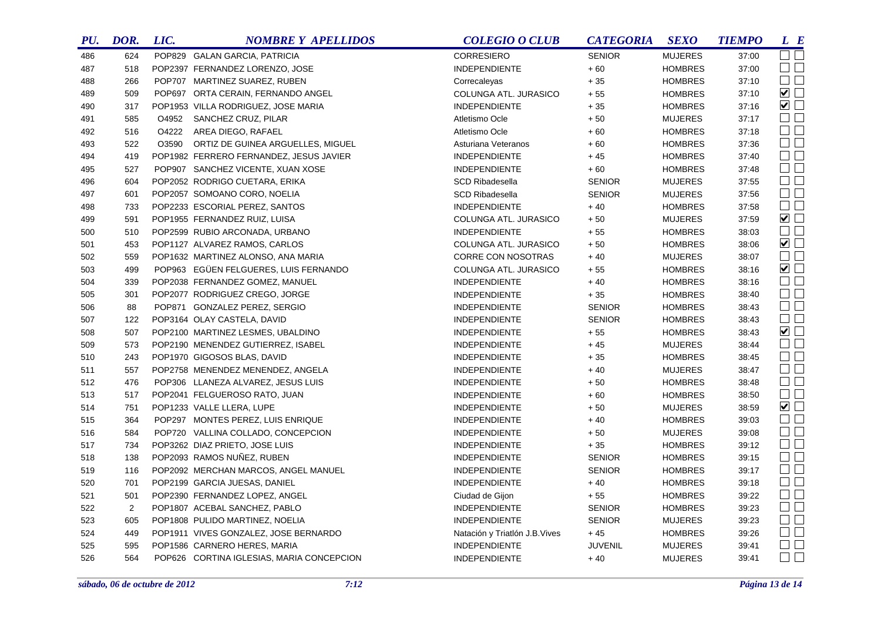| PU. | DOR. | LIC. | NOMBRE Y APELLIDOS | COLEGIO O CLUB | CATEGORIA | SEXO | TIEMPO | L | E |
|---|---|---|---|---|---|---|---|---|---|
| 486 | 624 | POP829 | GALAN GARCIA, PATRICIA | CORRESIERO | SENIOR | MUJERES | 37:00 | ☐ | ☐ |
| 487 | 518 | POP2397 | FERNANDEZ LORENZO, JOSE | INDEPENDIENTE | + 60 | HOMBRES | 37:00 | ☐ | ☐ |
| 488 | 266 | POP707 | MARTINEZ SUAREZ, RUBEN | Correcaleyas | + 35 | HOMBRES | 37:10 | ☐ | ☐ |
| 489 | 509 | POP697 | ORTA CERAIN, FERNANDO ANGEL | COLUNGA ATL. JURASICO | + 55 | HOMBRES | 37:10 | ☑ | ☐ |
| 490 | 317 | POP1953 | VILLA RODRIGUEZ, JOSE MARIA | INDEPENDIENTE | + 35 | HOMBRES | 37:16 | ☑ | ☐ |
| 491 | 585 | O4952 | SANCHEZ CRUZ, PILAR | Atletismo Ocle | + 50 | MUJERES | 37:17 | ☐ | ☐ |
| 492 | 516 | O4222 | AREA DIEGO, RAFAEL | Atletismo Ocle | + 60 | HOMBRES | 37:18 | ☐ | ☐ |
| 493 | 522 | O3590 | ORTIZ DE GUINEA ARGUELLES, MIGUEL | Asturiana Veteranos | + 60 | HOMBRES | 37:36 | ☐ | ☐ |
| 494 | 419 | POP1982 | FERRERO FERNANDEZ, JESUS JAVIER | INDEPENDIENTE | + 45 | HOMBRES | 37:40 | ☐ | ☐ |
| 495 | 527 | POP907 | SANCHEZ VICENTE, XUAN XOSE | INDEPENDIENTE | + 60 | HOMBRES | 37:48 | ☐ | ☐ |
| 496 | 604 | POP2052 | RODRIGO CUETARA, ERIKA | SCD Ribadesella | SENIOR | MUJERES | 37:55 | ☐ | ☐ |
| 497 | 601 | POP2057 | SOMOANO CORO, NOELIA | SCD Ribadesella | SENIOR | MUJERES | 37:56 | ☐ | ☐ |
| 498 | 733 | POP2233 | ESCORIAL PEREZ, SANTOS | INDEPENDIENTE | + 40 | HOMBRES | 37:58 | ☐ | ☐ |
| 499 | 591 | POP1955 | FERNANDEZ RUIZ, LUISA | COLUNGA ATL. JURASICO | + 50 | MUJERES | 37:59 | ☑ | ☐ |
| 500 | 510 | POP2599 | RUBIO ARCONADA, URBANO | INDEPENDIENTE | + 55 | HOMBRES | 38:03 | ☐ | ☐ |
| 501 | 453 | POP1127 | ALVAREZ RAMOS, CARLOS | COLUNGA ATL. JURASICO | + 50 | HOMBRES | 38:06 | ☑ | ☐ |
| 502 | 559 | POP1632 | MARTINEZ ALONSO, ANA MARIA | CORRE CON NOSOTRAS | + 40 | MUJERES | 38:07 | ☐ | ☐ |
| 503 | 499 | POP963 | EGÜEN FELGUERES, LUIS FERNANDO | COLUNGA ATL. JURASICO | + 55 | HOMBRES | 38:16 | ☑ | ☐ |
| 504 | 339 | POP2038 | FERNANDEZ GOMEZ, MANUEL | INDEPENDIENTE | + 40 | HOMBRES | 38:16 | ☐ | ☐ |
| 505 | 301 | POP2077 | RODRIGUEZ CREGO, JORGE | INDEPENDIENTE | + 35 | HOMBRES | 38:40 | ☐ | ☐ |
| 506 | 88 | POP871 | GONZALEZ PEREZ, SERGIO | INDEPENDIENTE | SENIOR | HOMBRES | 38:43 | ☐ | ☐ |
| 507 | 122 | POP3164 | OLAY CASTELA, DAVID | INDEPENDIENTE | SENIOR | HOMBRES | 38:43 | ☐ | ☐ |
| 508 | 507 | POP2100 | MARTINEZ LESMES, UBALDINO | INDEPENDIENTE | + 55 | HOMBRES | 38:43 | ☑ | ☐ |
| 509 | 573 | POP2190 | MENENDEZ GUTIERREZ, ISABEL | INDEPENDIENTE | + 45 | MUJERES | 38:44 | ☐ | ☐ |
| 510 | 243 | POP1970 | GIGOSOS BLAS, DAVID | INDEPENDIENTE | + 35 | HOMBRES | 38:45 | ☐ | ☐ |
| 511 | 557 | POP2758 | MENENDEZ MENENDEZ, ANGELA | INDEPENDIENTE | + 40 | MUJERES | 38:47 | ☐ | ☐ |
| 512 | 476 | POP306 | LLANEZA ALVAREZ, JESUS LUIS | INDEPENDIENTE | + 50 | HOMBRES | 38:48 | ☐ | ☐ |
| 513 | 517 | POP2041 | FELGUEROSO RATO, JUAN | INDEPENDIENTE | + 60 | HOMBRES | 38:50 | ☐ | ☐ |
| 514 | 751 | POP1233 | VALLE LLERA, LUPE | INDEPENDIENTE | + 50 | MUJERES | 38:59 | ☑ | ☐ |
| 515 | 364 | POP297 | MONTES PEREZ, LUIS ENRIQUE | INDEPENDIENTE | + 40 | HOMBRES | 39:03 | ☐ | ☐ |
| 516 | 584 | POP720 | VALLINA COLLADO, CONCEPCION | INDEPENDIENTE | + 50 | MUJERES | 39:08 | ☐ | ☐ |
| 517 | 734 | POP3262 | DIAZ PRIETO, JOSE LUIS | INDEPENDIENTE | + 35 | HOMBRES | 39:12 | ☐ | ☐ |
| 518 | 138 | POP2093 | RAMOS NUÑEZ, RUBEN | INDEPENDIENTE | SENIOR | HOMBRES | 39:15 | ☐ | ☐ |
| 519 | 116 | POP2092 | MERCHAN MARCOS, ANGEL MANUEL | INDEPENDIENTE | SENIOR | HOMBRES | 39:17 | ☐ | ☐ |
| 520 | 701 | POP2199 | GARCIA JUESAS, DANIEL | INDEPENDIENTE | + 40 | HOMBRES | 39:18 | ☐ | ☐ |
| 521 | 501 | POP2390 | FERNANDEZ LOPEZ, ANGEL | Ciudad de Gijon | + 55 | HOMBRES | 39:22 | ☐ | ☐ |
| 522 | 2 | POP1807 | ACEBAL SANCHEZ, PABLO | INDEPENDIENTE | SENIOR | HOMBRES | 39:23 | ☐ | ☐ |
| 523 | 605 | POP1808 | PULIDO MARTINEZ, NOELIA | INDEPENDIENTE | SENIOR | MUJERES | 39:23 | ☐ | ☐ |
| 524 | 449 | POP1911 | VIVES GONZALEZ, JOSE BERNARDO | Natación y Triatlón J.B.Vives | + 45 | HOMBRES | 39:26 | ☐ | ☐ |
| 525 | 595 | POP1586 | CARNERO HERES, MARIA | INDEPENDIENTE | JUVENIL | MUJERES | 39:41 | ☐ | ☐ |
| 526 | 564 | POP626 | CORTINA IGLESIAS, MARIA CONCEPCION | INDEPENDIENTE | + 40 | MUJERES | 39:41 | ☐ | ☐ |

*sábado, 06 de octubre de 2012* — *7:12*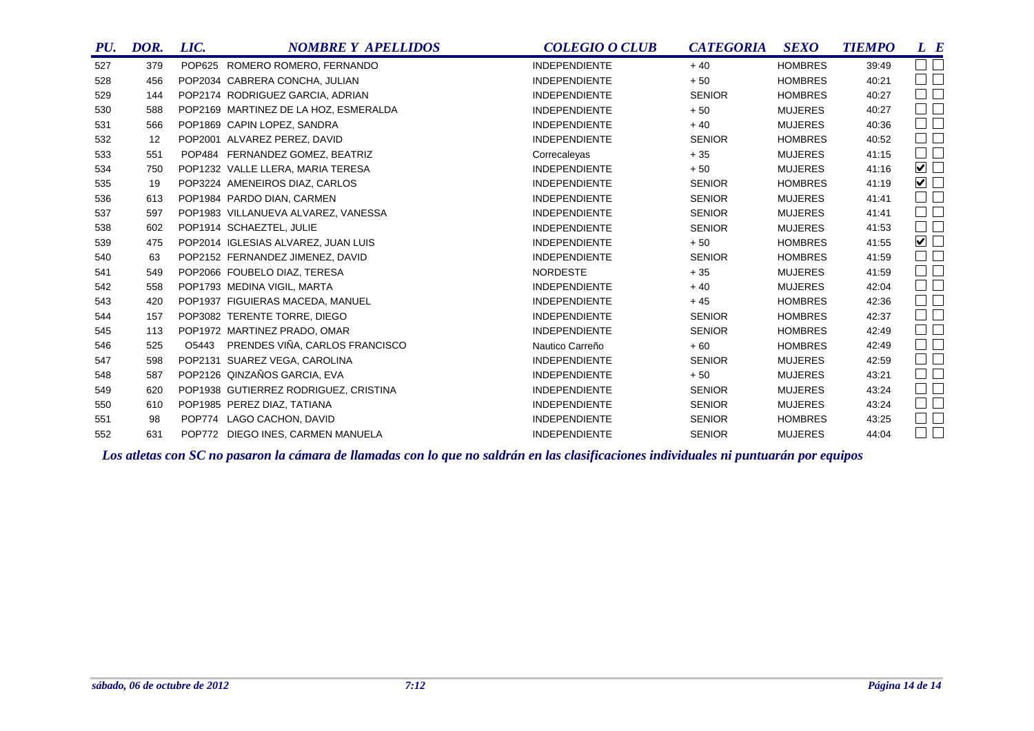| PU. | DOR. | LIC. | NOMBRE Y APELLIDOS | COLEGIO O CLUB | CATEGORIA | SEXO | TIEMPO | L | E |
|---|---|---|---|---|---|---|---|---|---|
| 527 | 379 | POP625 | ROMERO ROMERO, FERNANDO | INDEPENDIENTE | + 40 | HOMBRES | 39:49 | ☐ | ☐ |
| 528 | 456 | POP2034 | CABRERA CONCHA, JULIAN | INDEPENDIENTE | + 50 | HOMBRES | 40:21 | ☐ | ☐ |
| 529 | 144 | POP2174 | RODRIGUEZ GARCIA, ADRIAN | INDEPENDIENTE | SENIOR | HOMBRES | 40:27 | ☐ | ☐ |
| 530 | 588 | POP2169 | MARTINEZ DE LA HOZ, ESMERALDA | INDEPENDIENTE | + 50 | MUJERES | 40:27 | ☐ | ☐ |
| 531 | 566 | POP1869 | CAPIN LOPEZ, SANDRA | INDEPENDIENTE | + 40 | MUJERES | 40:36 | ☐ | ☐ |
| 532 | 12 | POP2001 | ALVAREZ PEREZ, DAVID | INDEPENDIENTE | SENIOR | HOMBRES | 40:52 | ☐ | ☐ |
| 533 | 551 | POP484 | FERNANDEZ GOMEZ, BEATRIZ | Correcaleyas | + 35 | MUJERES | 41:15 | ☐ | ☐ |
| 534 | 750 | POP1232 | VALLE LLERA, MARIA TERESA | INDEPENDIENTE | + 50 | MUJERES | 41:16 | ☑ | ☐ |
| 535 | 19 | POP3224 | AMENEIROS DIAZ, CARLOS | INDEPENDIENTE | SENIOR | HOMBRES | 41:19 | ☑ | ☐ |
| 536 | 613 | POP1984 | PARDO DIAN, CARMEN | INDEPENDIENTE | SENIOR | MUJERES | 41:41 | ☐ | ☐ |
| 537 | 597 | POP1983 | VILLANUEVA ALVAREZ, VANESSA | INDEPENDIENTE | SENIOR | MUJERES | 41:41 | ☐ | ☐ |
| 538 | 602 | POP1914 | SCHAEZTEL, JULIE | INDEPENDIENTE | SENIOR | MUJERES | 41:53 | ☐ | ☐ |
| 539 | 475 | POP2014 | IGLESIAS ALVAREZ, JUAN LUIS | INDEPENDIENTE | + 50 | HOMBRES | 41:55 | ☑ | ☐ |
| 540 | 63 | POP2152 | FERNANDEZ JIMENEZ, DAVID | INDEPENDIENTE | SENIOR | HOMBRES | 41:59 | ☐ | ☐ |
| 541 | 549 | POP2066 | FOUBELO DIAZ, TERESA | NORDESTE | + 35 | MUJERES | 41:59 | ☐ | ☐ |
| 542 | 558 | POP1793 | MEDINA VIGIL, MARTA | INDEPENDIENTE | + 40 | MUJERES | 42:04 | ☐ | ☐ |
| 543 | 420 | POP1937 | FIGUIERAS MACEDA, MANUEL | INDEPENDIENTE | + 45 | HOMBRES | 42:36 | ☐ | ☐ |
| 544 | 157 | POP3082 | TERENTE TORRE, DIEGO | INDEPENDIENTE | SENIOR | HOMBRES | 42:37 | ☐ | ☐ |
| 545 | 113 | POP1972 | MARTINEZ PRADO, OMAR | INDEPENDIENTE | SENIOR | HOMBRES | 42:49 | ☐ | ☐ |
| 546 | 525 | O5443 | PRENDES VIÑA, CARLOS FRANCISCO | Nautico Carreño | + 60 | HOMBRES | 42:49 | ☐ | ☐ |
| 547 | 598 | POP2131 | SUAREZ VEGA, CAROLINA | INDEPENDIENTE | SENIOR | MUJERES | 42:59 | ☐ | ☐ |
| 548 | 587 | POP2126 | QINZAÑOS GARCIA, EVA | INDEPENDIENTE | + 50 | MUJERES | 43:21 | ☐ | ☐ |
| 549 | 620 | POP1938 | GUTIERREZ RODRIGUEZ, CRISTINA | INDEPENDIENTE | SENIOR | MUJERES | 43:24 | ☐ | ☐ |
| 550 | 610 | POP1985 | PEREZ DIAZ, TATIANA | INDEPENDIENTE | SENIOR | MUJERES | 43:24 | ☐ | ☐ |
| 551 | 98 | POP774 | LAGO CACHON, DAVID | INDEPENDIENTE | SENIOR | HOMBRES | 43:25 | ☐ | ☐ |
| 552 | 631 | POP772 | DIEGO INES, CARMEN MANUELA | INDEPENDIENTE | SENIOR | MUJERES | 44:04 | ☐ | ☐ |

*Los atletas con SC no pasaron la cámara de llamadas con lo que no saldrán en las clasificaciones individuales ni puntuarán por equipos*

*sábado, 06 de octubre de 2012* *7:12*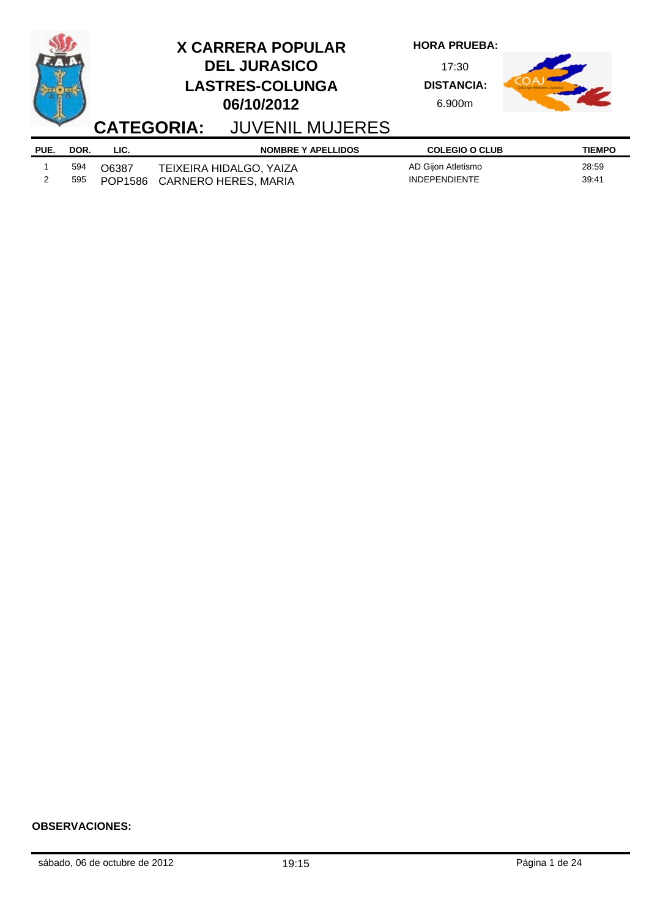# X CARRERA POPULAR DEL JURASICO LASTRES-COLUNGA 06/10/2012

**HORA PRUEBA:** 17:30

**DISTANCIA:** 6.900m

## CATEGORIA: JUVENIL MUJERES

| PUE. | DOR. | LIC. | NOMBRE Y APELLIDOS | COLEGIO O CLUB | TIEMPO |
|---|---|---|---|---|---|
| 1 | 594 | O6387 | TEIXEIRA HIDALGO, YAIZA | AD Gijon Atletismo | 28:59 |
| 2 | 595 | POP1586 | CARNERO HERES, MARIA | INDEPENDIENTE | 39:41 |

**OBSERVACIONES:**

sábado, 06 de octubre de 2012 19:15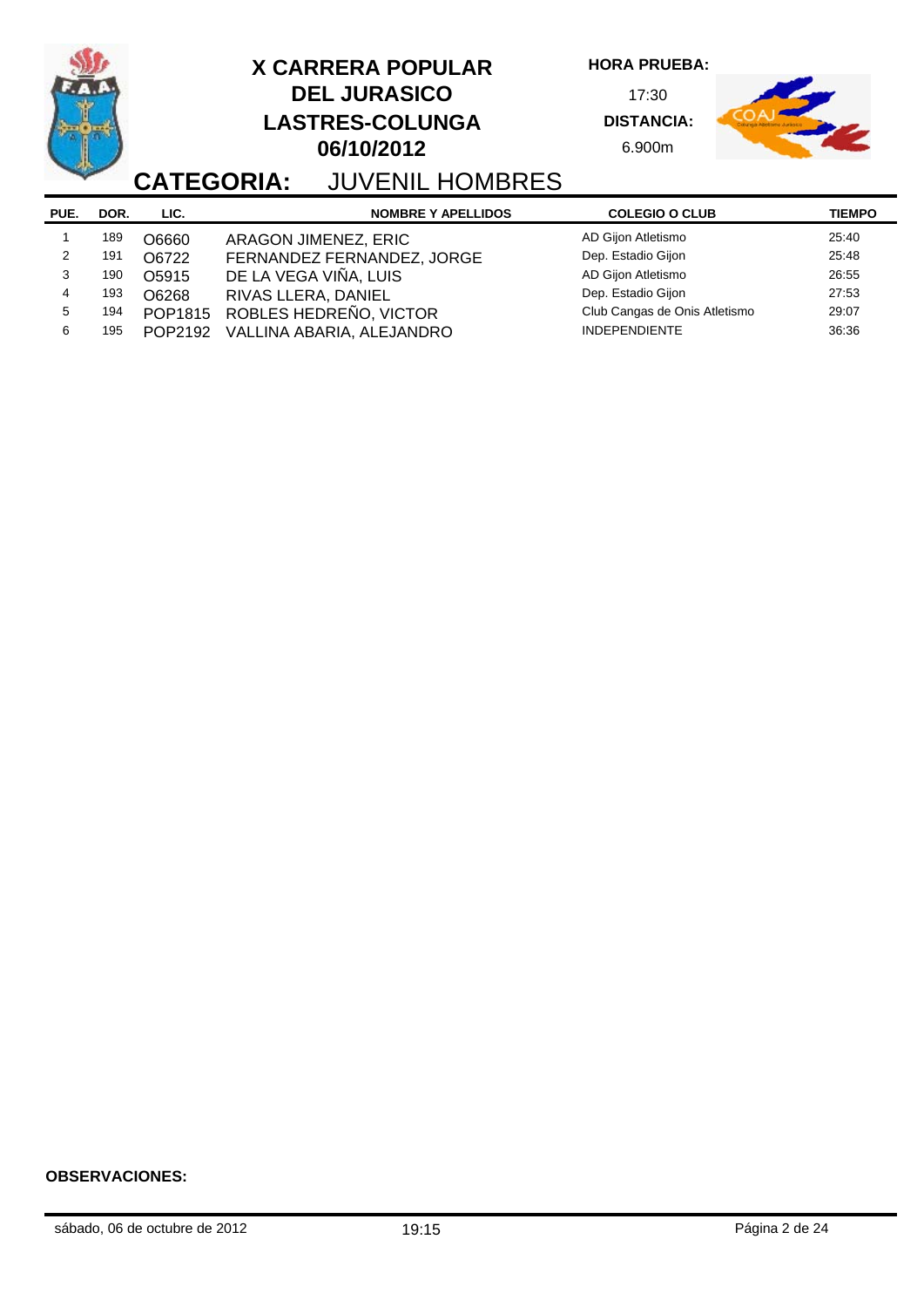# X CARRERA POPULAR DEL JURASICO LASTRES-COLUNGA 06/10/2012

**HORA PRUEBA:** 17:30

**DISTANCIA:** 6.900m

## CATEGORIA: JUVENIL HOMBRES

| PUE. | DOR. | LIC. | NOMBRE Y APELLIDOS | COLEGIO O CLUB | TIEMPO |
|---|---|---|---|---|---|
| 1 | 189 | O6660 | ARAGON JIMENEZ, ERIC | AD Gijon Atletismo | 25:40 |
| 2 | 191 | O6722 | FERNANDEZ FERNANDEZ, JORGE | Dep. Estadio Gijon | 25:48 |
| 3 | 190 | O5915 | DE LA VEGA VIÑA, LUIS | AD Gijon Atletismo | 26:55 |
| 4 | 193 | O6268 | RIVAS LLERA, DANIEL | Dep. Estadio Gijon | 27:53 |
| 5 | 194 | POP1815 | ROBLES HEDREÑO, VICTOR | Club Cangas de Onis Atletismo | 29:07 |
| 6 | 195 | POP2192 | VALLINA ABARIA, ALEJANDRO | INDEPENDIENTE | 36:36 |

**OBSERVACIONES:**

sábado, 06 de octubre de 2012 19:15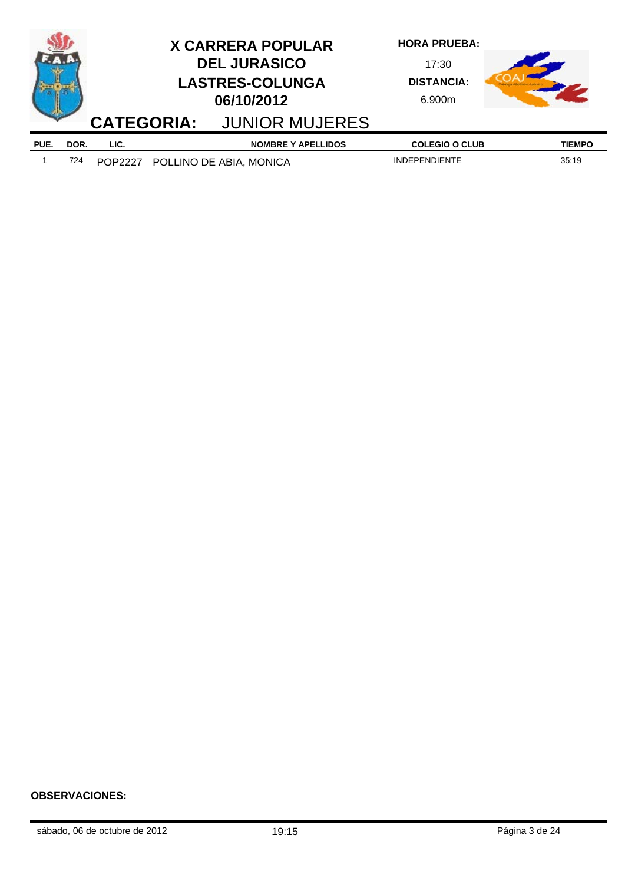# X CARRERA POPULAR DEL JURASICO LASTRES-COLUNGA 06/10/2012

**HORA PRUEBA:** 17:30

**DISTANCIA:** 6.900m

## CATEGORIA: JUNIOR MUJERES

| PUE. | DOR. | LIC. | NOMBRE Y APELLIDOS | COLEGIO O CLUB | TIEMPO |
|---|---|---|---|---|---|
| 1 | 724 | POP2227 | POLLINO DE ABIA, MONICA | INDEPENDIENTE | 35:19 |

**OBSERVACIONES:**

sábado, 06 de octubre de 2012 19:15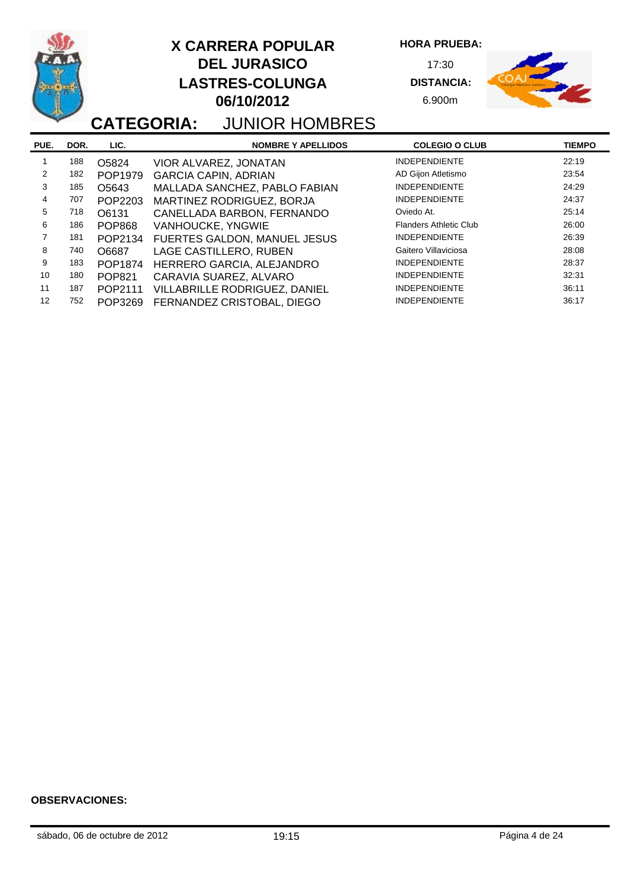# X CARRERA POPULAR DEL JURASICO LASTRES-COLUNGA 06/10/2012

**HORA PRUEBA:** 17:30

**DISTANCIA:** 6.900m

## CATEGORIA: JUNIOR HOMBRES

| PUE. | DOR. | LIC. | NOMBRE Y APELLIDOS | COLEGIO O CLUB | TIEMPO |
|---|---|---|---|---|---|
| 1 | 188 | O5824 | VIOR ALVAREZ, JONATAN | INDEPENDIENTE | 22:19 |
| 2 | 182 | POP1979 | GARCIA CAPIN, ADRIAN | AD Gijon Atletismo | 23:54 |
| 3 | 185 | O5643 | MALLADA SANCHEZ, PABLO FABIAN | INDEPENDIENTE | 24:29 |
| 4 | 707 | POP2203 | MARTINEZ RODRIGUEZ, BORJA | INDEPENDIENTE | 24:37 |
| 5 | 718 | O6131 | CANELLADA BARBON, FERNANDO | Oviedo At. | 25:14 |
| 6 | 186 | POP868 | VANHOUCKE, YNGWIE | Flanders Athletic Club | 26:00 |
| 7 | 181 | POP2134 | FUERTES GALDON, MANUEL JESUS | INDEPENDIENTE | 26:39 |
| 8 | 740 | O6687 | LAGE CASTILLERO, RUBEN | Gaitero Villaviciosa | 28:08 |
| 9 | 183 | POP1874 | HERRERO GARCIA, ALEJANDRO | INDEPENDIENTE | 28:37 |
| 10 | 180 | POP821 | CARAVIA SUAREZ, ALVARO | INDEPENDIENTE | 32:31 |
| 11 | 187 | POP2111 | VILLABRILLE RODRIGUEZ, DANIEL | INDEPENDIENTE | 36:11 |
| 12 | 752 | POP3269 | FERNANDEZ CRISTOBAL, DIEGO | INDEPENDIENTE | 36:17 |

**OBSERVACIONES:**

sábado, 06 de octubre de 2012 19:15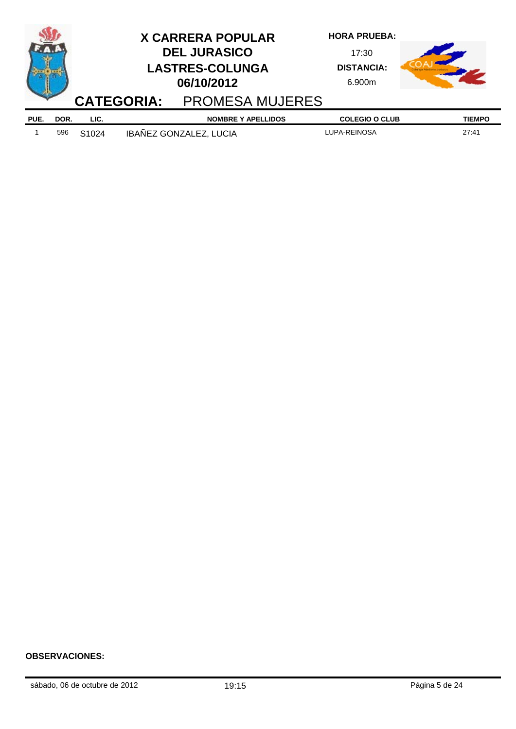# X CARRERA POPULAR DEL JURASICO LASTRES-COLUNGA 06/10/2012

**HORA PRUEBA:** 17:30

**DISTANCIA:** 6.900m

## CATEGORIA: PROMESA MUJERES

| PUE. | DOR. | LIC. | NOMBRE Y APELLIDOS | COLEGIO O CLUB | TIEMPO |
|---|---|---|---|---|---|
| 1 | 596 | S1024 | IBAÑEZ GONZALEZ, LUCIA | LUPA-REINOSA | 27:41 |

**OBSERVACIONES:**

sábado, 06 de octubre de 2012 19:15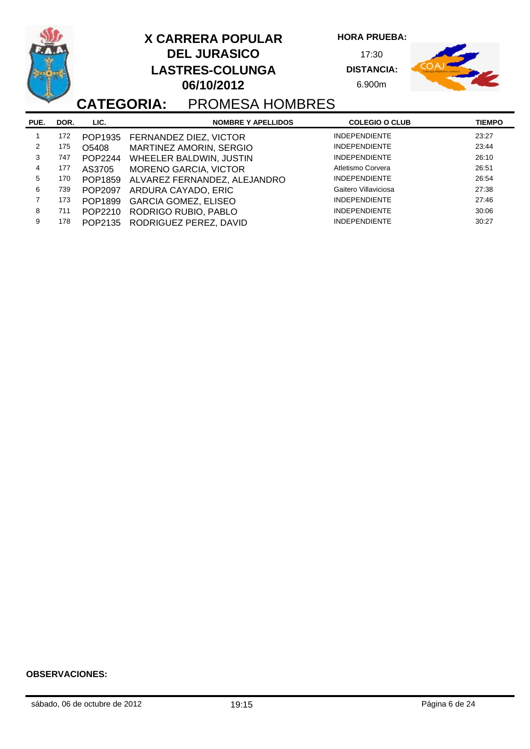# X CARRERA POPULAR DEL JURASICO LASTRES-COLUNGA 06/10/2012

**HORA PRUEBA:** 17:30

**DISTANCIA:** 6.900m

## CATEGORIA: PROMESA HOMBRES

| PUE. | DOR. | LIC. | NOMBRE Y APELLIDOS | COLEGIO O CLUB | TIEMPO |
|---|---|---|---|---|---|
| 1 | 172 | POP1935 | FERNANDEZ DIEZ, VICTOR | INDEPENDIENTE | 23:27 |
| 2 | 175 | O5408 | MARTINEZ AMORIN, SERGIO | INDEPENDIENTE | 23:44 |
| 3 | 747 | POP2244 | WHEELER BALDWIN, JUSTIN | INDEPENDIENTE | 26:10 |
| 4 | 177 | AS3705 | MORENO GARCIA, VICTOR | Atletismo Corvera | 26:51 |
| 5 | 170 | POP1859 | ALVAREZ FERNANDEZ, ALEJANDRO | INDEPENDIENTE | 26:54 |
| 6 | 739 | POP2097 | ARDURA CAYADO, ERIC | Gaitero Villaviciosa | 27:38 |
| 7 | 173 | POP1899 | GARCIA GOMEZ, ELISEO | INDEPENDIENTE | 27:46 |
| 8 | 711 | POP2210 | RODRIGO RUBIO, PABLO | INDEPENDIENTE | 30:06 |
| 9 | 178 | POP2135 | RODRIGUEZ PEREZ, DAVID | INDEPENDIENTE | 30:27 |

**OBSERVACIONES:**

sábado, 06 de octubre de 2012 19:15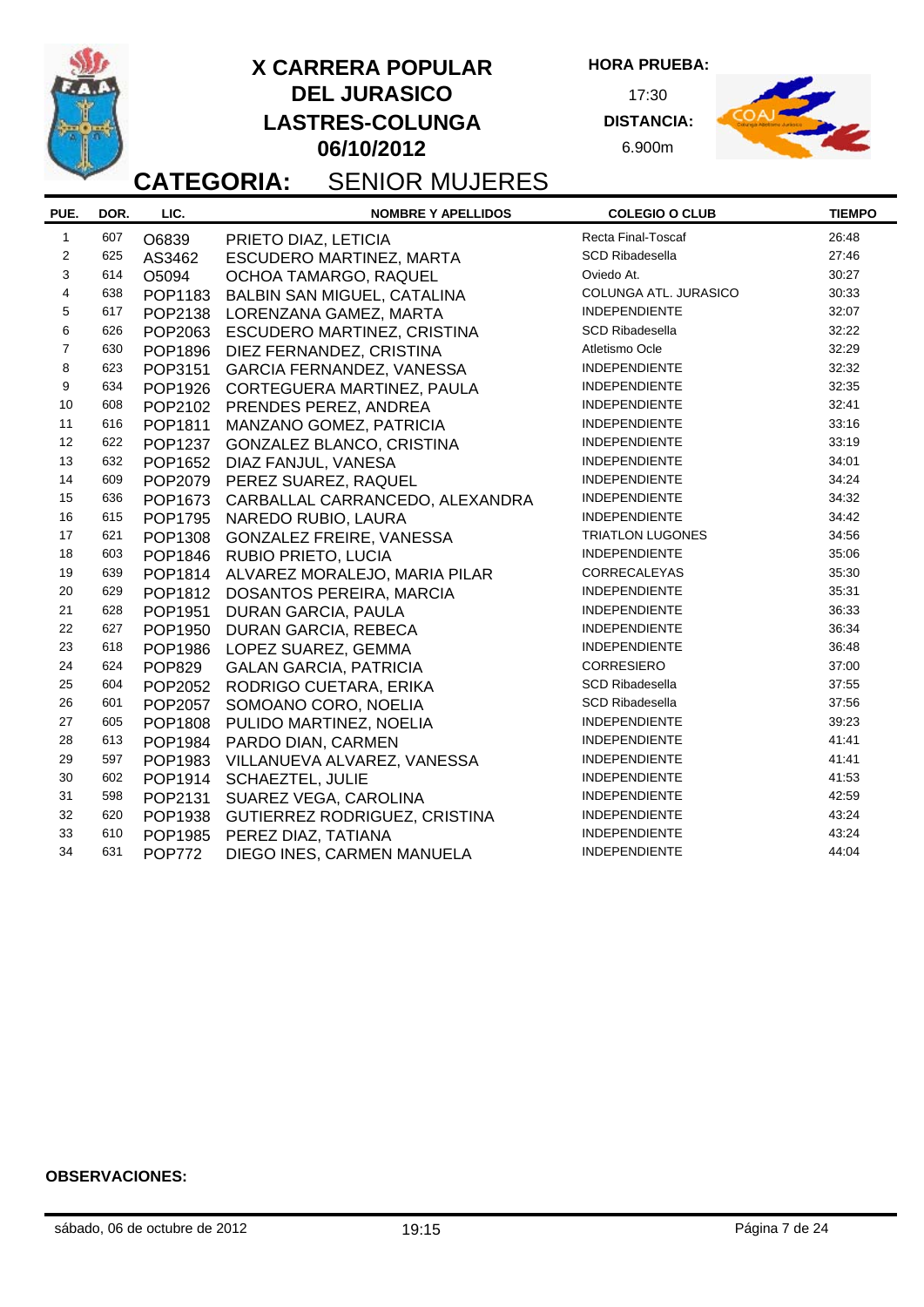# X CARRERA POPULAR DEL JURASICO LASTRES-COLUNGA 06/10/2012

**HORA PRUEBA:** 17:30

**DISTANCIA:** 6.900m

## CATEGORIA: SENIOR MUJERES

| PUE. | DOR. | LIC. | NOMBRE Y APELLIDOS | COLEGIO O CLUB | TIEMPO |
|---|---|---|---|---|---|
| 1 | 607 | O6839 | PRIETO DIAZ, LETICIA | Recta Final-Toscaf | 26:48 |
| 2 | 625 | AS3462 | ESCUDERO MARTINEZ, MARTA | SCD Ribadesella | 27:46 |
| 3 | 614 | O5094 | OCHOA TAMARGO, RAQUEL | Oviedo At. | 30:27 |
| 4 | 638 | POP1183 | BALBIN SAN MIGUEL, CATALINA | COLUNGA ATL. JURASICO | 30:33 |
| 5 | 617 | POP2138 | LORENZANA GAMEZ, MARTA | INDEPENDIENTE | 32:07 |
| 6 | 626 | POP2063 | ESCUDERO MARTINEZ, CRISTINA | SCD Ribadesella | 32:22 |
| 7 | 630 | POP1896 | DIEZ FERNANDEZ, CRISTINA | Atletismo Ocle | 32:29 |
| 8 | 623 | POP3151 | GARCIA FERNANDEZ, VANESSA | INDEPENDIENTE | 32:32 |
| 9 | 634 | POP1926 | CORTEGUERA MARTINEZ, PAULA | INDEPENDIENTE | 32:35 |
| 10 | 608 | POP2102 | PRENDES PEREZ, ANDREA | INDEPENDIENTE | 32:41 |
| 11 | 616 | POP1811 | MANZANO GOMEZ, PATRICIA | INDEPENDIENTE | 33:16 |
| 12 | 622 | POP1237 | GONZALEZ BLANCO, CRISTINA | INDEPENDIENTE | 33:19 |
| 13 | 632 | POP1652 | DIAZ FANJUL, VANESA | INDEPENDIENTE | 34:01 |
| 14 | 609 | POP2079 | PEREZ SUAREZ, RAQUEL | INDEPENDIENTE | 34:24 |
| 15 | 636 | POP1673 | CARBALLAL CARRANCEDO, ALEXANDRA | INDEPENDIENTE | 34:32 |
| 16 | 615 | POP1795 | NAREDO RUBIO, LAURA | INDEPENDIENTE | 34:42 |
| 17 | 621 | POP1308 | GONZALEZ FREIRE, VANESSA | TRIATLON LUGONES | 34:56 |
| 18 | 603 | POP1846 | RUBIO PRIETO, LUCIA | INDEPENDIENTE | 35:06 |
| 19 | 639 | POP1814 | ALVAREZ MORALEJO, MARIA PILAR | CORRECALEYAS | 35:30 |
| 20 | 629 | POP1812 | DOSANTOS PEREIRA, MARCIA | INDEPENDIENTE | 35:31 |
| 21 | 628 | POP1951 | DURAN GARCIA, PAULA | INDEPENDIENTE | 36:33 |
| 22 | 627 | POP1950 | DURAN GARCIA, REBECA | INDEPENDIENTE | 36:34 |
| 23 | 618 | POP1986 | LOPEZ SUAREZ, GEMMA | INDEPENDIENTE | 36:48 |
| 24 | 624 | POP829 | GALAN GARCIA, PATRICIA | CORRESIERO | 37:00 |
| 25 | 604 | POP2052 | RODRIGO CUETARA, ERIKA | SCD Ribadesella | 37:55 |
| 26 | 601 | POP2057 | SOMOANO CORO, NOELIA | SCD Ribadesella | 37:56 |
| 27 | 605 | POP1808 | PULIDO MARTINEZ, NOELIA | INDEPENDIENTE | 39:23 |
| 28 | 613 | POP1984 | PARDO DIAN, CARMEN | INDEPENDIENTE | 41:41 |
| 29 | 597 | POP1983 | VILLANUEVA ALVAREZ, VANESSA | INDEPENDIENTE | 41:41 |
| 30 | 602 | POP1914 | SCHAEZTEL, JULIE | INDEPENDIENTE | 41:53 |
| 31 | 598 | POP2131 | SUAREZ VEGA, CAROLINA | INDEPENDIENTE | 42:59 |
| 32 | 620 | POP1938 | GUTIERREZ RODRIGUEZ, CRISTINA | INDEPENDIENTE | 43:24 |
| 33 | 610 | POP1985 | PEREZ DIAZ, TATIANA | INDEPENDIENTE | 43:24 |
| 34 | 631 | POP772 | DIEGO INES, CARMEN MANUELA | INDEPENDIENTE | 44:04 |

**OBSERVACIONES:**

sábado, 06 de octubre de 2012 — 19:15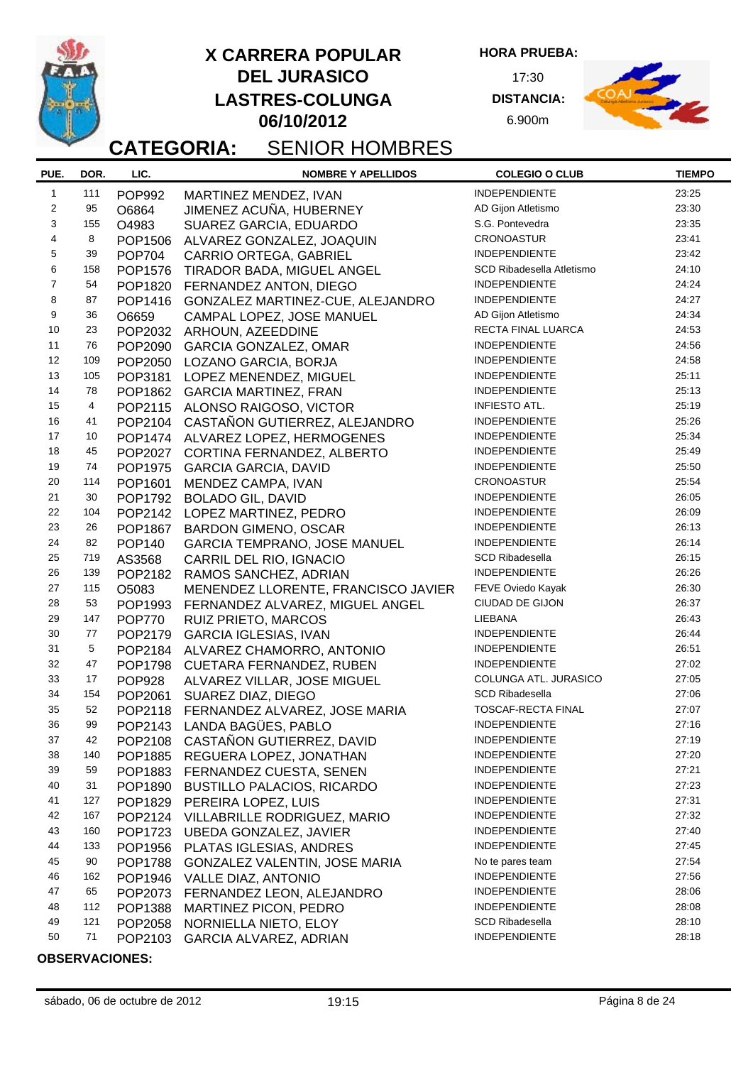# X CARRERA POPULAR DEL JURASICO LASTRES-COLUNGA 06/10/2012

**HORA PRUEBA:** 17:30

**DISTANCIA:** 6.900m

## CATEGORIA: SENIOR HOMBRES

| PUE. | DOR. | LIC. | NOMBRE Y APELLIDOS | COLEGIO O CLUB | TIEMPO |
|---|---|---|---|---|---|
| 1 | 111 | POP992 | MARTINEZ MENDEZ, IVAN | INDEPENDIENTE | 23:25 |
| 2 | 95 | O6864 | JIMENEZ ACUÑA, HUBERNEY | AD Gijon Atletismo | 23:30 |
| 3 | 155 | O4983 | SUAREZ GARCIA, EDUARDO | S.G. Pontevedra | 23:35 |
| 4 | 8 | POP1506 | ALVAREZ GONZALEZ, JOAQUIN | CRONOASTUR | 23:41 |
| 5 | 39 | POP704 | CARRIO ORTEGA, GABRIEL | INDEPENDIENTE | 23:42 |
| 6 | 158 | POP1576 | TIRADOR BADA, MIGUEL ANGEL | SCD Ribadesella Atletismo | 24:10 |
| 7 | 54 | POP1820 | FERNANDEZ ANTON, DIEGO | INDEPENDIENTE | 24:24 |
| 8 | 87 | POP1416 | GONZALEZ MARTINEZ-CUE, ALEJANDRO | INDEPENDIENTE | 24:27 |
| 9 | 36 | O6659 | CAMPAL LOPEZ, JOSE MANUEL | AD Gijon Atletismo | 24:34 |
| 10 | 23 | POP2032 | ARHOUN, AZEEDDINE | RECTA FINAL LUARCA | 24:53 |
| 11 | 76 | POP2090 | GARCIA GONZALEZ, OMAR | INDEPENDIENTE | 24:56 |
| 12 | 109 | POP2050 | LOZANO GARCIA, BORJA | INDEPENDIENTE | 24:58 |
| 13 | 105 | POP3181 | LOPEZ MENENDEZ, MIGUEL | INDEPENDIENTE | 25:11 |
| 14 | 78 | POP1862 | GARCIA MARTINEZ, FRAN | INDEPENDIENTE | 25:13 |
| 15 | 4 | POP2115 | ALONSO RAIGOSO, VICTOR | INFIESTO ATL. | 25:19 |
| 16 | 41 | POP2104 | CASTAÑON GUTIERREZ, ALEJANDRO | INDEPENDIENTE | 25:26 |
| 17 | 10 | POP1474 | ALVAREZ LOPEZ, HERMOGENES | INDEPENDIENTE | 25:34 |
| 18 | 45 | POP2027 | CORTINA FERNANDEZ, ALBERTO | INDEPENDIENTE | 25:49 |
| 19 | 74 | POP1975 | GARCIA GARCIA, DAVID | INDEPENDIENTE | 25:50 |
| 20 | 114 | POP1601 | MENDEZ CAMPA, IVAN | CRONOASTUR | 25:54 |
| 21 | 30 | POP1792 | BOLADO GIL, DAVID | INDEPENDIENTE | 26:05 |
| 22 | 104 | POP2142 | LOPEZ MARTINEZ, PEDRO | INDEPENDIENTE | 26:09 |
| 23 | 26 | POP1867 | BARDON GIMENO, OSCAR | INDEPENDIENTE | 26:13 |
| 24 | 82 | POP140 | GARCIA TEMPRANO, JOSE MANUEL | INDEPENDIENTE | 26:14 |
| 25 | 719 | AS3568 | CARRIL DEL RIO, IGNACIO | SCD Ribadesella | 26:15 |
| 26 | 139 | POP2182 | RAMOS SANCHEZ, ADRIAN | INDEPENDIENTE | 26:26 |
| 27 | 115 | O5083 | MENENDEZ LLORENTE, FRANCISCO JAVIER | FEVE Oviedo Kayak | 26:30 |
| 28 | 53 | POP1993 | FERNANDEZ ALVAREZ, MIGUEL ANGEL | CIUDAD DE GIJON | 26:37 |
| 29 | 147 | POP770 | RUIZ PRIETO, MARCOS | LIEBANA | 26:43 |
| 30 | 77 | POP2179 | GARCIA IGLESIAS, IVAN | INDEPENDIENTE | 26:44 |
| 31 | 5 | POP2184 | ALVAREZ CHAMORRO, ANTONIO | INDEPENDIENTE | 26:51 |
| 32 | 47 | POP1798 | CUETARA FERNANDEZ, RUBEN | INDEPENDIENTE | 27:02 |
| 33 | 17 | POP928 | ALVAREZ VILLAR, JOSE MIGUEL | COLUNGA ATL. JURASICO | 27:05 |
| 34 | 154 | POP2061 | SUAREZ DIAZ, DIEGO | SCD Ribadesella | 27:06 |
| 35 | 52 | POP2118 | FERNANDEZ ALVAREZ, JOSE MARIA | TOSCAF-RECTA FINAL | 27:07 |
| 36 | 99 | POP2143 | LANDA BAGÜES, PABLO | INDEPENDIENTE | 27:16 |
| 37 | 42 | POP2108 | CASTAÑON GUTIERREZ, DAVID | INDEPENDIENTE | 27:19 |
| 38 | 140 | POP1885 | REGUERA LOPEZ, JONATHAN | INDEPENDIENTE | 27:20 |
| 39 | 59 | POP1883 | FERNANDEZ CUESTA, SENEN | INDEPENDIENTE | 27:21 |
| 40 | 31 | POP1890 | BUSTILLO PALACIOS, RICARDO | INDEPENDIENTE | 27:23 |
| 41 | 127 | POP1829 | PEREIRA LOPEZ, LUIS | INDEPENDIENTE | 27:31 |
| 42 | 167 | POP2124 | VILLABRILLE RODRIGUEZ, MARIO | INDEPENDIENTE | 27:32 |
| 43 | 160 | POP1723 | UBEDA GONZALEZ, JAVIER | INDEPENDIENTE | 27:40 |
| 44 | 133 | POP1956 | PLATAS IGLESIAS, ANDRES | INDEPENDIENTE | 27:45 |
| 45 | 90 | POP1788 | GONZALEZ VALENTIN, JOSE MARIA | No te pares team | 27:54 |
| 46 | 162 | POP1946 | VALLE DIAZ, ANTONIO | INDEPENDIENTE | 27:56 |
| 47 | 65 | POP2073 | FERNANDEZ LEON, ALEJANDRO | INDEPENDIENTE | 28:06 |
| 48 | 112 | POP1388 | MARTINEZ PICON, PEDRO | INDEPENDIENTE | 28:08 |
| 49 | 121 | POP2058 | NORNIELLA NIETO, ELOY | SCD Ribadesella | 28:10 |
| 50 | 71 | POP2103 | GARCIA ALVAREZ, ADRIAN | INDEPENDIENTE | 28:18 |

**OBSERVACIONES:**

sábado, 06 de octubre de 2012 19:15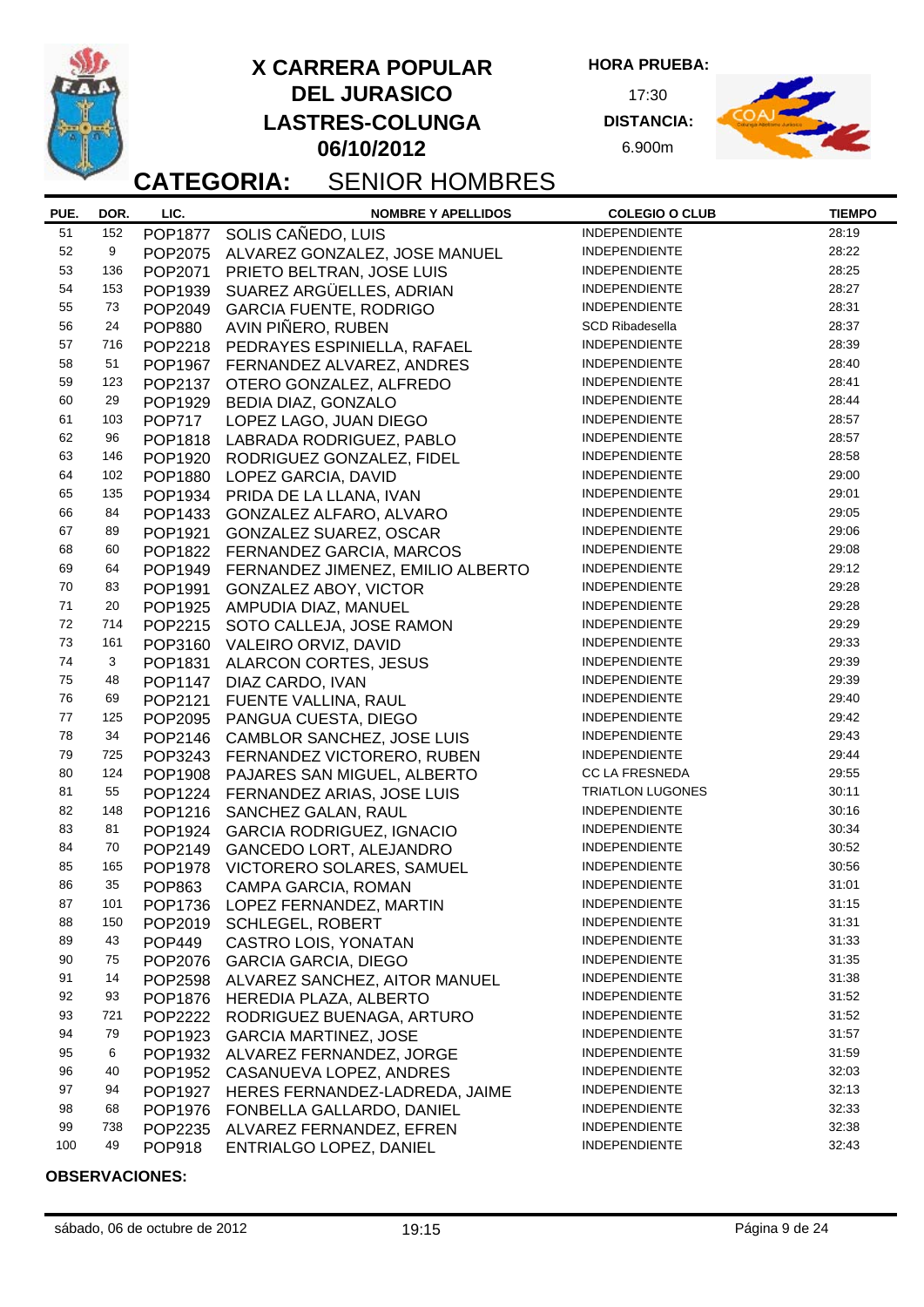# X CARRERA POPULAR DEL JURASICO LASTRES-COLUNGA 06/10/2012

**HORA PRUEBA:** 17:30

**DISTANCIA:** 6.900m

## CATEGORIA: SENIOR HOMBRES

| PUE. | DOR. | LIC. | NOMBRE Y APELLIDOS | COLEGIO O CLUB | TIEMPO |
|---|---|---|---|---|---|
| 51 | 152 | POP1877 | SOLIS CAÑEDO, LUIS | INDEPENDIENTE | 28:19 |
| 52 | 9 | POP2075 | ALVAREZ GONZALEZ, JOSE MANUEL | INDEPENDIENTE | 28:22 |
| 53 | 136 | POP2071 | PRIETO BELTRAN, JOSE LUIS | INDEPENDIENTE | 28:25 |
| 54 | 153 | POP1939 | SUAREZ ARGÜELLES, ADRIAN | INDEPENDIENTE | 28:27 |
| 55 | 73 | POP2049 | GARCIA FUENTE, RODRIGO | INDEPENDIENTE | 28:31 |
| 56 | 24 | POP880 | AVIN PIÑERO, RUBEN | SCD Ribadesella | 28:37 |
| 57 | 716 | POP2218 | PEDRAYES ESPINIELLA, RAFAEL | INDEPENDIENTE | 28:39 |
| 58 | 51 | POP1967 | FERNANDEZ ALVAREZ, ANDRES | INDEPENDIENTE | 28:40 |
| 59 | 123 | POP2137 | OTERO GONZALEZ, ALFREDO | INDEPENDIENTE | 28:41 |
| 60 | 29 | POP1929 | BEDIA DIAZ, GONZALO | INDEPENDIENTE | 28:44 |
| 61 | 103 | POP717 | LOPEZ LAGO, JUAN DIEGO | INDEPENDIENTE | 28:57 |
| 62 | 96 | POP1818 | LABRADA RODRIGUEZ, PABLO | INDEPENDIENTE | 28:57 |
| 63 | 146 | POP1920 | RODRIGUEZ GONZALEZ, FIDEL | INDEPENDIENTE | 28:58 |
| 64 | 102 | POP1880 | LOPEZ GARCIA, DAVID | INDEPENDIENTE | 29:00 |
| 65 | 135 | POP1934 | PRIDA DE LA LLANA, IVAN | INDEPENDIENTE | 29:01 |
| 66 | 84 | POP1433 | GONZALEZ ALFARO, ALVARO | INDEPENDIENTE | 29:05 |
| 67 | 89 | POP1921 | GONZALEZ SUAREZ, OSCAR | INDEPENDIENTE | 29:06 |
| 68 | 60 | POP1822 | FERNANDEZ GARCIA, MARCOS | INDEPENDIENTE | 29:08 |
| 69 | 64 | POP1949 | FERNANDEZ JIMENEZ, EMILIO ALBERTO | INDEPENDIENTE | 29:12 |
| 70 | 83 | POP1991 | GONZALEZ ABOY, VICTOR | INDEPENDIENTE | 29:28 |
| 71 | 20 | POP1925 | AMPUDIA DIAZ, MANUEL | INDEPENDIENTE | 29:28 |
| 72 | 714 | POP2215 | SOTO CALLEJA, JOSE RAMON | INDEPENDIENTE | 29:29 |
| 73 | 161 | POP3160 | VALEIRO ORVIZ, DAVID | INDEPENDIENTE | 29:33 |
| 74 | 3 | POP1831 | ALARCON CORTES, JESUS | INDEPENDIENTE | 29:39 |
| 75 | 48 | POP1147 | DIAZ CARDO, IVAN | INDEPENDIENTE | 29:39 |
| 76 | 69 | POP2121 | FUENTE VALLINA, RAUL | INDEPENDIENTE | 29:40 |
| 77 | 125 | POP2095 | PANGUA CUESTA, DIEGO | INDEPENDIENTE | 29:42 |
| 78 | 34 | POP2146 | CAMBLOR SANCHEZ, JOSE LUIS | INDEPENDIENTE | 29:43 |
| 79 | 725 | POP3243 | FERNANDEZ VICTORERO, RUBEN | INDEPENDIENTE | 29:44 |
| 80 | 124 | POP1908 | PAJARES SAN MIGUEL, ALBERTO | CC LA FRESNEDA | 29:55 |
| 81 | 55 | POP1224 | FERNANDEZ ARIAS, JOSE LUIS | TRIATLON LUGONES | 30:11 |
| 82 | 148 | POP1216 | SANCHEZ GALAN, RAUL | INDEPENDIENTE | 30:16 |
| 83 | 81 | POP1924 | GARCIA RODRIGUEZ, IGNACIO | INDEPENDIENTE | 30:34 |
| 84 | 70 | POP2149 | GANCEDO LORT, ALEJANDRO | INDEPENDIENTE | 30:52 |
| 85 | 165 | POP1978 | VICTORERO SOLARES, SAMUEL | INDEPENDIENTE | 30:56 |
| 86 | 35 | POP863 | CAMPA GARCIA, ROMAN | INDEPENDIENTE | 31:01 |
| 87 | 101 | POP1736 | LOPEZ FERNANDEZ, MARTIN | INDEPENDIENTE | 31:15 |
| 88 | 150 | POP2019 | SCHLEGEL, ROBERT | INDEPENDIENTE | 31:31 |
| 89 | 43 | POP449 | CASTRO LOIS, YONATAN | INDEPENDIENTE | 31:33 |
| 90 | 75 | POP2076 | GARCIA GARCIA, DIEGO | INDEPENDIENTE | 31:35 |
| 91 | 14 | POP2598 | ALVAREZ SANCHEZ, AITOR MANUEL | INDEPENDIENTE | 31:38 |
| 92 | 93 | POP1876 | HEREDIA PLAZA, ALBERTO | INDEPENDIENTE | 31:52 |
| 93 | 721 | POP2222 | RODRIGUEZ BUENAGA, ARTURO | INDEPENDIENTE | 31:52 |
| 94 | 79 | POP1923 | GARCIA MARTINEZ, JOSE | INDEPENDIENTE | 31:57 |
| 95 | 6 | POP1932 | ALVAREZ FERNANDEZ, JORGE | INDEPENDIENTE | 31:59 |
| 96 | 40 | POP1952 | CASANUEVA LOPEZ, ANDRES | INDEPENDIENTE | 32:03 |
| 97 | 94 | POP1927 | HERES FERNANDEZ-LADREDA, JAIME | INDEPENDIENTE | 32:13 |
| 98 | 68 | POP1976 | FONBELLA GALLARDO, DANIEL | INDEPENDIENTE | 32:33 |
| 99 | 738 | POP2235 | ALVAREZ FERNANDEZ, EFREN | INDEPENDIENTE | 32:38 |
| 100 | 49 | POP918 | ENTRIALGO LOPEZ, DANIEL | INDEPENDIENTE | 32:43 |

**OBSERVACIONES:**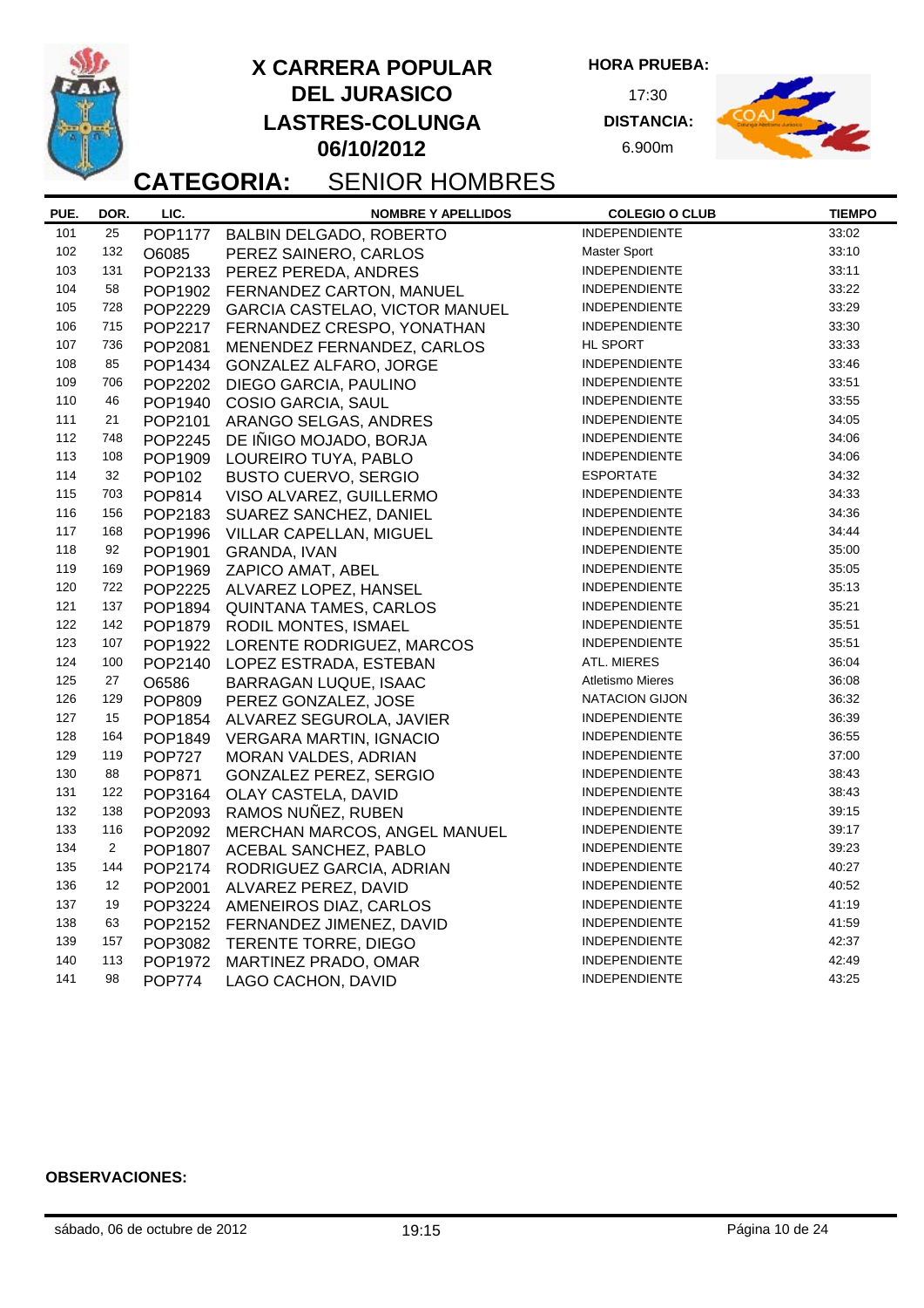# X CARRERA POPULAR DEL JURASICO LASTRES-COLUNGA 06/10/2012

**HORA PRUEBA:** 17:30

**DISTANCIA:** 6.900m

## CATEGORIA: SENIOR HOMBRES

| PUE. | DOR. | LIC. | NOMBRE Y APELLIDOS | COLEGIO O CLUB | TIEMPO |
|---|---|---|---|---|---|
| 101 | 25 | POP1177 | BALBIN DELGADO, ROBERTO | INDEPENDIENTE | 33:02 |
| 102 | 132 | O6085 | PEREZ SAINERO, CARLOS | Master Sport | 33:10 |
| 103 | 131 | POP2133 | PEREZ PEREDA, ANDRES | INDEPENDIENTE | 33:11 |
| 104 | 58 | POP1902 | FERNANDEZ CARTON, MANUEL | INDEPENDIENTE | 33:22 |
| 105 | 728 | POP2229 | GARCIA CASTELAO, VICTOR MANUEL | INDEPENDIENTE | 33:29 |
| 106 | 715 | POP2217 | FERNANDEZ CRESPO, YONATHAN | INDEPENDIENTE | 33:30 |
| 107 | 736 | POP2081 | MENENDEZ FERNANDEZ, CARLOS | HL SPORT | 33:33 |
| 108 | 85 | POP1434 | GONZALEZ ALFARO, JORGE | INDEPENDIENTE | 33:46 |
| 109 | 706 | POP2202 | DIEGO GARCIA, PAULINO | INDEPENDIENTE | 33:51 |
| 110 | 46 | POP1940 | COSIO GARCIA, SAUL | INDEPENDIENTE | 33:55 |
| 111 | 21 | POP2101 | ARANGO SELGAS, ANDRES | INDEPENDIENTE | 34:05 |
| 112 | 748 | POP2245 | DE IÑIGO MOJADO, BORJA | INDEPENDIENTE | 34:06 |
| 113 | 108 | POP1909 | LOUREIRO TUYA, PABLO | INDEPENDIENTE | 34:06 |
| 114 | 32 | POP102 | BUSTO CUERVO, SERGIO | ESPORTATE | 34:32 |
| 115 | 703 | POP814 | VISO ALVAREZ, GUILLERMO | INDEPENDIENTE | 34:33 |
| 116 | 156 | POP2183 | SUAREZ SANCHEZ, DANIEL | INDEPENDIENTE | 34:36 |
| 117 | 168 | POP1996 | VILLAR CAPELLAN, MIGUEL | INDEPENDIENTE | 34:44 |
| 118 | 92 | POP1901 | GRANDA, IVAN | INDEPENDIENTE | 35:00 |
| 119 | 169 | POP1969 | ZAPICO AMAT, ABEL | INDEPENDIENTE | 35:05 |
| 120 | 722 | POP2225 | ALVAREZ LOPEZ, HANSEL | INDEPENDIENTE | 35:13 |
| 121 | 137 | POP1894 | QUINTANA TAMES, CARLOS | INDEPENDIENTE | 35:21 |
| 122 | 142 | POP1879 | RODIL MONTES, ISMAEL | INDEPENDIENTE | 35:51 |
| 123 | 107 | POP1922 | LORENTE RODRIGUEZ, MARCOS | INDEPENDIENTE | 35:51 |
| 124 | 100 | POP2140 | LOPEZ ESTRADA, ESTEBAN | ATL. MIERES | 36:04 |
| 125 | 27 | O6586 | BARRAGAN LUQUE, ISAAC | Atletismo Mieres | 36:08 |
| 126 | 129 | POP809 | PEREZ GONZALEZ, JOSE | NATACION GIJON | 36:32 |
| 127 | 15 | POP1854 | ALVAREZ SEGUROLA, JAVIER | INDEPENDIENTE | 36:39 |
| 128 | 164 | POP1849 | VERGARA MARTIN, IGNACIO | INDEPENDIENTE | 36:55 |
| 129 | 119 | POP727 | MORAN VALDES, ADRIAN | INDEPENDIENTE | 37:00 |
| 130 | 88 | POP871 | GONZALEZ PEREZ, SERGIO | INDEPENDIENTE | 38:43 |
| 131 | 122 | POP3164 | OLAY CASTELA, DAVID | INDEPENDIENTE | 38:43 |
| 132 | 138 | POP2093 | RAMOS NUÑEZ, RUBEN | INDEPENDIENTE | 39:15 |
| 133 | 116 | POP2092 | MERCHAN MARCOS, ANGEL MANUEL | INDEPENDIENTE | 39:17 |
| 134 | 2 | POP1807 | ACEBAL SANCHEZ, PABLO | INDEPENDIENTE | 39:23 |
| 135 | 144 | POP2174 | RODRIGUEZ GARCIA, ADRIAN | INDEPENDIENTE | 40:27 |
| 136 | 12 | POP2001 | ALVAREZ PEREZ, DAVID | INDEPENDIENTE | 40:52 |
| 137 | 19 | POP3224 | AMENEIROS DIAZ, CARLOS | INDEPENDIENTE | 41:19 |
| 138 | 63 | POP2152 | FERNANDEZ JIMENEZ, DAVID | INDEPENDIENTE | 41:59 |
| 139 | 157 | POP3082 | TERENTE TORRE, DIEGO | INDEPENDIENTE | 42:37 |
| 140 | 113 | POP1972 | MARTINEZ PRADO, OMAR | INDEPENDIENTE | 42:49 |
| 141 | 98 | POP774 | LAGO CACHON, DAVID | INDEPENDIENTE | 43:25 |

**OBSERVACIONES:**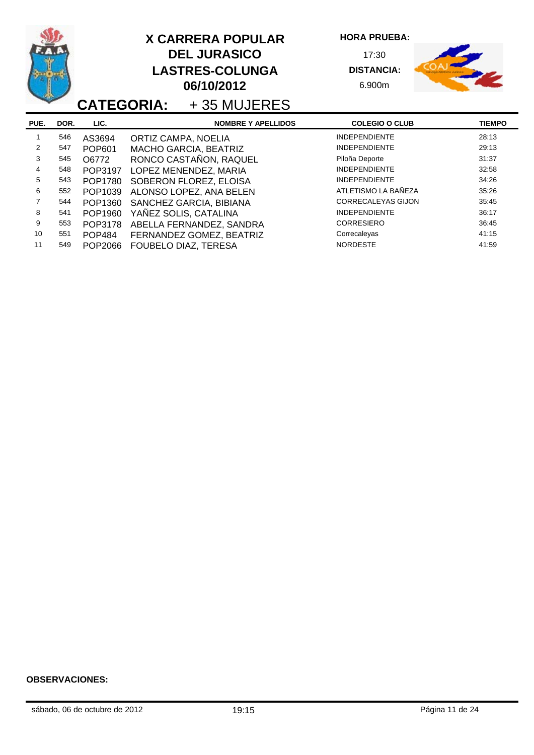# X CARRERA POPULAR DEL JURASICO LASTRES-COLUNGA 06/10/2012

**HORA PRUEBA:** 17:30

**DISTANCIA:** 6.900m

## CATEGORIA: + 35 MUJERES

| PUE. | DOR. | LIC. | NOMBRE Y APELLIDOS | COLEGIO O CLUB | TIEMPO |
|---|---|---|---|---|---|
| 1 | 546 | AS3694 | ORTIZ CAMPA, NOELIA | INDEPENDIENTE | 28:13 |
| 2 | 547 | POP601 | MACHO GARCIA, BEATRIZ | INDEPENDIENTE | 29:13 |
| 3 | 545 | O6772 | RONCO CASTAÑON, RAQUEL | Piloña Deporte | 31:37 |
| 4 | 548 | POP3197 | LOPEZ MENENDEZ, MARIA | INDEPENDIENTE | 32:58 |
| 5 | 543 | POP1780 | SOBERON FLOREZ, ELOISA | INDEPENDIENTE | 34:26 |
| 6 | 552 | POP1039 | ALONSO LOPEZ, ANA BELEN | ATLETISMO LA BAÑEZA | 35:26 |
| 7 | 544 | POP1360 | SANCHEZ GARCIA, BIBIANA | CORRECALEYAS GIJON | 35:45 |
| 8 | 541 | POP1960 | YAÑEZ SOLIS, CATALINA | INDEPENDIENTE | 36:17 |
| 9 | 553 | POP3178 | ABELLA FERNANDEZ, SANDRA | CORRESIERO | 36:45 |
| 10 | 551 | POP484 | FERNANDEZ GOMEZ, BEATRIZ | Correcaleyas | 41:15 |
| 11 | 549 | POP2066 | FOUBELO DIAZ, TERESA | NORDESTE | 41:59 |

**OBSERVACIONES:**

sábado, 06 de octubre de 2012 19:15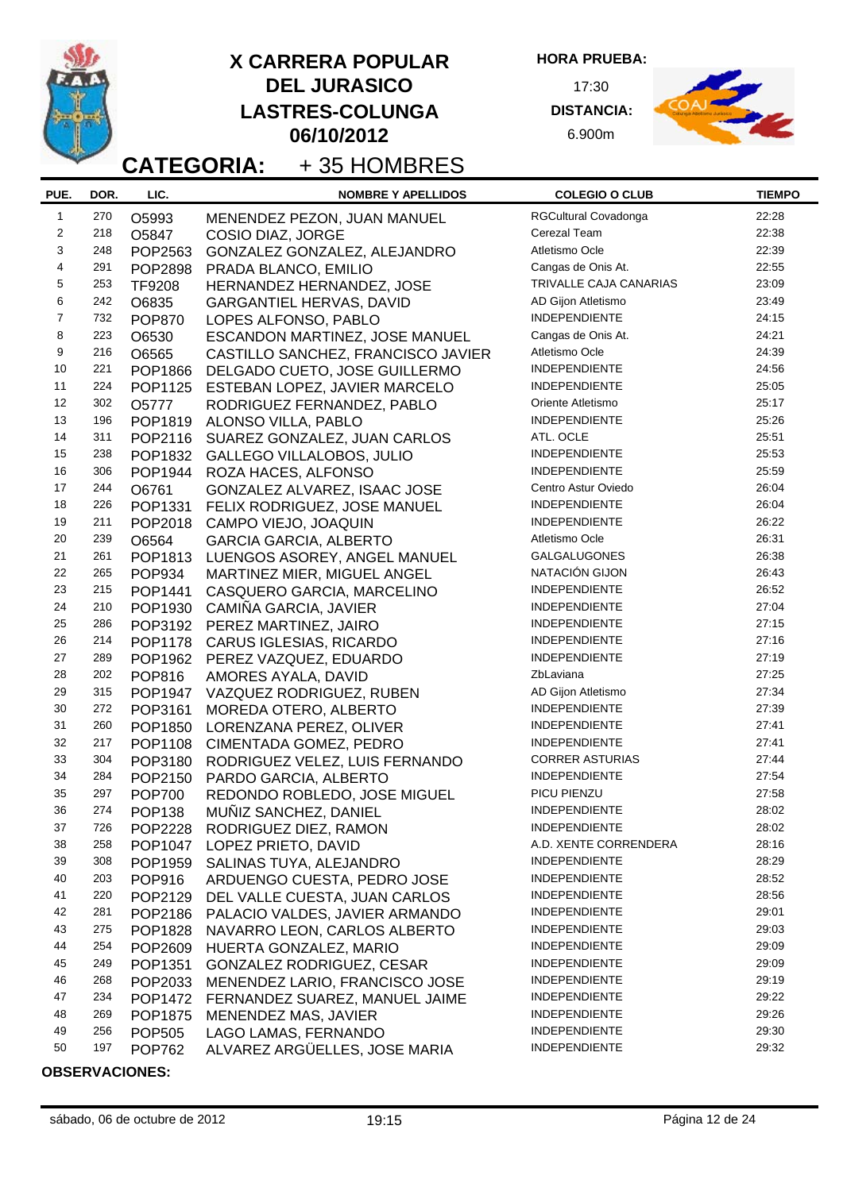# X CARRERA POPULAR DEL JURASICO LASTRES-COLUNGA 06/10/2012

**HORA PRUEBA:** 17:30

**DISTANCIA:** 6.900m

## CATEGORIA: + 35 HOMBRES

| PUE. | DOR. | LIC. | NOMBRE Y APELLIDOS | COLEGIO O CLUB | TIEMPO |
|---|---|---|---|---|---|
| 1 | 270 | O5993 | MENENDEZ PEZON, JUAN MANUEL | RGCultural Covadonga | 22:28 |
| 2 | 218 | O5847 | COSIO DIAZ, JORGE | Cerezal Team | 22:38 |
| 3 | 248 | POP2563 | GONZALEZ GONZALEZ, ALEJANDRO | Atletismo Ocle | 22:39 |
| 4 | 291 | POP2898 | PRADA BLANCO, EMILIO | Cangas de Onis At. | 22:55 |
| 5 | 253 | TF9208 | HERNANDEZ HERNANDEZ, JOSE | TRIVALLE CAJA CANARIAS | 23:09 |
| 6 | 242 | O6835 | GARGANTIEL HERVAS, DAVID | AD Gijon Atletismo | 23:49 |
| 7 | 732 | POP870 | LOPES ALFONSO, PABLO | INDEPENDIENTE | 24:15 |
| 8 | 223 | O6530 | ESCANDON MARTINEZ, JOSE MANUEL | Cangas de Onis At. | 24:21 |
| 9 | 216 | O6565 | CASTILLO SANCHEZ, FRANCISCO JAVIER | Atletismo Ocle | 24:39 |
| 10 | 221 | POP1866 | DELGADO CUETO, JOSE GUILLERMO | INDEPENDIENTE | 24:56 |
| 11 | 224 | POP1125 | ESTEBAN LOPEZ, JAVIER MARCELO | INDEPENDIENTE | 25:05 |
| 12 | 302 | O5777 | RODRIGUEZ FERNANDEZ, PABLO | Oriente Atletismo | 25:17 |
| 13 | 196 | POP1819 | ALONSO VILLA, PABLO | INDEPENDIENTE | 25:26 |
| 14 | 311 | POP2116 | SUAREZ GONZALEZ, JUAN CARLOS | ATL. OCLE | 25:51 |
| 15 | 238 | POP1832 | GALLEGO VILLALOBOS, JULIO | INDEPENDIENTE | 25:53 |
| 16 | 306 | POP1944 | ROZA HACES, ALFONSO | INDEPENDIENTE | 25:59 |
| 17 | 244 | O6761 | GONZALEZ ALVAREZ, ISAAC JOSE | Centro Astur Oviedo | 26:04 |
| 18 | 226 | POP1331 | FELIX RODRIGUEZ, JOSE MANUEL | INDEPENDIENTE | 26:04 |
| 19 | 211 | POP2018 | CAMPO VIEJO, JOAQUIN | INDEPENDIENTE | 26:22 |
| 20 | 239 | O6564 | GARCIA GARCIA, ALBERTO | Atletismo Ocle | 26:31 |
| 21 | 261 | POP1813 | LUENGOS ASOREY, ANGEL MANUEL | GALGALUGONES | 26:38 |
| 22 | 265 | POP934 | MARTINEZ MIER, MIGUEL ANGEL | NATACIÓN GIJON | 26:43 |
| 23 | 215 | POP1441 | CASQUERO GARCIA, MARCELINO | INDEPENDIENTE | 26:52 |
| 24 | 210 | POP1930 | CAMIÑA GARCIA, JAVIER | INDEPENDIENTE | 27:04 |
| 25 | 286 | POP3192 | PEREZ MARTINEZ, JAIRO | INDEPENDIENTE | 27:15 |
| 26 | 214 | POP1178 | CARUS IGLESIAS, RICARDO | INDEPENDIENTE | 27:16 |
| 27 | 289 | POP1962 | PEREZ VAZQUEZ, EDUARDO | INDEPENDIENTE | 27:19 |
| 28 | 202 | POP816 | AMORES AYALA, DAVID | ZbLaviana | 27:25 |
| 29 | 315 | POP1947 | VAZQUEZ RODRIGUEZ, RUBEN | AD Gijon Atletismo | 27:34 |
| 30 | 272 | POP3161 | MOREDA OTERO, ALBERTO | INDEPENDIENTE | 27:39 |
| 31 | 260 | POP1850 | LORENZANA PEREZ, OLIVER | INDEPENDIENTE | 27:41 |
| 32 | 217 | POP1108 | CIMENTADA GOMEZ, PEDRO | INDEPENDIENTE | 27:41 |
| 33 | 304 | POP3180 | RODRIGUEZ VELEZ, LUIS FERNANDO | CORRER ASTURIAS | 27:44 |
| 34 | 284 | POP2150 | PARDO GARCIA, ALBERTO | INDEPENDIENTE | 27:54 |
| 35 | 297 | POP700 | REDONDO ROBLEDO, JOSE MIGUEL | PICU PIENZU | 27:58 |
| 36 | 274 | POP138 | MUÑIZ SANCHEZ, DANIEL | INDEPENDIENTE | 28:02 |
| 37 | 726 | POP2228 | RODRIGUEZ DIEZ, RAMON | INDEPENDIENTE | 28:02 |
| 38 | 258 | POP1047 | LOPEZ PRIETO, DAVID | A.D. XENTE CORRENDERA | 28:16 |
| 39 | 308 | POP1959 | SALINAS TUYA, ALEJANDRO | INDEPENDIENTE | 28:29 |
| 40 | 203 | POP916 | ARDUENGO CUESTA, PEDRO JOSE | INDEPENDIENTE | 28:52 |
| 41 | 220 | POP2129 | DEL VALLE CUESTA, JUAN CARLOS | INDEPENDIENTE | 28:56 |
| 42 | 281 | POP2186 | PALACIO VALDES, JAVIER ARMANDO | INDEPENDIENTE | 29:01 |
| 43 | 275 | POP1828 | NAVARRO LEON, CARLOS ALBERTO | INDEPENDIENTE | 29:03 |
| 44 | 254 | POP2609 | HUERTA GONZALEZ, MARIO | INDEPENDIENTE | 29:09 |
| 45 | 249 | POP1351 | GONZALEZ RODRIGUEZ, CESAR | INDEPENDIENTE | 29:09 |
| 46 | 268 | POP2033 | MENENDEZ LARIO, FRANCISCO JOSE | INDEPENDIENTE | 29:19 |
| 47 | 234 | POP1472 | FERNANDEZ SUAREZ, MANUEL JAIME | INDEPENDIENTE | 29:22 |
| 48 | 269 | POP1875 | MENENDEZ MAS, JAVIER | INDEPENDIENTE | 29:26 |
| 49 | 256 | POP505 | LAGO LAMAS, FERNANDO | INDEPENDIENTE | 29:30 |
| 50 | 197 | POP762 | ALVAREZ ARGÜELLES, JOSE MARIA | INDEPENDIENTE | 29:32 |

**OBSERVACIONES:**

sábado, 06 de octubre de 2012 — 19:15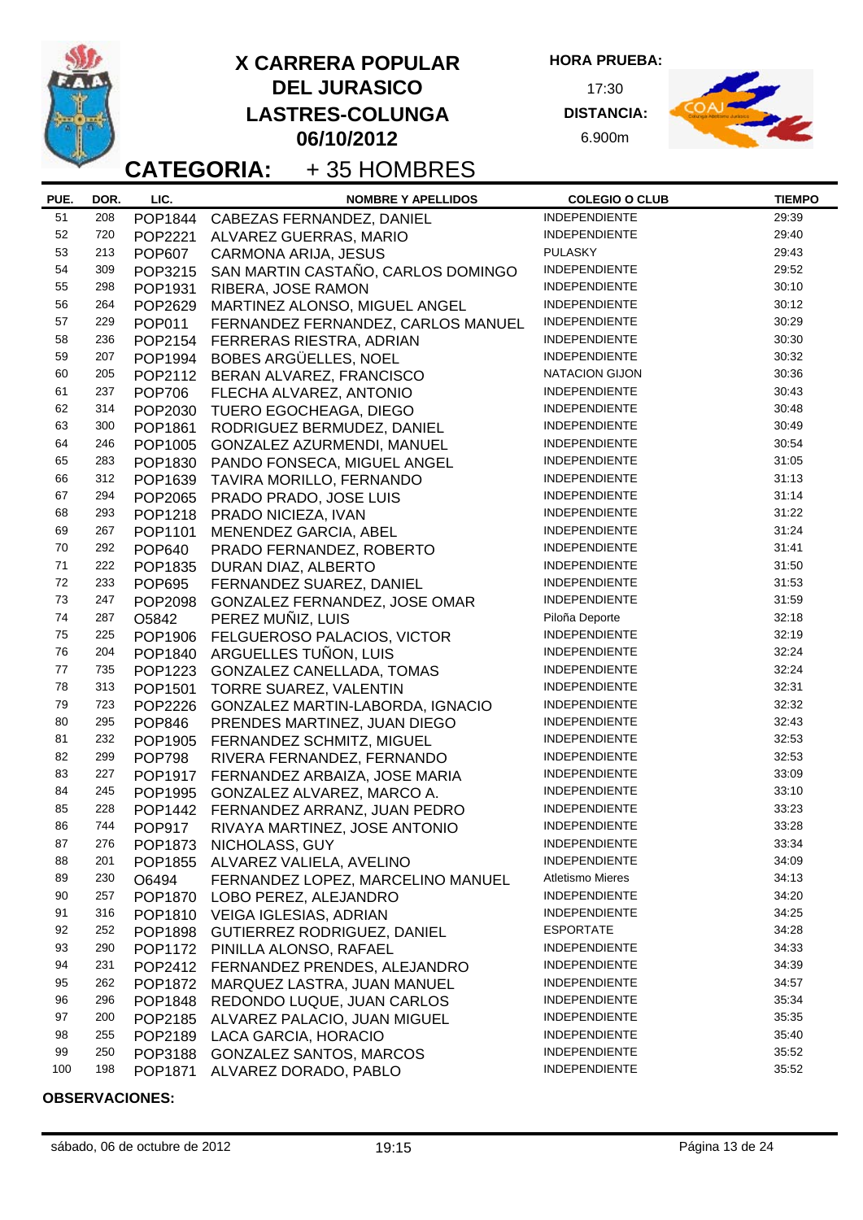# X CARRERA POPULAR DEL JURASICO LASTRES-COLUNGA 06/10/2012

**HORA PRUEBA:** 17:30

**DISTANCIA:** 6.900m

## CATEGORIA: + 35 HOMBRES

| PUE. | DOR. | LIC. | NOMBRE Y APELLIDOS | COLEGIO O CLUB | TIEMPO |
|---|---|---|---|---|---|
| 51 | 208 | POP1844 | CABEZAS FERNANDEZ, DANIEL | INDEPENDIENTE | 29:39 |
| 52 | 720 | POP2221 | ALVAREZ GUERRAS, MARIO | INDEPENDIENTE | 29:40 |
| 53 | 213 | POP607 | CARMONA ARIJA, JESUS | PULASKY | 29:43 |
| 54 | 309 | POP3215 | SAN MARTIN CASTAÑO, CARLOS DOMINGO | INDEPENDIENTE | 29:52 |
| 55 | 298 | POP1931 | RIBERA, JOSE RAMON | INDEPENDIENTE | 30:10 |
| 56 | 264 | POP2629 | MARTINEZ ALONSO, MIGUEL ANGEL | INDEPENDIENTE | 30:12 |
| 57 | 229 | POP011 | FERNANDEZ FERNANDEZ, CARLOS MANUEL | INDEPENDIENTE | 30:29 |
| 58 | 236 | POP2154 | FERRERAS RIESTRA, ADRIAN | INDEPENDIENTE | 30:30 |
| 59 | 207 | POP1994 | BOBES ARGÜELLES, NOEL | INDEPENDIENTE | 30:32 |
| 60 | 205 | POP2112 | BERAN ALVAREZ, FRANCISCO | NATACION GIJON | 30:36 |
| 61 | 237 | POP706 | FLECHA ALVAREZ, ANTONIO | INDEPENDIENTE | 30:43 |
| 62 | 314 | POP2030 | TUERO EGOCHEAGA, DIEGO | INDEPENDIENTE | 30:48 |
| 63 | 300 | POP1861 | RODRIGUEZ BERMUDEZ, DANIEL | INDEPENDIENTE | 30:49 |
| 64 | 246 | POP1005 | GONZALEZ AZURMENDI, MANUEL | INDEPENDIENTE | 30:54 |
| 65 | 283 | POP1830 | PANDO FONSECA, MIGUEL ANGEL | INDEPENDIENTE | 31:05 |
| 66 | 312 | POP1639 | TAVIRA MORILLO, FERNANDO | INDEPENDIENTE | 31:13 |
| 67 | 294 | POP2065 | PRADO PRADO, JOSE LUIS | INDEPENDIENTE | 31:14 |
| 68 | 293 | POP1218 | PRADO NICIEZA, IVAN | INDEPENDIENTE | 31:22 |
| 69 | 267 | POP1101 | MENENDEZ GARCIA, ABEL | INDEPENDIENTE | 31:24 |
| 70 | 292 | POP640 | PRADO FERNANDEZ, ROBERTO | INDEPENDIENTE | 31:41 |
| 71 | 222 | POP1835 | DURAN DIAZ, ALBERTO | INDEPENDIENTE | 31:50 |
| 72 | 233 | POP695 | FERNANDEZ SUAREZ, DANIEL | INDEPENDIENTE | 31:53 |
| 73 | 247 | POP2098 | GONZALEZ FERNANDEZ, JOSE OMAR | INDEPENDIENTE | 31:59 |
| 74 | 287 | O5842 | PEREZ MUÑIZ, LUIS | Piloña Deporte | 32:18 |
| 75 | 225 | POP1906 | FELGUEROSO PALACIOS, VICTOR | INDEPENDIENTE | 32:19 |
| 76 | 204 | POP1840 | ARGUELLES TUÑON, LUIS | INDEPENDIENTE | 32:24 |
| 77 | 735 | POP1223 | GONZALEZ CANELLADA, TOMAS | INDEPENDIENTE | 32:24 |
| 78 | 313 | POP1501 | TORRE SUAREZ, VALENTIN | INDEPENDIENTE | 32:31 |
| 79 | 723 | POP2226 | GONZALEZ MARTIN-LABORDA, IGNACIO | INDEPENDIENTE | 32:32 |
| 80 | 295 | POP846 | PRENDES MARTINEZ, JUAN DIEGO | INDEPENDIENTE | 32:43 |
| 81 | 232 | POP1905 | FERNANDEZ SCHMITZ, MIGUEL | INDEPENDIENTE | 32:53 |
| 82 | 299 | POP798 | RIVERA FERNANDEZ, FERNANDO | INDEPENDIENTE | 32:53 |
| 83 | 227 | POP1917 | FERNANDEZ ARBAIZA, JOSE MARIA | INDEPENDIENTE | 33:09 |
| 84 | 245 | POP1995 | GONZALEZ ALVAREZ, MARCO A. | INDEPENDIENTE | 33:10 |
| 85 | 228 | POP1442 | FERNANDEZ ARRANZ, JUAN PEDRO | INDEPENDIENTE | 33:23 |
| 86 | 744 | POP917 | RIVAYA MARTINEZ, JOSE ANTONIO | INDEPENDIENTE | 33:28 |
| 87 | 276 | POP1873 | NICHOLASS, GUY | INDEPENDIENTE | 33:34 |
| 88 | 201 | POP1855 | ALVAREZ VALIELA, AVELINO | INDEPENDIENTE | 34:09 |
| 89 | 230 | O6494 | FERNANDEZ LOPEZ, MARCELINO MANUEL | Atletismo Mieres | 34:13 |
| 90 | 257 | POP1870 | LOBO PEREZ, ALEJANDRO | INDEPENDIENTE | 34:20 |
| 91 | 316 | POP1810 | VEIGA IGLESIAS, ADRIAN | INDEPENDIENTE | 34:25 |
| 92 | 252 | POP1898 | GUTIERREZ RODRIGUEZ, DANIEL | ESPORTATE | 34:28 |
| 93 | 290 | POP1172 | PINILLA ALONSO, RAFAEL | INDEPENDIENTE | 34:33 |
| 94 | 231 | POP2412 | FERNANDEZ PRENDES, ALEJANDRO | INDEPENDIENTE | 34:39 |
| 95 | 262 | POP1872 | MARQUEZ LASTRA, JUAN MANUEL | INDEPENDIENTE | 34:57 |
| 96 | 296 | POP1848 | REDONDO LUQUE, JUAN CARLOS | INDEPENDIENTE | 35:34 |
| 97 | 200 | POP2185 | ALVAREZ PALACIO, JUAN MIGUEL | INDEPENDIENTE | 35:35 |
| 98 | 255 | POP2189 | LACA GARCIA, HORACIO | INDEPENDIENTE | 35:40 |
| 99 | 250 | POP3188 | GONZALEZ SANTOS, MARCOS | INDEPENDIENTE | 35:52 |
| 100 | 198 | POP1871 | ALVAREZ DORADO, PABLO | INDEPENDIENTE | 35:52 |

**OBSERVACIONES:**

sábado, 06 de octubre de 2012 — 19:15 — Página 13 de 24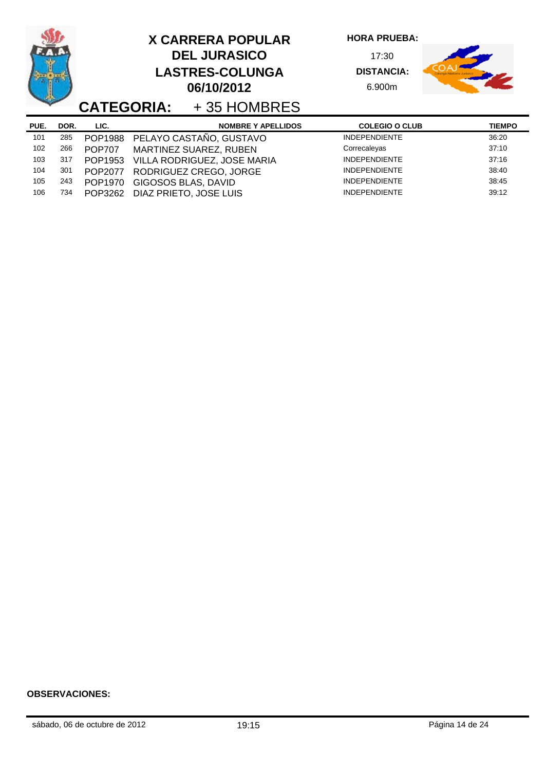# X CARRERA POPULAR DEL JURASICO LASTRES-COLUNGA 06/10/2012

**HORA PRUEBA:** 17:30

**DISTANCIA:** 6.900m

## CATEGORIA: + 35 HOMBRES

| PUE. | DOR. | LIC. | NOMBRE Y APELLIDOS | COLEGIO O CLUB | TIEMPO |
|---|---|---|---|---|---|
| 101 | 285 | POP1988 | PELAYO CASTAÑO, GUSTAVO | INDEPENDIENTE | 36:20 |
| 102 | 266 | POP707 | MARTINEZ SUAREZ, RUBEN | Correcaleyas | 37:10 |
| 103 | 317 | POP1953 | VILLA RODRIGUEZ, JOSE MARIA | INDEPENDIENTE | 37:16 |
| 104 | 301 | POP2077 | RODRIGUEZ CREGO, JORGE | INDEPENDIENTE | 38:40 |
| 105 | 243 | POP1970 | GIGOSOS BLAS, DAVID | INDEPENDIENTE | 38:45 |
| 106 | 734 | POP3262 | DIAZ PRIETO, JOSE LUIS | INDEPENDIENTE | 39:12 |

**OBSERVACIONES:**

sábado, 06 de octubre de 2012 19:15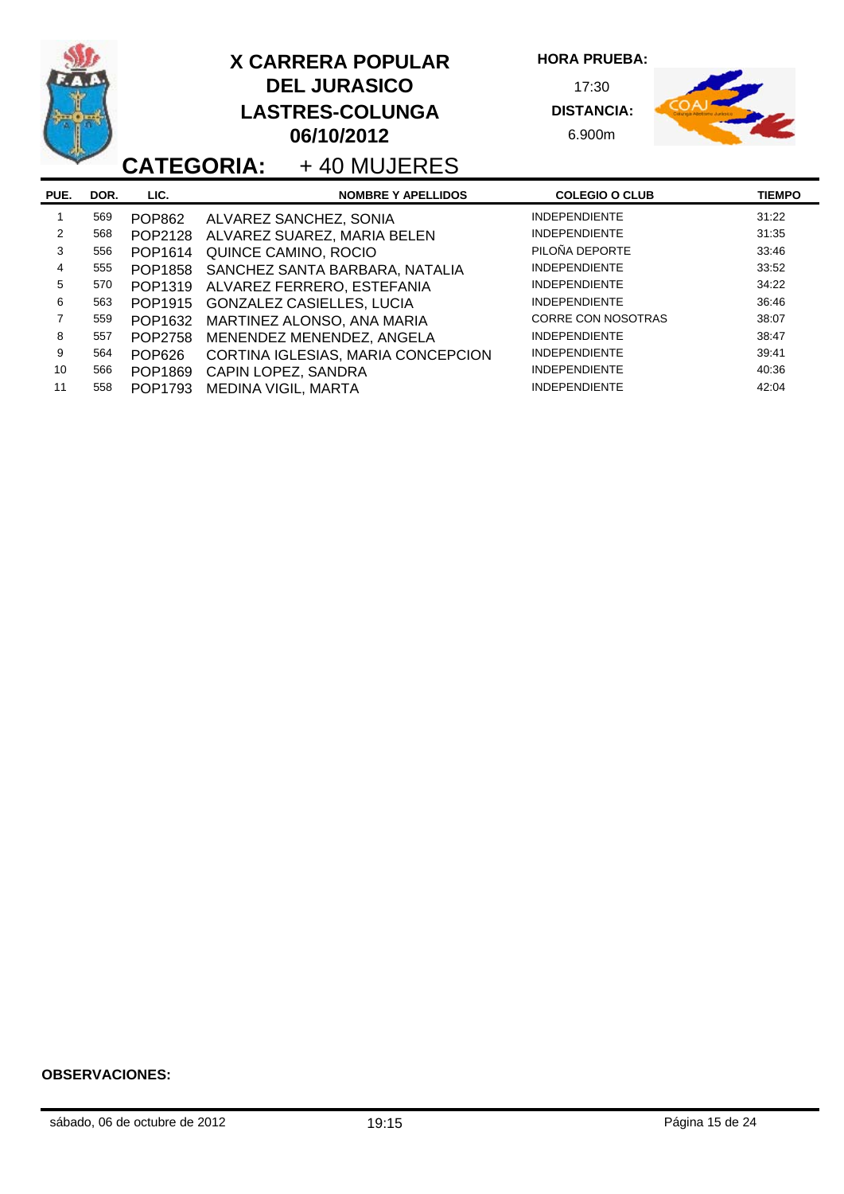# X CARRERA POPULAR DEL JURASICO LASTRES-COLUNGA 06/10/2012

**HORA PRUEBA:** 17:30

**DISTANCIA:** 6.900m

## CATEGORIA: + 40 MUJERES

| PUE. | DOR. | LIC. | NOMBRE Y APELLIDOS | COLEGIO O CLUB | TIEMPO |
|---|---|---|---|---|---|
| 1 | 569 | POP862 | ALVAREZ SANCHEZ, SONIA | INDEPENDIENTE | 31:22 |
| 2 | 568 | POP2128 | ALVAREZ SUAREZ, MARIA BELEN | INDEPENDIENTE | 31:35 |
| 3 | 556 | POP1614 | QUINCE CAMINO, ROCIO | PILOÑA DEPORTE | 33:46 |
| 4 | 555 | POP1858 | SANCHEZ SANTA BARBARA, NATALIA | INDEPENDIENTE | 33:52 |
| 5 | 570 | POP1319 | ALVAREZ FERRERO, ESTEFANIA | INDEPENDIENTE | 34:22 |
| 6 | 563 | POP1915 | GONZALEZ CASIELLES, LUCIA | INDEPENDIENTE | 36:46 |
| 7 | 559 | POP1632 | MARTINEZ ALONSO, ANA MARIA | CORRE CON NOSOTRAS | 38:07 |
| 8 | 557 | POP2758 | MENENDEZ MENENDEZ, ANGELA | INDEPENDIENTE | 38:47 |
| 9 | 564 | POP626 | CORTINA IGLESIAS, MARIA CONCEPCION | INDEPENDIENTE | 39:41 |
| 10 | 566 | POP1869 | CAPIN LOPEZ, SANDRA | INDEPENDIENTE | 40:36 |
| 11 | 558 | POP1793 | MEDINA VIGIL, MARTA | INDEPENDIENTE | 42:04 |

**OBSERVACIONES:**

sábado, 06 de octubre de 2012 — 19:15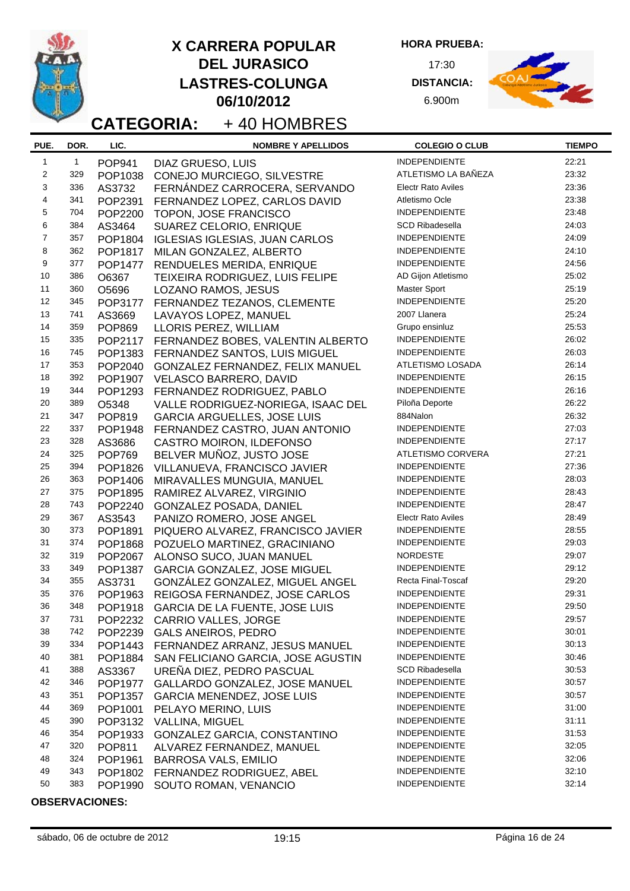# X CARRERA POPULAR DEL JURASICO LASTRES-COLUNGA 06/10/2012

**HORA PRUEBA:** 17:30

**DISTANCIA:** 6.900m

## CATEGORIA: + 40 HOMBRES

| PUE. | DOR. | LIC. | NOMBRE Y APELLIDOS | COLEGIO O CLUB | TIEMPO |
|---|---|---|---|---|---|
| 1 | 1 | POP941 | DIAZ GRUESO, LUIS | INDEPENDIENTE | 22:21 |
| 2 | 329 | POP1038 | CONEJO MURCIEGO, SILVESTRE | ATLETISMO LA BAÑEZA | 23:32 |
| 3 | 336 | AS3732 | FERNÁNDEZ CARROCERA, SERVANDO | Electr Rato Aviles | 23:36 |
| 4 | 341 | POP2391 | FERNANDEZ LOPEZ, CARLOS DAVID | Atletismo Ocle | 23:38 |
| 5 | 704 | POP2200 | TOPON, JOSE FRANCISCO | INDEPENDIENTE | 23:48 |
| 6 | 384 | AS3464 | SUAREZ CELORIO, ENRIQUE | SCD Ribadesella | 24:03 |
| 7 | 357 | POP1804 | IGLESIAS IGLESIAS, JUAN CARLOS | INDEPENDIENTE | 24:09 |
| 8 | 362 | POP1817 | MILAN GONZALEZ, ALBERTO | INDEPENDIENTE | 24:10 |
| 9 | 377 | POP1477 | RENDUELES MERIDA, ENRIQUE | INDEPENDIENTE | 24:56 |
| 10 | 386 | O6367 | TEIXEIRA RODRIGUEZ, LUIS FELIPE | AD Gijon Atletismo | 25:02 |
| 11 | 360 | O5696 | LOZANO RAMOS, JESUS | Master Sport | 25:19 |
| 12 | 345 | POP3177 | FERNANDEZ TEZANOS, CLEMENTE | INDEPENDIENTE | 25:20 |
| 13 | 741 | AS3669 | LAVAYOS LOPEZ, MANUEL | 2007 Llanera | 25:24 |
| 14 | 359 | POP869 | LLORIS PEREZ, WILLIAM | Grupo ensinluz | 25:53 |
| 15 | 335 | POP2117 | FERNANDEZ BOBES, VALENTIN ALBERTO | INDEPENDIENTE | 26:02 |
| 16 | 745 | POP1383 | FERNANDEZ SANTOS, LUIS MIGUEL | INDEPENDIENTE | 26:03 |
| 17 | 353 | POP2040 | GONZALEZ FERNANDEZ, FELIX MANUEL | ATLETISMO LOSADA | 26:14 |
| 18 | 392 | POP1907 | VELASCO BARRERO, DAVID | INDEPENDIENTE | 26:15 |
| 19 | 344 | POP1293 | FERNANDEZ RODRIGUEZ, PABLO | INDEPENDIENTE | 26:16 |
| 20 | 389 | O5348 | VALLE RODRIGUEZ-NORIEGA, ISAAC DEL | Piloña Deporte | 26:22 |
| 21 | 347 | POP819 | GARCIA ARGUELLES, JOSE LUIS | 884Nalon | 26:32 |
| 22 | 337 | POP1948 | FERNANDEZ CASTRO, JUAN ANTONIO | INDEPENDIENTE | 27:03 |
| 23 | 328 | AS3686 | CASTRO MOIRON, ILDEFONSO | INDEPENDIENTE | 27:17 |
| 24 | 325 | POP769 | BELVER MUÑOZ, JUSTO JOSE | ATLETISMO CORVERA | 27:21 |
| 25 | 394 | POP1826 | VILLANUEVA, FRANCISCO JAVIER | INDEPENDIENTE | 27:36 |
| 26 | 363 | POP1406 | MIRAVALLES MUNGUIA, MANUEL | INDEPENDIENTE | 28:03 |
| 27 | 375 | POP1895 | RAMIREZ ALVAREZ, VIRGINIO | INDEPENDIENTE | 28:43 |
| 28 | 743 | POP2240 | GONZALEZ POSADA, DANIEL | INDEPENDIENTE | 28:47 |
| 29 | 367 | AS3543 | PANIZO ROMERO, JOSE ANGEL | Electr Rato Aviles | 28:49 |
| 30 | 373 | POP1891 | PIQUERO ALVAREZ, FRANCISCO JAVIER | INDEPENDIENTE | 28:55 |
| 31 | 374 | POP1868 | POZUELO MARTINEZ, GRACINIANO | INDEPENDIENTE | 29:03 |
| 32 | 319 | POP2067 | ALONSO SUCO, JUAN MANUEL | NORDESTE | 29:07 |
| 33 | 349 | POP1387 | GARCIA GONZALEZ, JOSE MIGUEL | INDEPENDIENTE | 29:12 |
| 34 | 355 | AS3731 | GONZÁLEZ GONZALEZ, MIGUEL ANGEL | Recta Final-Toscaf | 29:20 |
| 35 | 376 | POP1963 | REIGOSA FERNANDEZ, JOSE CARLOS | INDEPENDIENTE | 29:31 |
| 36 | 348 | POP1918 | GARCIA DE LA FUENTE, JOSE LUIS | INDEPENDIENTE | 29:50 |
| 37 | 731 | POP2232 | CARRIO VALLES, JORGE | INDEPENDIENTE | 29:57 |
| 38 | 742 | POP2239 | GALS ANEIROS, PEDRO | INDEPENDIENTE | 30:01 |
| 39 | 334 | POP1443 | FERNANDEZ ARRANZ, JESUS MANUEL | INDEPENDIENTE | 30:13 |
| 40 | 381 | POP1884 | SAN FELICIANO GARCIA, JOSE AGUSTIN | INDEPENDIENTE | 30:46 |
| 41 | 388 | AS3367 | UREÑA DIEZ, PEDRO PASCUAL | SCD Ribadesella | 30:53 |
| 42 | 346 | POP1977 | GALLARDO GONZALEZ, JOSE MANUEL | INDEPENDIENTE | 30:57 |
| 43 | 351 | POP1357 | GARCIA MENENDEZ, JOSE LUIS | INDEPENDIENTE | 30:57 |
| 44 | 369 | POP1001 | PELAYO MERINO, LUIS | INDEPENDIENTE | 31:00 |
| 45 | 390 | POP3132 | VALLINA, MIGUEL | INDEPENDIENTE | 31:11 |
| 46 | 354 | POP1933 | GONZALEZ GARCIA, CONSTANTINO | INDEPENDIENTE | 31:53 |
| 47 | 320 | POP811 | ALVAREZ FERNANDEZ, MANUEL | INDEPENDIENTE | 32:05 |
| 48 | 324 | POP1961 | BARROSA VALS, EMILIO | INDEPENDIENTE | 32:06 |
| 49 | 343 | POP1802 | FERNANDEZ RODRIGUEZ, ABEL | INDEPENDIENTE | 32:10 |
| 50 | 383 | POP1990 | SOUTO ROMAN, VENANCIO | INDEPENDIENTE | 32:14 |

**OBSERVACIONES:**

sábado, 06 de octubre de 2012 — 19:15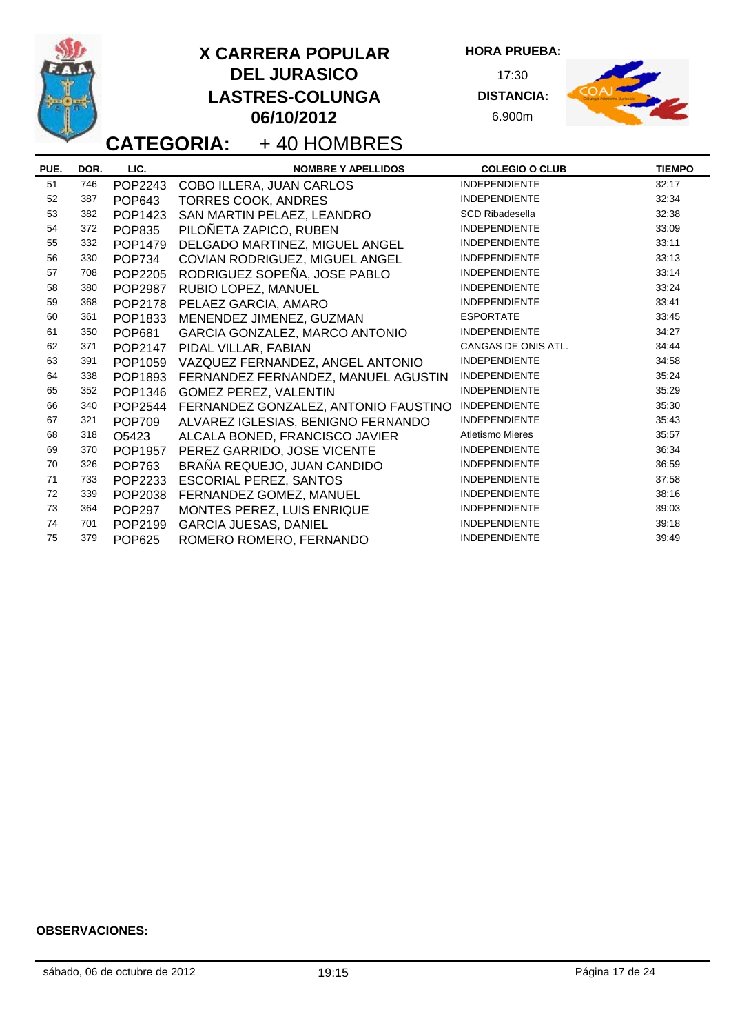# X CARRERA POPULAR DEL JURASICO LASTRES-COLUNGA 06/10/2012

**HORA PRUEBA:** 17:30

**DISTANCIA:** 6.900m

## CATEGORIA: + 40 HOMBRES

| PUE. | DOR. | LIC. | NOMBRE Y APELLIDOS | COLEGIO O CLUB | TIEMPO |
|---|---|---|---|---|---|
| 51 | 746 | POP2243 | COBO ILLERA, JUAN CARLOS | INDEPENDIENTE | 32:17 |
| 52 | 387 | POP643 | TORRES COOK, ANDRES | INDEPENDIENTE | 32:34 |
| 53 | 382 | POP1423 | SAN MARTIN PELAEZ, LEANDRO | SCD Ribadesella | 32:38 |
| 54 | 372 | POP835 | PILOÑETA ZAPICO, RUBEN | INDEPENDIENTE | 33:09 |
| 55 | 332 | POP1479 | DELGADO MARTINEZ, MIGUEL ANGEL | INDEPENDIENTE | 33:11 |
| 56 | 330 | POP734 | COVIAN RODRIGUEZ, MIGUEL ANGEL | INDEPENDIENTE | 33:13 |
| 57 | 708 | POP2205 | RODRIGUEZ SOPEÑA, JOSE PABLO | INDEPENDIENTE | 33:14 |
| 58 | 380 | POP2987 | RUBIO LOPEZ, MANUEL | INDEPENDIENTE | 33:24 |
| 59 | 368 | POP2178 | PELAEZ GARCIA, AMARO | INDEPENDIENTE | 33:41 |
| 60 | 361 | POP1833 | MENENDEZ JIMENEZ, GUZMAN | ESPORTATE | 33:45 |
| 61 | 350 | POP681 | GARCIA GONZALEZ, MARCO ANTONIO | INDEPENDIENTE | 34:27 |
| 62 | 371 | POP2147 | PIDAL VILLAR, FABIAN | CANGAS DE ONIS ATL. | 34:44 |
| 63 | 391 | POP1059 | VAZQUEZ FERNANDEZ, ANGEL ANTONIO | INDEPENDIENTE | 34:58 |
| 64 | 338 | POP1893 | FERNANDEZ FERNANDEZ, MANUEL AGUSTIN | INDEPENDIENTE | 35:24 |
| 65 | 352 | POP1346 | GOMEZ PEREZ, VALENTIN | INDEPENDIENTE | 35:29 |
| 66 | 340 | POP2544 | FERNANDEZ GONZALEZ, ANTONIO FAUSTINO | INDEPENDIENTE | 35:30 |
| 67 | 321 | POP709 | ALVAREZ IGLESIAS, BENIGNO FERNANDO | INDEPENDIENTE | 35:43 |
| 68 | 318 | O5423 | ALCALA BONED, FRANCISCO JAVIER | Atletismo Mieres | 35:57 |
| 69 | 370 | POP1957 | PEREZ GARRIDO, JOSE VICENTE | INDEPENDIENTE | 36:34 |
| 70 | 326 | POP763 | BRAÑA REQUEJO, JUAN CANDIDO | INDEPENDIENTE | 36:59 |
| 71 | 733 | POP2233 | ESCORIAL PEREZ, SANTOS | INDEPENDIENTE | 37:58 |
| 72 | 339 | POP2038 | FERNANDEZ GOMEZ, MANUEL | INDEPENDIENTE | 38:16 |
| 73 | 364 | POP297 | MONTES PEREZ, LUIS ENRIQUE | INDEPENDIENTE | 39:03 |
| 74 | 701 | POP2199 | GARCIA JUESAS, DANIEL | INDEPENDIENTE | 39:18 |
| 75 | 379 | POP625 | ROMERO ROMERO, FERNANDO | INDEPENDIENTE | 39:49 |

**OBSERVACIONES:**

sábado, 06 de octubre de 2012 19:15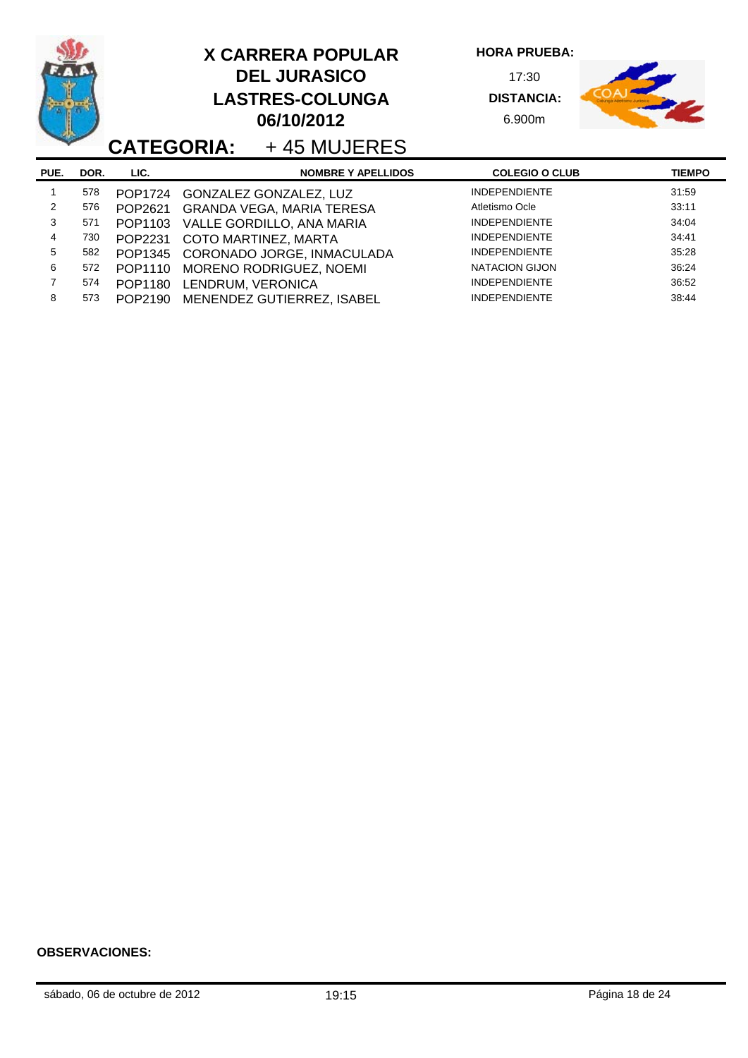# X CARRERA POPULAR DEL JURASICO LASTRES-COLUNGA 06/10/2012

**HORA PRUEBA:** 17:30

**DISTANCIA:** 6.900m

## CATEGORIA: + 45 MUJERES

| PUE. | DOR. | LIC. | NOMBRE Y APELLIDOS | COLEGIO O CLUB | TIEMPO |
|---|---|---|---|---|---|
| 1 | 578 | POP1724 | GONZALEZ GONZALEZ, LUZ | INDEPENDIENTE | 31:59 |
| 2 | 576 | POP2621 | GRANDA VEGA, MARIA TERESA | Atletismo Ocle | 33:11 |
| 3 | 571 | POP1103 | VALLE GORDILLO, ANA MARIA | INDEPENDIENTE | 34:04 |
| 4 | 730 | POP2231 | COTO MARTINEZ, MARTA | INDEPENDIENTE | 34:41 |
| 5 | 582 | POP1345 | CORONADO JORGE, INMACULADA | INDEPENDIENTE | 35:28 |
| 6 | 572 | POP1110 | MORENO RODRIGUEZ, NOEMI | NATACION GIJON | 36:24 |
| 7 | 574 | POP1180 | LENDRUM, VERONICA | INDEPENDIENTE | 36:52 |
| 8 | 573 | POP2190 | MENENDEZ GUTIERREZ, ISABEL | INDEPENDIENTE | 38:44 |

**OBSERVACIONES:**

sábado, 06 de octubre de 2012 19:15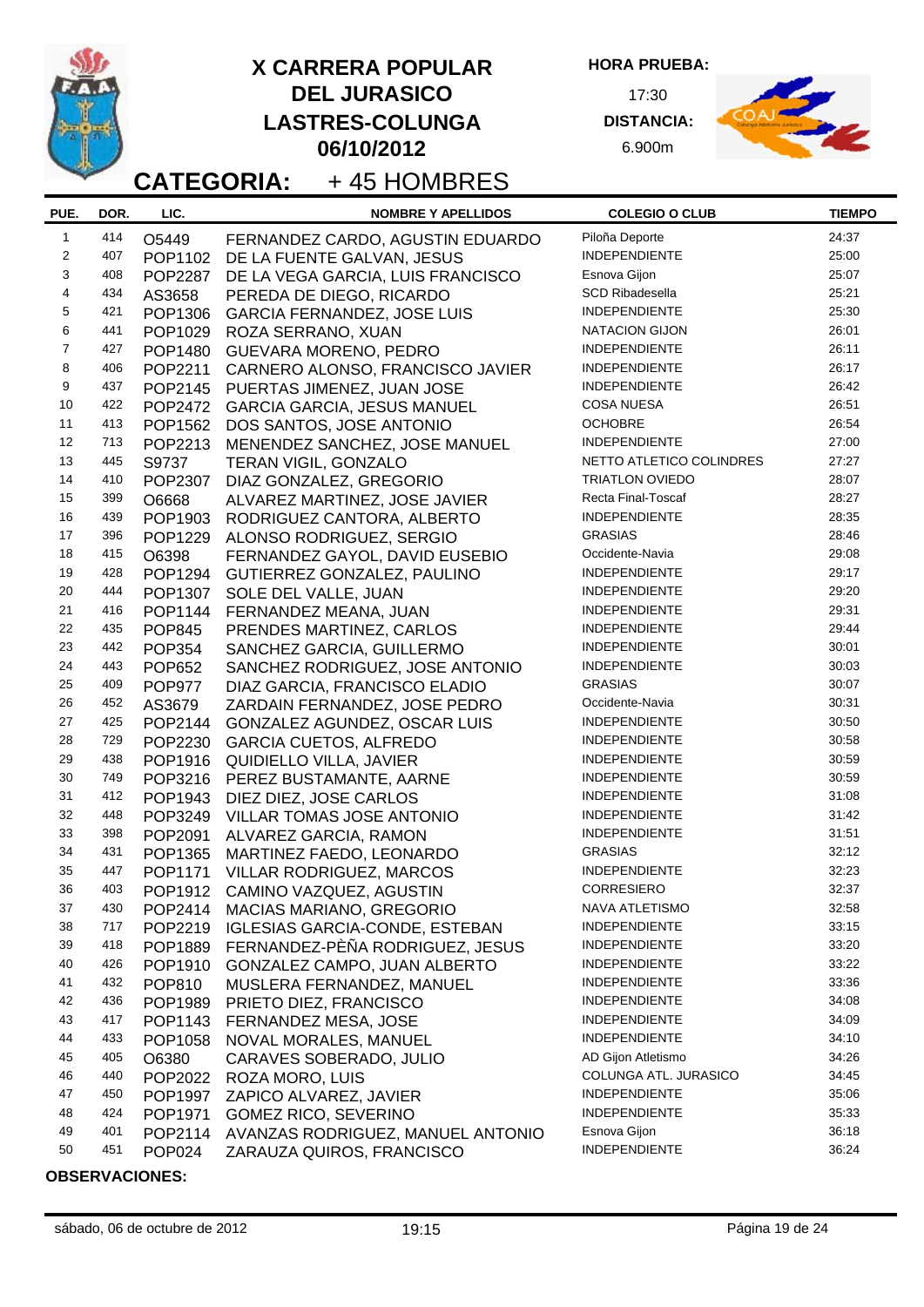# X CARRERA POPULAR DEL JURASICO LASTRES-COLUNGA 06/10/2012

**HORA PRUEBA:** 17:30

**DISTANCIA:** 6.900m

## CATEGORIA: + 45 HOMBRES

| PUE. | DOR. | LIC. | NOMBRE Y APELLIDOS | COLEGIO O CLUB | TIEMPO |
|---|---|---|---|---|---|
| 1 | 414 | O5449 | FERNANDEZ CARDO, AGUSTIN EDUARDO | Piloña Deporte | 24:37 |
| 2 | 407 | POP1102 | DE LA FUENTE GALVAN, JESUS | INDEPENDIENTE | 25:00 |
| 3 | 408 | POP2287 | DE LA VEGA GARCIA, LUIS FRANCISCO | Esnova Gijon | 25:07 |
| 4 | 434 | AS3658 | PEREDA DE DIEGO, RICARDO | SCD Ribadesella | 25:21 |
| 5 | 421 | POP1306 | GARCIA FERNANDEZ, JOSE LUIS | INDEPENDIENTE | 25:30 |
| 6 | 441 | POP1029 | ROZA SERRANO, XUAN | NATACION GIJON | 26:01 |
| 7 | 427 | POP1480 | GUEVARA MORENO, PEDRO | INDEPENDIENTE | 26:11 |
| 8 | 406 | POP2211 | CARNERO ALONSO, FRANCISCO JAVIER | INDEPENDIENTE | 26:17 |
| 9 | 437 | POP2145 | PUERTAS JIMENEZ, JUAN JOSE | INDEPENDIENTE | 26:42 |
| 10 | 422 | POP2472 | GARCIA GARCIA, JESUS MANUEL | COSA NUESA | 26:51 |
| 11 | 413 | POP1562 | DOS SANTOS, JOSE ANTONIO | OCHOBRE | 26:54 |
| 12 | 713 | POP2213 | MENENDEZ SANCHEZ, JOSE MANUEL | INDEPENDIENTE | 27:00 |
| 13 | 445 | S9737 | TERAN VIGIL, GONZALO | NETTO ATLETICO COLINDRES | 27:27 |
| 14 | 410 | POP2307 | DIAZ GONZALEZ, GREGORIO | TRIATLON OVIEDO | 28:07 |
| 15 | 399 | O6668 | ALVAREZ MARTINEZ, JOSE JAVIER | Recta Final-Toscaf | 28:27 |
| 16 | 439 | POP1903 | RODRIGUEZ CANTORA, ALBERTO | INDEPENDIENTE | 28:35 |
| 17 | 396 | POP1229 | ALONSO RODRIGUEZ, SERGIO | GRASIAS | 28:46 |
| 18 | 415 | O6398 | FERNANDEZ GAYOL, DAVID EUSEBIO | Occidente-Navia | 29:08 |
| 19 | 428 | POP1294 | GUTIERREZ GONZALEZ, PAULINO | INDEPENDIENTE | 29:17 |
| 20 | 444 | POP1307 | SOLE DEL VALLE, JUAN | INDEPENDIENTE | 29:20 |
| 21 | 416 | POP1144 | FERNANDEZ MEANA, JUAN | INDEPENDIENTE | 29:31 |
| 22 | 435 | POP845 | PRENDES MARTINEZ, CARLOS | INDEPENDIENTE | 29:44 |
| 23 | 442 | POP354 | SANCHEZ GARCIA, GUILLERMO | INDEPENDIENTE | 30:01 |
| 24 | 443 | POP652 | SANCHEZ RODRIGUEZ, JOSE ANTONIO | INDEPENDIENTE | 30:03 |
| 25 | 409 | POP977 | DIAZ GARCIA, FRANCISCO ELADIO | GRASIAS | 30:07 |
| 26 | 452 | AS3679 | ZARDAIN FERNANDEZ, JOSE PEDRO | Occidente-Navia | 30:31 |
| 27 | 425 | POP2144 | GONZALEZ AGUNDEZ, OSCAR LUIS | INDEPENDIENTE | 30:50 |
| 28 | 729 | POP2230 | GARCIA CUETOS, ALFREDO | INDEPENDIENTE | 30:58 |
| 29 | 438 | POP1916 | QUIDIELLO VILLA, JAVIER | INDEPENDIENTE | 30:59 |
| 30 | 749 | POP3216 | PEREZ BUSTAMANTE, AARNE | INDEPENDIENTE | 30:59 |
| 31 | 412 | POP1943 | DIEZ DIEZ, JOSE CARLOS | INDEPENDIENTE | 31:08 |
| 32 | 448 | POP3249 | VILLAR TOMAS JOSE ANTONIO | INDEPENDIENTE | 31:42 |
| 33 | 398 | POP2091 | ALVAREZ GARCIA, RAMON | INDEPENDIENTE | 31:51 |
| 34 | 431 | POP1365 | MARTINEZ FAEDO, LEONARDO | GRASIAS | 32:12 |
| 35 | 447 | POP1171 | VILLAR RODRIGUEZ, MARCOS | INDEPENDIENTE | 32:23 |
| 36 | 403 | POP1912 | CAMINO VAZQUEZ, AGUSTIN | CORRESIERO | 32:37 |
| 37 | 430 | POP2414 | MACIAS MARIANO, GREGORIO | NAVA ATLETISMO | 32:58 |
| 38 | 717 | POP2219 | IGLESIAS GARCIA-CONDE, ESTEBAN | INDEPENDIENTE | 33:15 |
| 39 | 418 | POP1889 | FERNANDEZ-PÈÑA RODRIGUEZ, JESUS | INDEPENDIENTE | 33:20 |
| 40 | 426 | POP1910 | GONZALEZ CAMPO, JUAN ALBERTO | INDEPENDIENTE | 33:22 |
| 41 | 432 | POP810 | MUSLERA FERNANDEZ, MANUEL | INDEPENDIENTE | 33:36 |
| 42 | 436 | POP1989 | PRIETO DIEZ, FRANCISCO | INDEPENDIENTE | 34:08 |
| 43 | 417 | POP1143 | FERNANDEZ MESA, JOSE | INDEPENDIENTE | 34:09 |
| 44 | 433 | POP1058 | NOVAL MORALES, MANUEL | INDEPENDIENTE | 34:10 |
| 45 | 405 | O6380 | CARAVES SOBERADO, JULIO | AD Gijon Atletismo | 34:26 |
| 46 | 440 | POP2022 | ROZA MORO, LUIS | COLUNGA ATL. JURASICO | 34:45 |
| 47 | 450 | POP1997 | ZAPICO ALVAREZ, JAVIER | INDEPENDIENTE | 35:06 |
| 48 | 424 | POP1971 | GOMEZ RICO, SEVERINO | INDEPENDIENTE | 35:33 |
| 49 | 401 | POP2114 | AVANZAS RODRIGUEZ, MANUEL ANTONIO | Esnova Gijon | 36:18 |
| 50 | 451 | POP024 | ZARAUZA QUIROS, FRANCISCO | INDEPENDIENTE | 36:24 |

**OBSERVACIONES:**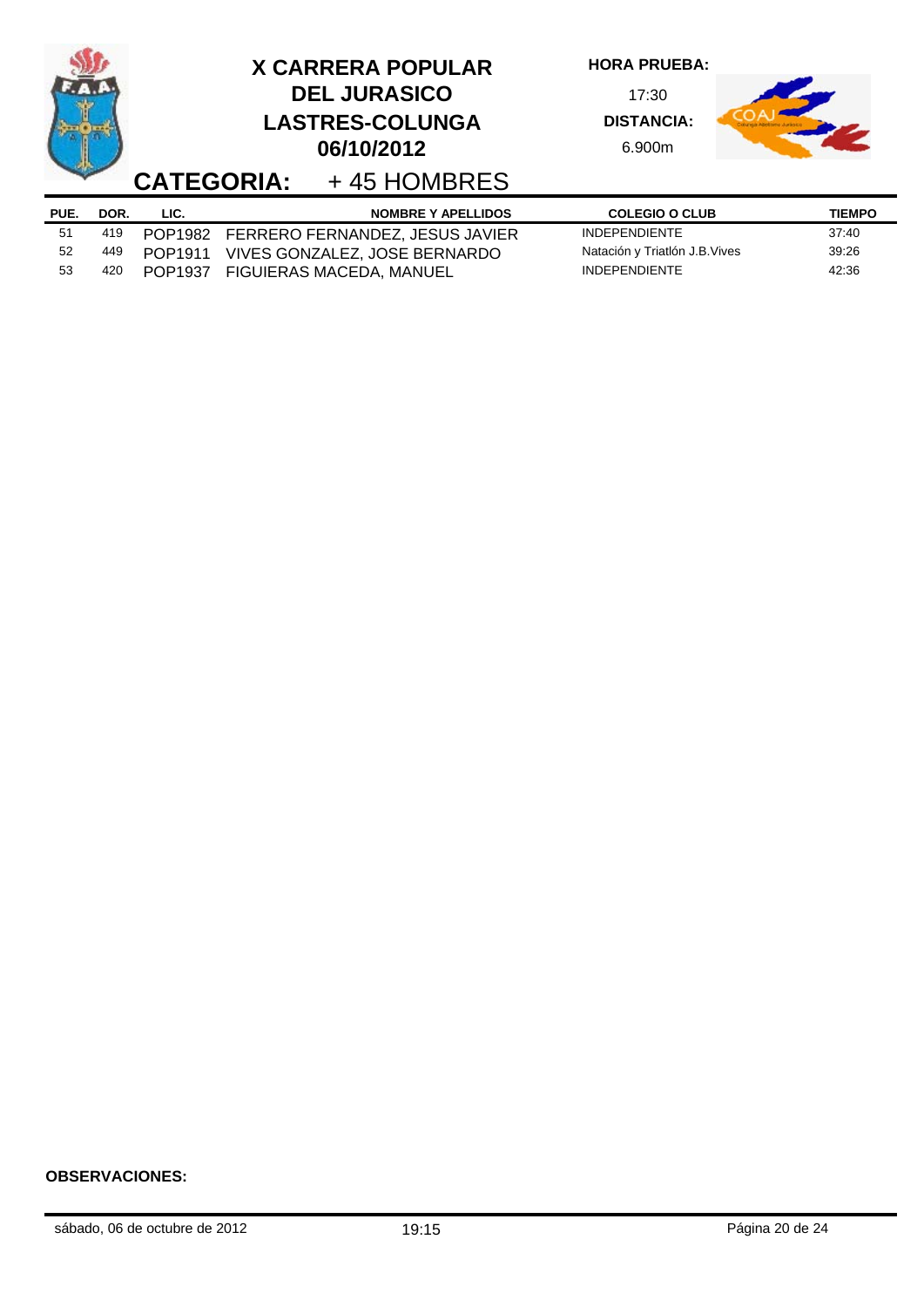# X CARRERA POPULAR DEL JURASICO LASTRES-COLUNGA 06/10/2012

**HORA PRUEBA:** 17:30

**DISTANCIA:** 6.900m

## CATEGORIA: + 45 HOMBRES

| PUE. | DOR. | LIC. | NOMBRE Y APELLIDOS | COLEGIO O CLUB | TIEMPO |
|---|---|---|---|---|---|
| 51 | 419 | POP1982 | FERRERO FERNANDEZ, JESUS JAVIER | INDEPENDIENTE | 37:40 |
| 52 | 449 | POP1911 | VIVES GONZALEZ, JOSE BERNARDO | Natación y Triatlón J.B.Vives | 39:26 |
| 53 | 420 | POP1937 | FIGUIERAS MACEDA, MANUEL | INDEPENDIENTE | 42:36 |

**OBSERVACIONES:**

sábado, 06 de octubre de 2012 19:15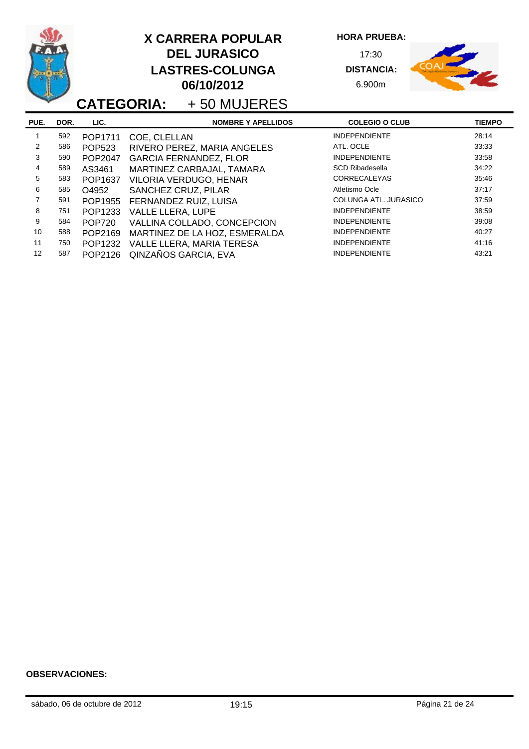# X CARRERA POPULAR DEL JURASICO LASTRES-COLUNGA 06/10/2012

**HORA PRUEBA:** 17:30

**DISTANCIA:** 6.900m

## CATEGORIA: + 50 MUJERES

| PUE. | DOR. | LIC. | NOMBRE Y APELLIDOS | COLEGIO O CLUB | TIEMPO |
|---|---|---|---|---|---|
| 1 | 592 | POP1711 | COE, CLELLAN | INDEPENDIENTE | 28:14 |
| 2 | 586 | POP523 | RIVERO PEREZ, MARIA ANGELES | ATL. OCLE | 33:33 |
| 3 | 590 | POP2047 | GARCIA FERNANDEZ, FLOR | INDEPENDIENTE | 33:58 |
| 4 | 589 | AS3461 | MARTINEZ CARBAJAL, TAMARA | SCD Ribadesella | 34:22 |
| 5 | 583 | POP1637 | VILORIA VERDUGO, HENAR | CORRECALEYAS | 35:46 |
| 6 | 585 | O4952 | SANCHEZ CRUZ, PILAR | Atletismo Ocle | 37:17 |
| 7 | 591 | POP1955 | FERNANDEZ RUIZ, LUISA | COLUNGA ATL. JURASICO | 37:59 |
| 8 | 751 | POP1233 | VALLE LLERA, LUPE | INDEPENDIENTE | 38:59 |
| 9 | 584 | POP720 | VALLINA COLLADO, CONCEPCION | INDEPENDIENTE | 39:08 |
| 10 | 588 | POP2169 | MARTINEZ DE LA HOZ, ESMERALDA | INDEPENDIENTE | 40:27 |
| 11 | 750 | POP1232 | VALLE LLERA, MARIA TERESA | INDEPENDIENTE | 41:16 |
| 12 | 587 | POP2126 | QINZAÑOS GARCIA, EVA | INDEPENDIENTE | 43:21 |

**OBSERVACIONES:**

sábado, 06 de octubre de 2012 — 19:15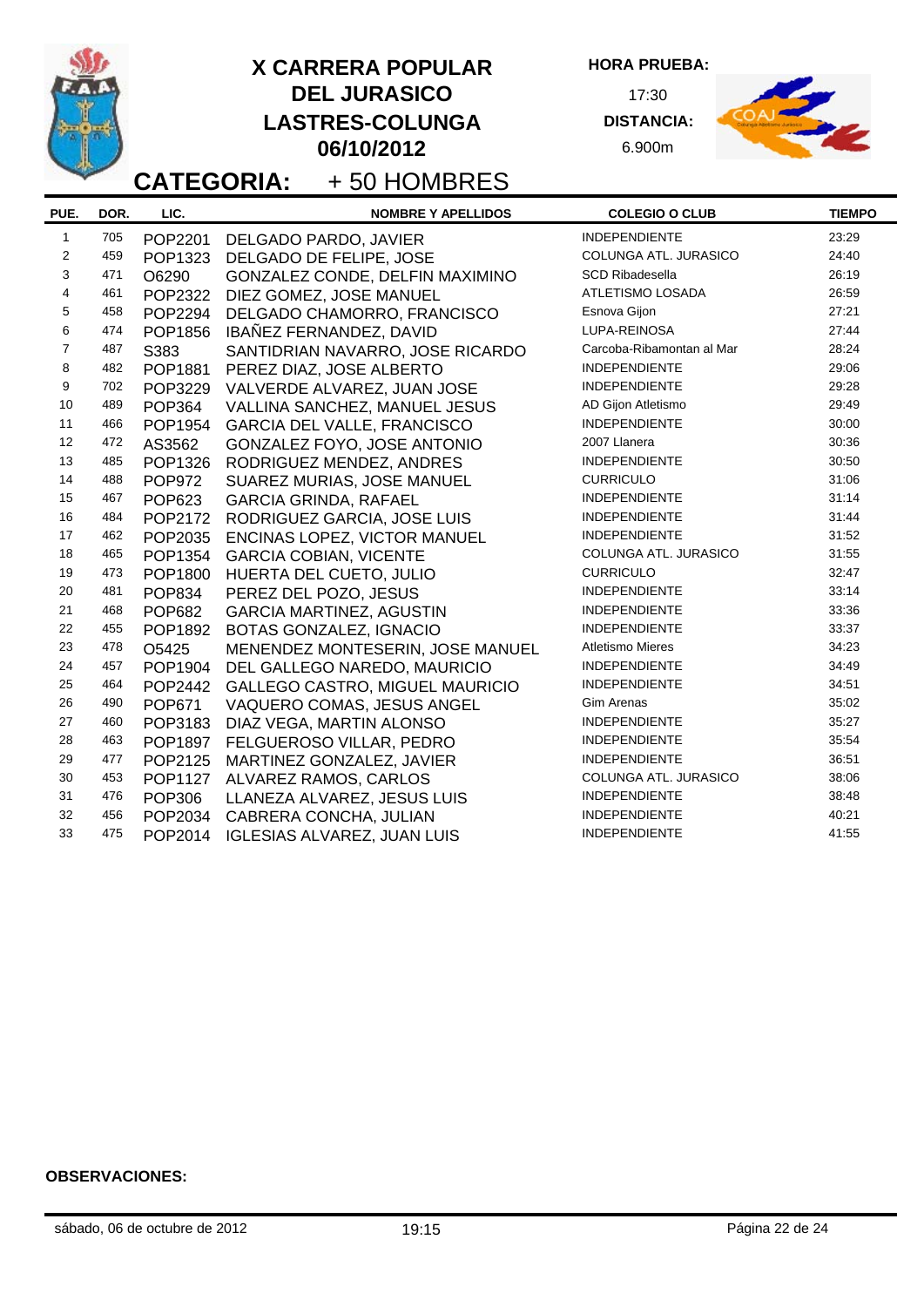# X CARRERA POPULAR DEL JURASICO LASTRES-COLUNGA 06/10/2012

**HORA PRUEBA:** 17:30

**DISTANCIA:** 6.900m

## CATEGORIA: + 50 HOMBRES

| PUE. | DOR. | LIC. | NOMBRE Y APELLIDOS | COLEGIO O CLUB | TIEMPO |
|---|---|---|---|---|---|
| 1 | 705 | POP2201 | DELGADO PARDO, JAVIER | INDEPENDIENTE | 23:29 |
| 2 | 459 | POP1323 | DELGADO DE FELIPE, JOSE | COLUNGA ATL. JURASICO | 24:40 |
| 3 | 471 | O6290 | GONZALEZ CONDE, DELFIN MAXIMINO | SCD Ribadesella | 26:19 |
| 4 | 461 | POP2322 | DIEZ GOMEZ, JOSE MANUEL | ATLETISMO LOSADA | 26:59 |
| 5 | 458 | POP2294 | DELGADO CHAMORRO, FRANCISCO | Esnova Gijon | 27:21 |
| 6 | 474 | POP1856 | IBAÑEZ FERNANDEZ, DAVID | LUPA-REINOSA | 27:44 |
| 7 | 487 | S383 | SANTIDRIAN NAVARRO, JOSE RICARDO | Carcoba-Ribamontan al Mar | 28:24 |
| 8 | 482 | POP1881 | PEREZ DIAZ, JOSE ALBERTO | INDEPENDIENTE | 29:06 |
| 9 | 702 | POP3229 | VALVERDE ALVAREZ, JUAN JOSE | INDEPENDIENTE | 29:28 |
| 10 | 489 | POP364 | VALLINA SANCHEZ, MANUEL JESUS | AD Gijon Atletismo | 29:49 |
| 11 | 466 | POP1954 | GARCIA DEL VALLE, FRANCISCO | INDEPENDIENTE | 30:00 |
| 12 | 472 | AS3562 | GONZALEZ FOYO, JOSE ANTONIO | 2007 Llanera | 30:36 |
| 13 | 485 | POP1326 | RODRIGUEZ MENDEZ, ANDRES | INDEPENDIENTE | 30:50 |
| 14 | 488 | POP972 | SUAREZ MURIAS, JOSE MANUEL | CURRICULO | 31:06 |
| 15 | 467 | POP623 | GARCIA GRINDA, RAFAEL | INDEPENDIENTE | 31:14 |
| 16 | 484 | POP2172 | RODRIGUEZ GARCIA, JOSE LUIS | INDEPENDIENTE | 31:44 |
| 17 | 462 | POP2035 | ENCINAS LOPEZ, VICTOR MANUEL | INDEPENDIENTE | 31:52 |
| 18 | 465 | POP1354 | GARCIA COBIAN, VICENTE | COLUNGA ATL. JURASICO | 31:55 |
| 19 | 473 | POP1800 | HUERTA DEL CUETO, JULIO | CURRICULO | 32:47 |
| 20 | 481 | POP834 | PEREZ DEL POZO, JESUS | INDEPENDIENTE | 33:14 |
| 21 | 468 | POP682 | GARCIA MARTINEZ, AGUSTIN | INDEPENDIENTE | 33:36 |
| 22 | 455 | POP1892 | BOTAS GONZALEZ, IGNACIO | INDEPENDIENTE | 33:37 |
| 23 | 478 | O5425 | MENENDEZ MONTESERIN, JOSE MANUEL | Atletismo Mieres | 34:23 |
| 24 | 457 | POP1904 | DEL GALLEGO NAREDO, MAURICIO | INDEPENDIENTE | 34:49 |
| 25 | 464 | POP2442 | GALLEGO CASTRO, MIGUEL MAURICIO | INDEPENDIENTE | 34:51 |
| 26 | 490 | POP671 | VAQUERO COMAS, JESUS ANGEL | Gim Arenas | 35:02 |
| 27 | 460 | POP3183 | DIAZ VEGA, MARTIN ALONSO | INDEPENDIENTE | 35:27 |
| 28 | 463 | POP1897 | FELGUEROSO VILLAR, PEDRO | INDEPENDIENTE | 35:54 |
| 29 | 477 | POP2125 | MARTINEZ GONZALEZ, JAVIER | INDEPENDIENTE | 36:51 |
| 30 | 453 | POP1127 | ALVAREZ RAMOS, CARLOS | COLUNGA ATL. JURASICO | 38:06 |
| 31 | 476 | POP306 | LLANEZA ALVAREZ, JESUS LUIS | INDEPENDIENTE | 38:48 |
| 32 | 456 | POP2034 | CABRERA CONCHA, JULIAN | INDEPENDIENTE | 40:21 |
| 33 | 475 | POP2014 | IGLESIAS ALVAREZ, JUAN LUIS | INDEPENDIENTE | 41:55 |

**OBSERVACIONES:**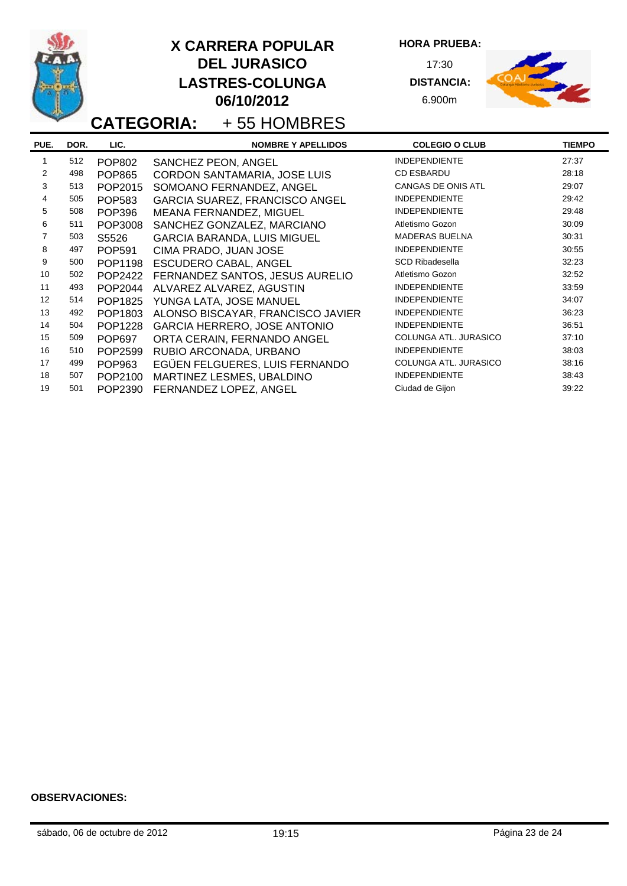# X CARRERA POPULAR DEL JURASICO LASTRES-COLUNGA 06/10/2012

**HORA PRUEBA:** 17:30

**DISTANCIA:** 6.900m

## CATEGORIA: + 55 HOMBRES

| PUE. | DOR. | LIC. | NOMBRE Y APELLIDOS | COLEGIO O CLUB | TIEMPO |
|---|---|---|---|---|---|
| 1 | 512 | POP802 | SANCHEZ PEON, ANGEL | INDEPENDIENTE | 27:37 |
| 2 | 498 | POP865 | CORDON SANTAMARIA, JOSE LUIS | CD ESBARDU | 28:18 |
| 3 | 513 | POP2015 | SOMOANO FERNANDEZ, ANGEL | CANGAS DE ONIS ATL | 29:07 |
| 4 | 505 | POP583 | GARCIA SUAREZ, FRANCISCO ANGEL | INDEPENDIENTE | 29:42 |
| 5 | 508 | POP396 | MEANA FERNANDEZ, MIGUEL | INDEPENDIENTE | 29:48 |
| 6 | 511 | POP3008 | SANCHEZ GONZALEZ, MARCIANO | Atletismo Gozon | 30:09 |
| 7 | 503 | S5526 | GARCIA BARANDA, LUIS MIGUEL | MADERAS BUELNA | 30:31 |
| 8 | 497 | POP591 | CIMA PRADO, JUAN JOSE | INDEPENDIENTE | 30:55 |
| 9 | 500 | POP1198 | ESCUDERO CABAL, ANGEL | SCD Ribadesella | 32:23 |
| 10 | 502 | POP2422 | FERNANDEZ SANTOS, JESUS AURELIO | Atletismo Gozon | 32:52 |
| 11 | 493 | POP2044 | ALVAREZ ALVAREZ, AGUSTIN | INDEPENDIENTE | 33:59 |
| 12 | 514 | POP1825 | YUNGA LATA, JOSE MANUEL | INDEPENDIENTE | 34:07 |
| 13 | 492 | POP1803 | ALONSO BISCAYAR, FRANCISCO JAVIER | INDEPENDIENTE | 36:23 |
| 14 | 504 | POP1228 | GARCIA HERRERO, JOSE ANTONIO | INDEPENDIENTE | 36:51 |
| 15 | 509 | POP697 | ORTA CERAIN, FERNANDO ANGEL | COLUNGA ATL. JURASICO | 37:10 |
| 16 | 510 | POP2599 | RUBIO ARCONADA, URBANO | INDEPENDIENTE | 38:03 |
| 17 | 499 | POP963 | EGÜEN FELGUERES, LUIS FERNANDO | COLUNGA ATL. JURASICO | 38:16 |
| 18 | 507 | POP2100 | MARTINEZ LESMES, UBALDINO | INDEPENDIENTE | 38:43 |
| 19 | 501 | POP2390 | FERNANDEZ LOPEZ, ANGEL | Ciudad de Gijon | 39:22 |

**OBSERVACIONES:**

sábado, 06 de octubre de 2012 — 19:15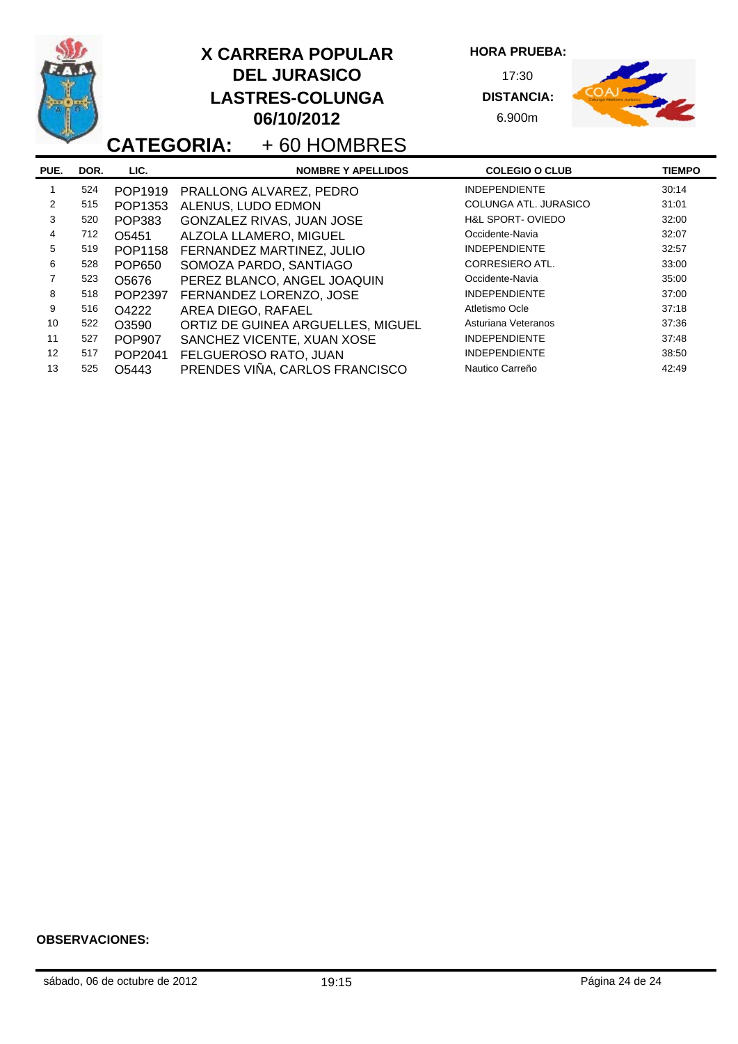# X CARRERA POPULAR DEL JURASICO LASTRES-COLUNGA 06/10/2012

**HORA PRUEBA:** 17:30

**DISTANCIA:** 6.900m

## CATEGORIA: + 60 HOMBRES

| PUE. | DOR. | LIC. | NOMBRE Y APELLIDOS | COLEGIO O CLUB | TIEMPO |
|---|---|---|---|---|---|
| 1 | 524 | POP1919 | PRALLONG ALVAREZ, PEDRO | INDEPENDIENTE | 30:14 |
| 2 | 515 | POP1353 | ALENUS, LUDO EDMON | COLUNGA ATL. JURASICO | 31:01 |
| 3 | 520 | POP383 | GONZALEZ RIVAS, JUAN JOSE | H&L SPORT- OVIEDO | 32:00 |
| 4 | 712 | O5451 | ALZOLA LLAMERO, MIGUEL | Occidente-Navia | 32:07 |
| 5 | 519 | POP1158 | FERNANDEZ MARTINEZ, JULIO | INDEPENDIENTE | 32:57 |
| 6 | 528 | POP650 | SOMOZA PARDO, SANTIAGO | CORRESIERO ATL. | 33:00 |
| 7 | 523 | O5676 | PEREZ BLANCO, ANGEL JOAQUIN | Occidente-Navia | 35:00 |
| 8 | 518 | POP2397 | FERNANDEZ LORENZO, JOSE | INDEPENDIENTE | 37:00 |
| 9 | 516 | O4222 | AREA DIEGO, RAFAEL | Atletismo Ocle | 37:18 |
| 10 | 522 | O3590 | ORTIZ DE GUINEA ARGUELLES, MIGUEL | Asturiana Veteranos | 37:36 |
| 11 | 527 | POP907 | SANCHEZ VICENTE, XUAN XOSE | INDEPENDIENTE | 37:48 |
| 12 | 517 | POP2041 | FELGUEROSO RATO, JUAN | INDEPENDIENTE | 38:50 |
| 13 | 525 | O5443 | PRENDES VIÑA, CARLOS FRANCISCO | Nautico Carreño | 42:49 |

**OBSERVACIONES:**

sábado, 06 de octubre de 2012 — 19:15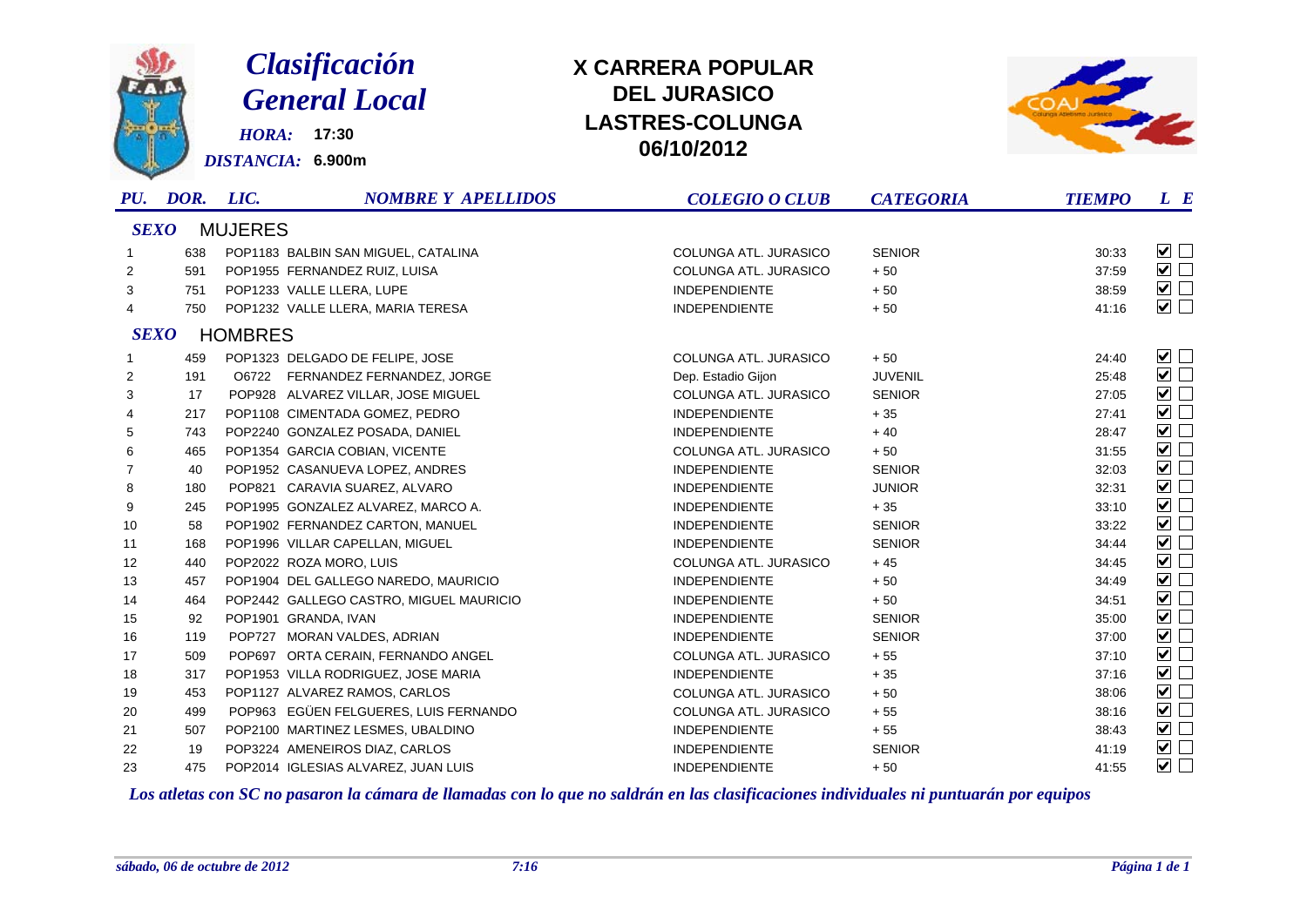# *Clasificación General Local*

*HORA:* **17:30**

*DISTANCIA:* **6.900m**

## X CARRERA POPULAR DEL JURASICO LASTRES-COLUNGA 06/10/2012

| PU. | DOR. | LIC. | NOMBRE Y APELLIDOS | COLEGIO O CLUB | CATEGORIA | TIEMPO | L | E |
|---|---|---|---|---|---|---|---|---|
| **SEXO** | **MUJERES** | | | | | | | |
| 1 | 638 | POP1183 | BALBIN SAN MIGUEL, CATALINA | COLUNGA ATL. JURASICO | SENIOR | 30:33 | ☑ | ☐ |
| 2 | 591 | POP1955 | FERNANDEZ RUIZ, LUISA | COLUNGA ATL. JURASICO | + 50 | 37:59 | ☑ | ☐ |
| 3 | 751 | POP1233 | VALLE LLERA, LUPE | INDEPENDIENTE | + 50 | 38:59 | ☑ | ☐ |
| 4 | 750 | POP1232 | VALLE LLERA, MARIA TERESA | INDEPENDIENTE | + 50 | 41:16 | ☑ | ☐ |
| **SEXO** | **HOMBRES** | | | | | | | |
| 1 | 459 | POP1323 | DELGADO DE FELIPE, JOSE | COLUNGA ATL. JURASICO | + 50 | 24:40 | ☑ | ☐ |
| 2 | 191 | O6722 | FERNANDEZ FERNANDEZ, JORGE | Dep. Estadio Gijon | JUVENIL | 25:48 | ☑ | ☐ |
| 3 | 17 | POP928 | ALVAREZ VILLAR, JOSE MIGUEL | COLUNGA ATL. JURASICO | SENIOR | 27:05 | ☑ | ☐ |
| 4 | 217 | POP1108 | CIMENTADA GOMEZ, PEDRO | INDEPENDIENTE | + 35 | 27:41 | ☑ | ☐ |
| 5 | 743 | POP2240 | GONZALEZ POSADA, DANIEL | INDEPENDIENTE | + 40 | 28:47 | ☑ | ☐ |
| 6 | 465 | POP1354 | GARCIA COBIAN, VICENTE | COLUNGA ATL. JURASICO | + 50 | 31:55 | ☑ | ☐ |
| 7 | 40 | POP1952 | CASANUEVA LOPEZ, ANDRES | INDEPENDIENTE | SENIOR | 32:03 | ☑ | ☐ |
| 8 | 180 | POP821 | CARAVIA SUAREZ, ALVARO | INDEPENDIENTE | JUNIOR | 32:31 | ☑ | ☐ |
| 9 | 245 | POP1995 | GONZALEZ ALVAREZ, MARCO A. | INDEPENDIENTE | + 35 | 33:10 | ☑ | ☐ |
| 10 | 58 | POP1902 | FERNANDEZ CARTON, MANUEL | INDEPENDIENTE | SENIOR | 33:22 | ☑ | ☐ |
| 11 | 168 | POP1996 | VILLAR CAPELLAN, MIGUEL | INDEPENDIENTE | SENIOR | 34:44 | ☑ | ☐ |
| 12 | 440 | POP2022 | ROZA MORO, LUIS | COLUNGA ATL. JURASICO | + 45 | 34:45 | ☑ | ☐ |
| 13 | 457 | POP1904 | DEL GALLEGO NAREDO, MAURICIO | INDEPENDIENTE | + 50 | 34:49 | ☑ | ☐ |
| 14 | 464 | POP2442 | GALLEGO CASTRO, MIGUEL MAURICIO | INDEPENDIENTE | + 50 | 34:51 | ☑ | ☐ |
| 15 | 92 | POP1901 | GRANDA, IVAN | INDEPENDIENTE | SENIOR | 35:00 | ☑ | ☐ |
| 16 | 119 | POP727 | MORAN VALDES, ADRIAN | INDEPENDIENTE | SENIOR | 37:00 | ☑ | ☐ |
| 17 | 509 | POP697 | ORTA CERAIN, FERNANDO ANGEL | COLUNGA ATL. JURASICO | + 55 | 37:10 | ☑ | ☐ |
| 18 | 317 | POP1953 | VILLA RODRIGUEZ, JOSE MARIA | INDEPENDIENTE | + 35 | 37:16 | ☑ | ☐ |
| 19 | 453 | POP1127 | ALVAREZ RAMOS, CARLOS | COLUNGA ATL. JURASICO | + 50 | 38:06 | ☑ | ☐ |
| 20 | 499 | POP963 | EGÜEN FELGUERES, LUIS FERNANDO | COLUNGA ATL. JURASICO | + 55 | 38:16 | ☑ | ☐ |
| 21 | 507 | POP2100 | MARTINEZ LESMES, UBALDINO | INDEPENDIENTE | + 55 | 38:43 | ☑ | ☐ |
| 22 | 19 | POP3224 | AMENEIROS DIAZ, CARLOS | INDEPENDIENTE | SENIOR | 41:19 | ☑ | ☐ |
| 23 | 475 | POP2014 | IGLESIAS ALVAREZ, JUAN LUIS | INDEPENDIENTE | + 50 | 41:55 | ☑ | ☐ |

*Los atletas con SC no pasaron la cámara de llamadas con lo que no saldrán en las clasificaciones individuales ni puntuarán por equipos*

*sábado, 06 de octubre de 2012* *7:16*